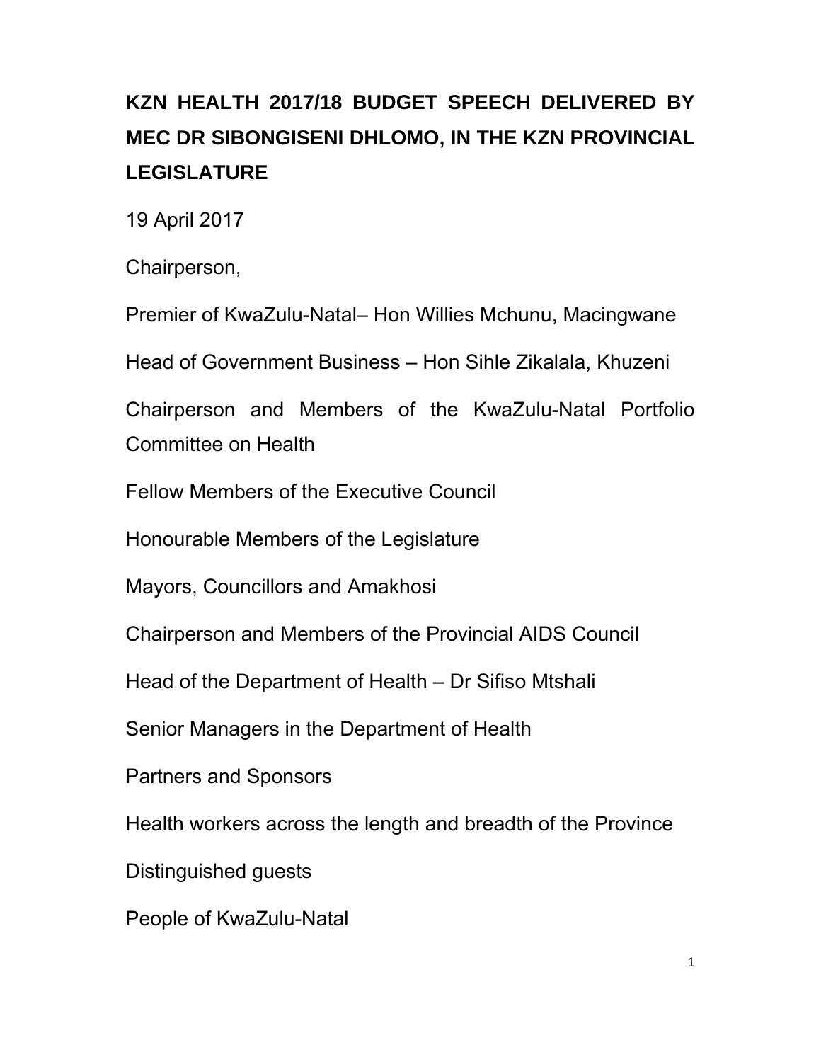# KZN HEALTH 2017/18 BUDGET SPEECH DELIVERED BY MEC DR SIBONGISENI DHLOMO, IN THE KZN PROVINCIAL LEGISLATURE

19 April 2017

Chairperson,

Premier of KwaZulu-Natal– Hon Willies Mchunu, Macingwane

Head of Government Business – Hon Sihle Zikalala, Khuzeni

Chairperson and Members of the KwaZulu-Natal Portfolio Committee on Health

Fellow Members of the Executive Council

Honourable Members of the Legislature

Mayors, Councillors and Amakhosi

Chairperson and Members of the Provincial AIDS Council

Head of the Department of Health – Dr Sifiso Mtshali

Senior Managers in the Department of Health

Partners and Sponsors

Health workers across the length and breadth of the Province

Distinguished guests

People of KwaZulu-Natal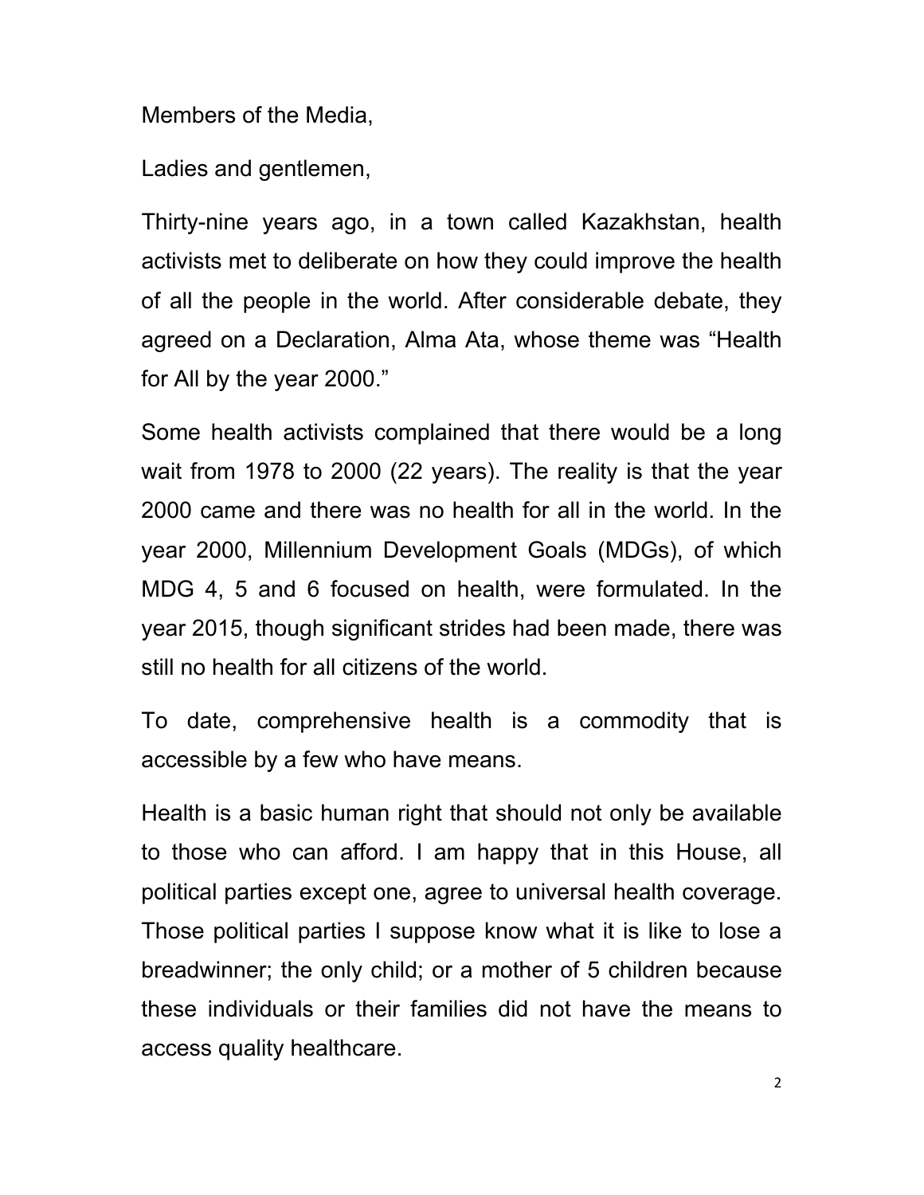Members of the Media,

Ladies and gentlemen,

Thirty-nine years ago, in a town called Kazakhstan, health activists met to deliberate on how they could improve the health of all the people in the world. After considerable debate, they agreed on a Declaration, Alma Ata, whose theme was "Health for All by the year 2000."

Some health activists complained that there would be a long wait from 1978 to 2000 (22 years). The reality is that the year 2000 came and there was no health for all in the world. In the year 2000, Millennium Development Goals (MDGs), of which MDG 4, 5 and 6 focused on health, were formulated. In the year 2015, though significant strides had been made, there was still no health for all citizens of the world.

To date, comprehensive health is a commodity that is accessible by a few who have means.

Health is a basic human right that should not only be available to those who can afford. I am happy that in this House, all political parties except one, agree to universal health coverage. Those political parties I suppose know what it is like to lose a breadwinner; the only child; or a mother of 5 children because these individuals or their families did not have the means to access quality healthcare.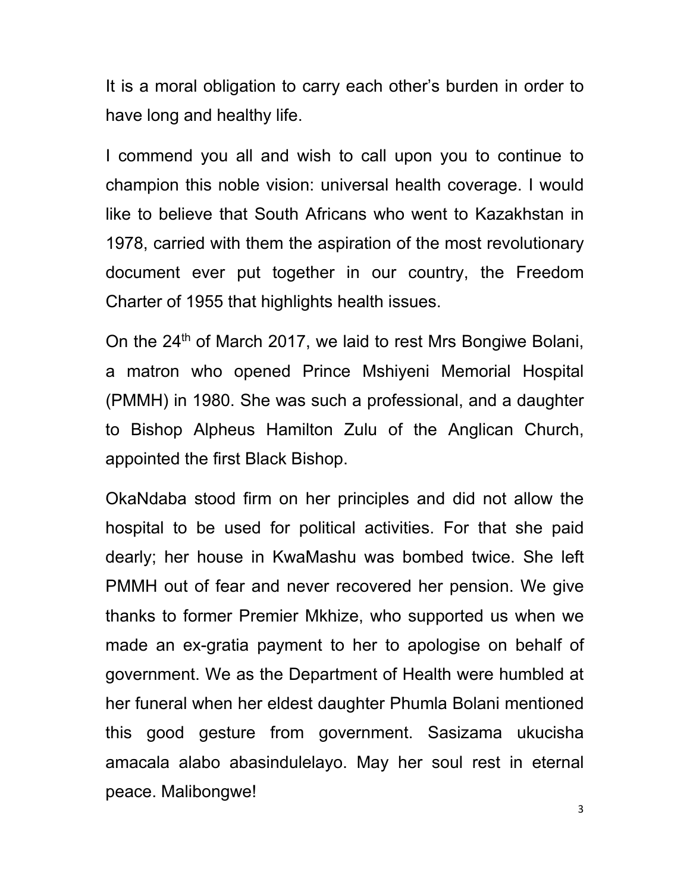It is a moral obligation to carry each other's burden in order to have long and healthy life.

I commend you all and wish to call upon you to continue to champion this noble vision: universal health coverage. I would like to believe that South Africans who went to Kazakhstan in 1978, carried with them the aspiration of the most revolutionary document ever put together in our country, the Freedom Charter of 1955 that highlights health issues.

On the 24th of March 2017, we laid to rest Mrs Bongiwe Bolani, a matron who opened Prince Mshiyeni Memorial Hospital (PMMH) in 1980. She was such a professional, and a daughter to Bishop Alpheus Hamilton Zulu of the Anglican Church, appointed the first Black Bishop.

OkaNdaba stood firm on her principles and did not allow the hospital to be used for political activities. For that she paid dearly; her house in KwaMashu was bombed twice. She left PMMH out of fear and never recovered her pension. We give thanks to former Premier Mkhize, who supported us when we made an ex-gratia payment to her to apologise on behalf of government. We as the Department of Health were humbled at her funeral when her eldest daughter Phumla Bolani mentioned this good gesture from government. Sasizama ukucisha amacala alabo abasindulelayo. May her soul rest in eternal peace. Malibongwe!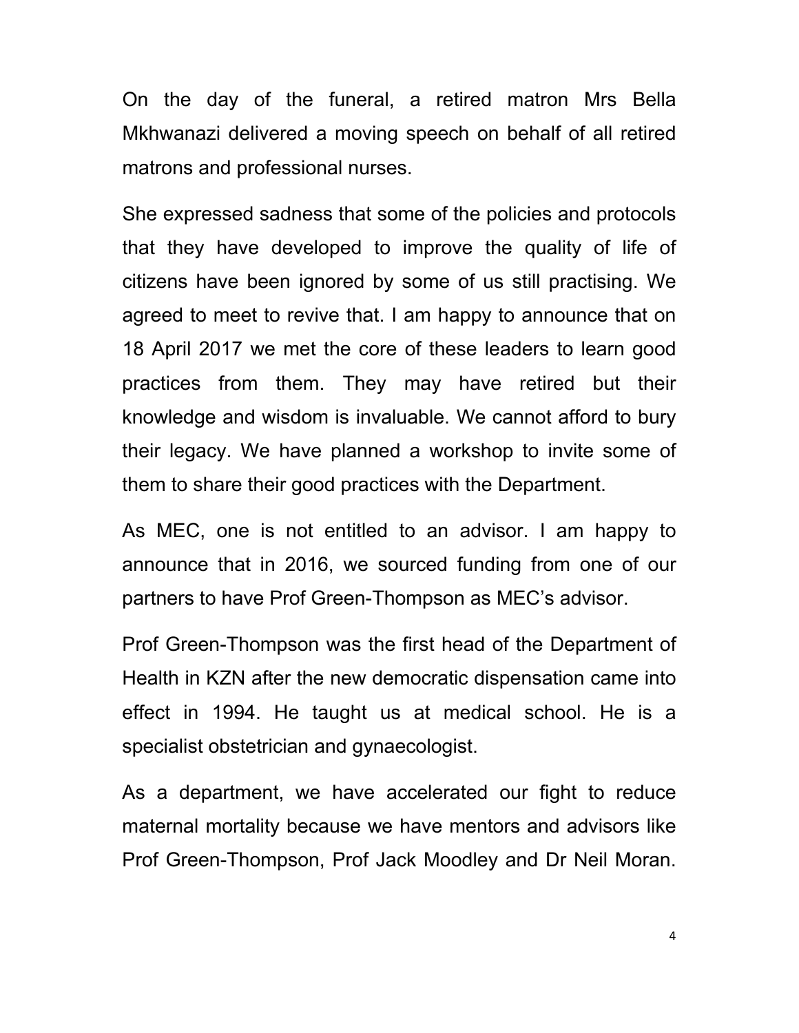On the day of the funeral, a retired matron Mrs Bella Mkhwanazi delivered a moving speech on behalf of all retired matrons and professional nurses.

She expressed sadness that some of the policies and protocols that they have developed to improve the quality of life of citizens have been ignored by some of us still practising. We agreed to meet to revive that. I am happy to announce that on 18 April 2017 we met the core of these leaders to learn good practices from them. They may have retired but their knowledge and wisdom is invaluable. We cannot afford to bury their legacy. We have planned a workshop to invite some of them to share their good practices with the Department.

As MEC, one is not entitled to an advisor. I am happy to announce that in 2016, we sourced funding from one of our partners to have Prof Green-Thompson as MEC's advisor.

Prof Green-Thompson was the first head of the Department of Health in KZN after the new democratic dispensation came into effect in 1994. He taught us at medical school. He is a specialist obstetrician and gynaecologist.

As a department, we have accelerated our fight to reduce maternal mortality because we have mentors and advisors like Prof Green-Thompson, Prof Jack Moodley and Dr Neil Moran.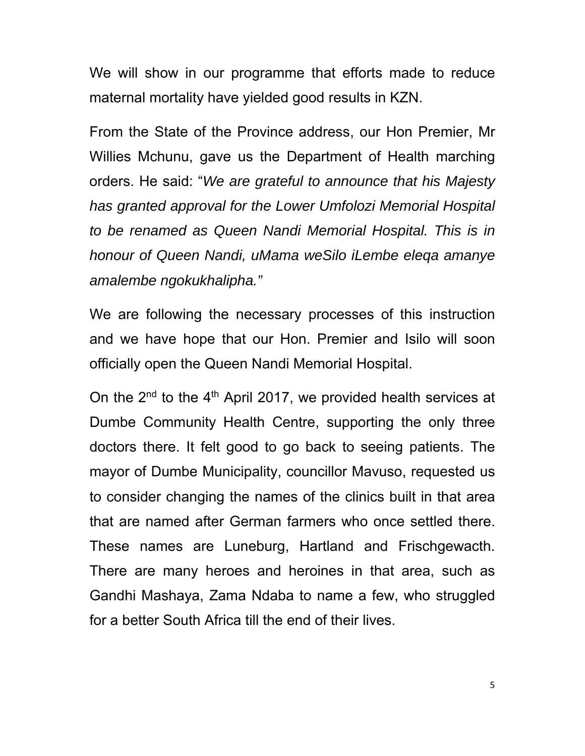We will show in our programme that efforts made to reduce maternal mortality have yielded good results in KZN.

From the State of the Province address, our Hon Premier, Mr Willies Mchunu, gave us the Department of Health marching orders. He said: "*We are grateful to announce that his Majesty has granted approval for the Lower Umfolozi Memorial Hospital to be renamed as Queen Nandi Memorial Hospital. This is in honour of Queen Nandi, uMama weSilo iLembe eleqa amanye amalembe ngokukhalipha."*

We are following the necessary processes of this instruction and we have hope that our Hon. Premier and Isilo will soon officially open the Queen Nandi Memorial Hospital.

On the 2nd to the 4th April 2017, we provided health services at Dumbe Community Health Centre, supporting the only three doctors there. It felt good to go back to seeing patients. The mayor of Dumbe Municipality, councillor Mavuso, requested us to consider changing the names of the clinics built in that area that are named after German farmers who once settled there. These names are Luneburg, Hartland and Frischgewacth. There are many heroes and heroines in that area, such as Gandhi Mashaya, Zama Ndaba to name a few, who struggled for a better South Africa till the end of their lives.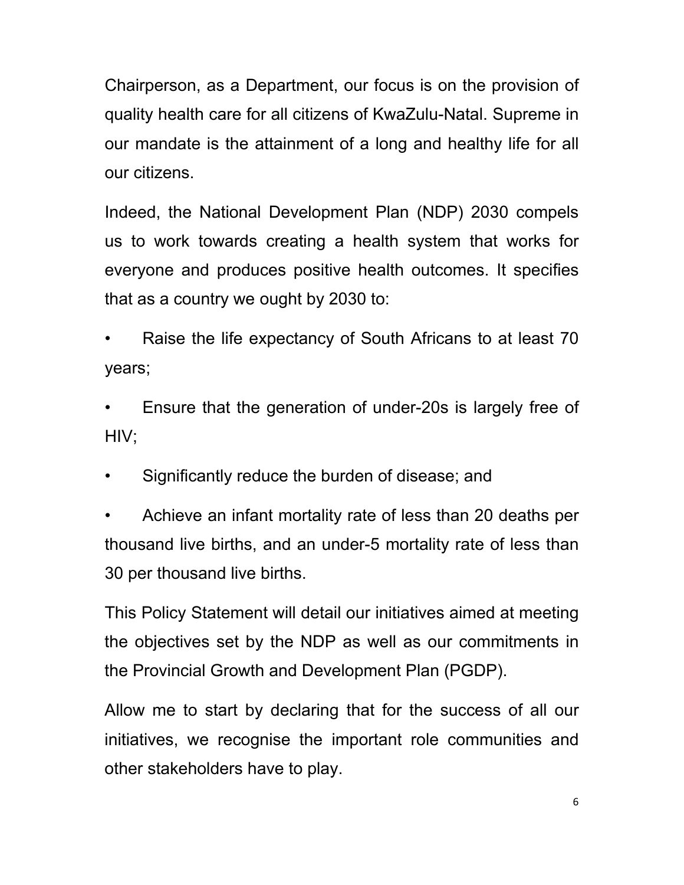Chairperson, as a Department, our focus is on the provision of quality health care for all citizens of KwaZulu-Natal. Supreme in our mandate is the attainment of a long and healthy life for all our citizens.

Indeed, the National Development Plan (NDP) 2030 compels us to work towards creating a health system that works for everyone and produces positive health outcomes. It specifies that as a country we ought by 2030 to:

- Raise the life expectancy of South Africans to at least 70 years;
- Ensure that the generation of under-20s is largely free of HIV;
- Significantly reduce the burden of disease; and
- Achieve an infant mortality rate of less than 20 deaths per thousand live births, and an under-5 mortality rate of less than 30 per thousand live births.

This Policy Statement will detail our initiatives aimed at meeting the objectives set by the NDP as well as our commitments in the Provincial Growth and Development Plan (PGDP).

Allow me to start by declaring that for the success of all our initiatives, we recognise the important role communities and other stakeholders have to play.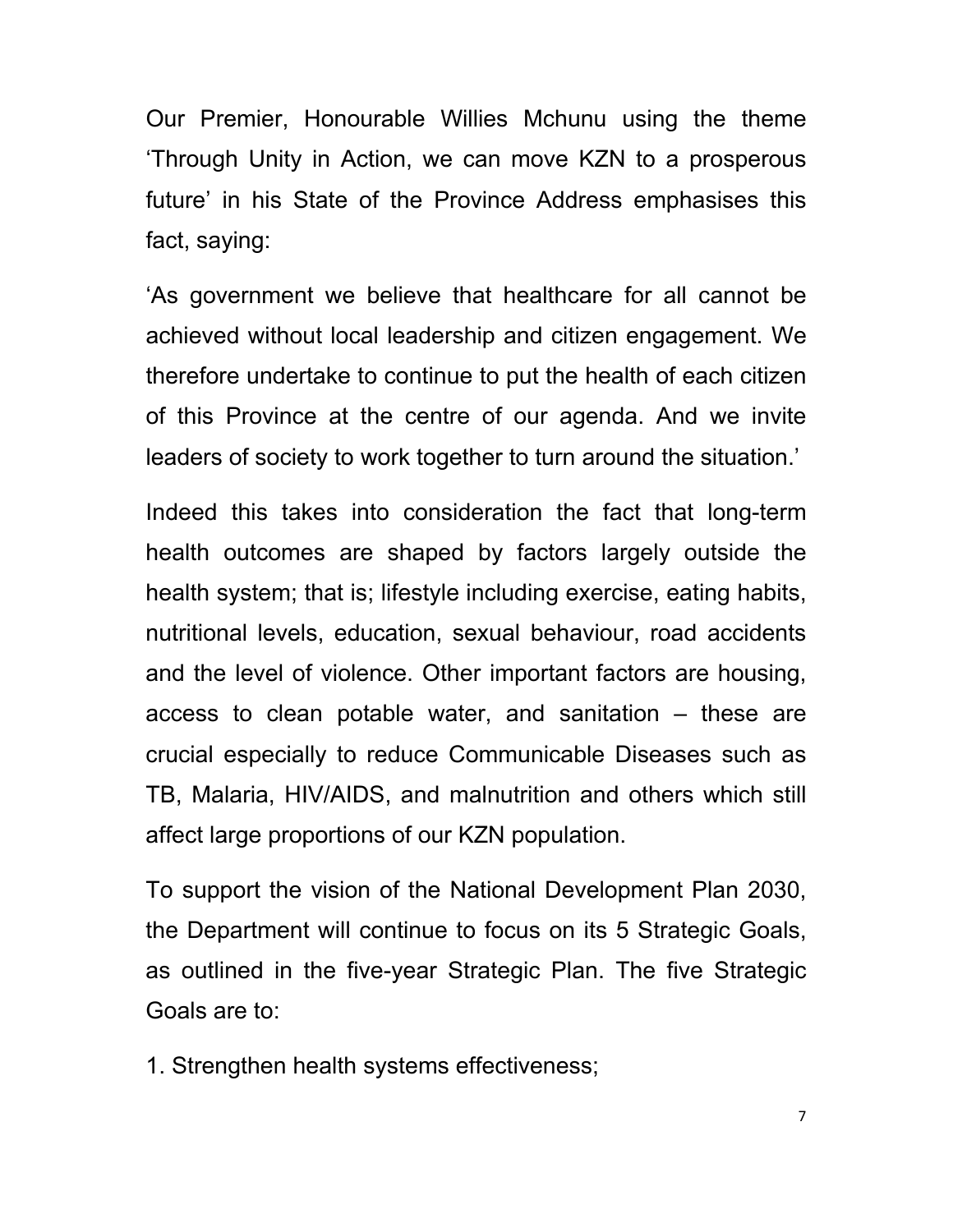Our Premier, Honourable Willies Mchunu using the theme 'Through Unity in Action, we can move KZN to a prosperous future' in his State of the Province Address emphasises this fact, saying:

'As government we believe that healthcare for all cannot be achieved without local leadership and citizen engagement. We therefore undertake to continue to put the health of each citizen of this Province at the centre of our agenda. And we invite leaders of society to work together to turn around the situation.'

Indeed this takes into consideration the fact that long-term health outcomes are shaped by factors largely outside the health system; that is; lifestyle including exercise, eating habits, nutritional levels, education, sexual behaviour, road accidents and the level of violence. Other important factors are housing, access to clean potable water, and sanitation – these are crucial especially to reduce Communicable Diseases such as TB, Malaria, HIV/AIDS, and malnutrition and others which still affect large proportions of our KZN population.

To support the vision of the National Development Plan 2030, the Department will continue to focus on its 5 Strategic Goals, as outlined in the five-year Strategic Plan. The five Strategic Goals are to:

1. Strengthen health systems effectiveness;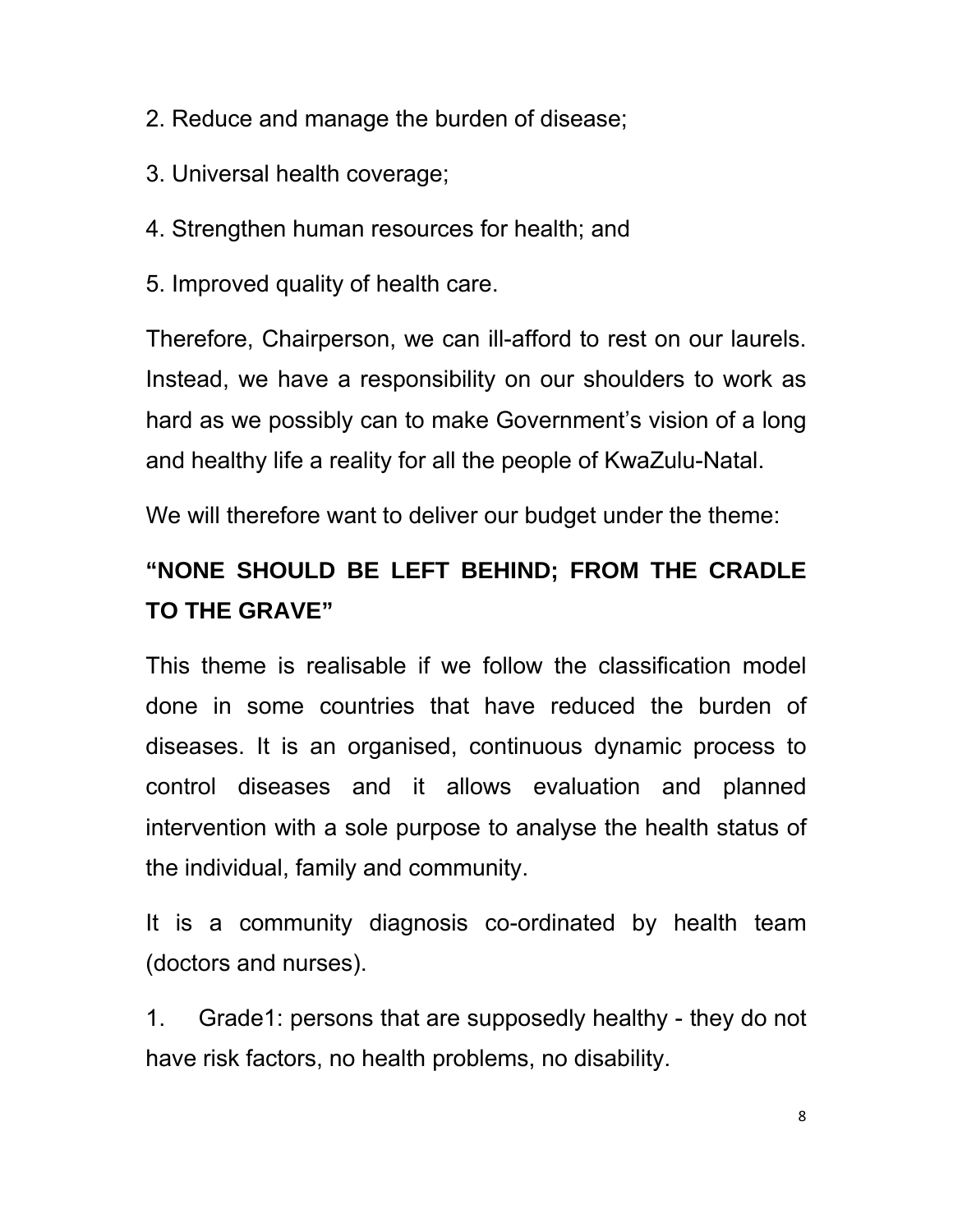2. Reduce and manage the burden of disease;

3. Universal health coverage;

4. Strengthen human resources for health; and

5. Improved quality of health care.

Therefore, Chairperson, we can ill-afford to rest on our laurels. Instead, we have a responsibility on our shoulders to work as hard as we possibly can to make Government's vision of a long and healthy life a reality for all the people of KwaZulu-Natal.

We will therefore want to deliver our budget under the theme:

**"NONE SHOULD BE LEFT BEHIND; FROM THE CRADLE TO THE GRAVE"**

This theme is realisable if we follow the classification model done in some countries that have reduced the burden of diseases. It is an organised, continuous dynamic process to control diseases and it allows evaluation and planned intervention with a sole purpose to analyse the health status of the individual, family and community.

It is a community diagnosis co-ordinated by health team (doctors and nurses).

1. Grade1: persons that are supposedly healthy - they do not have risk factors, no health problems, no disability.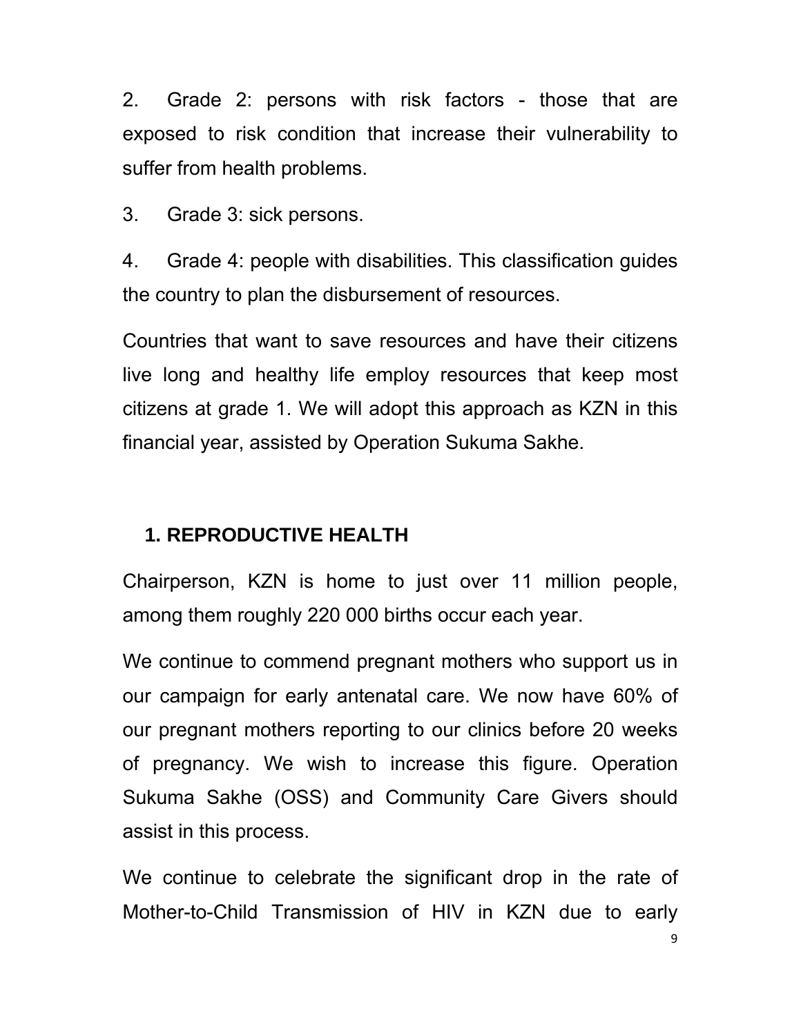2. Grade 2: persons with risk factors - those that are exposed to risk condition that increase their vulnerability to suffer from health problems.

3. Grade 3: sick persons.

4. Grade 4: people with disabilities. This classification guides the country to plan the disbursement of resources.

Countries that want to save resources and have their citizens live long and healthy life employ resources that keep most citizens at grade 1. We will adopt this approach as KZN in this financial year, assisted by Operation Sukuma Sakhe.

## 1. REPRODUCTIVE HEALTH

Chairperson, KZN is home to just over 11 million people, among them roughly 220 000 births occur each year.

We continue to commend pregnant mothers who support us in our campaign for early antenatal care. We now have 60% of our pregnant mothers reporting to our clinics before 20 weeks of pregnancy. We wish to increase this figure. Operation Sukuma Sakhe (OSS) and Community Care Givers should assist in this process.

We continue to celebrate the significant drop in the rate of Mother-to-Child Transmission of HIV in KZN due to early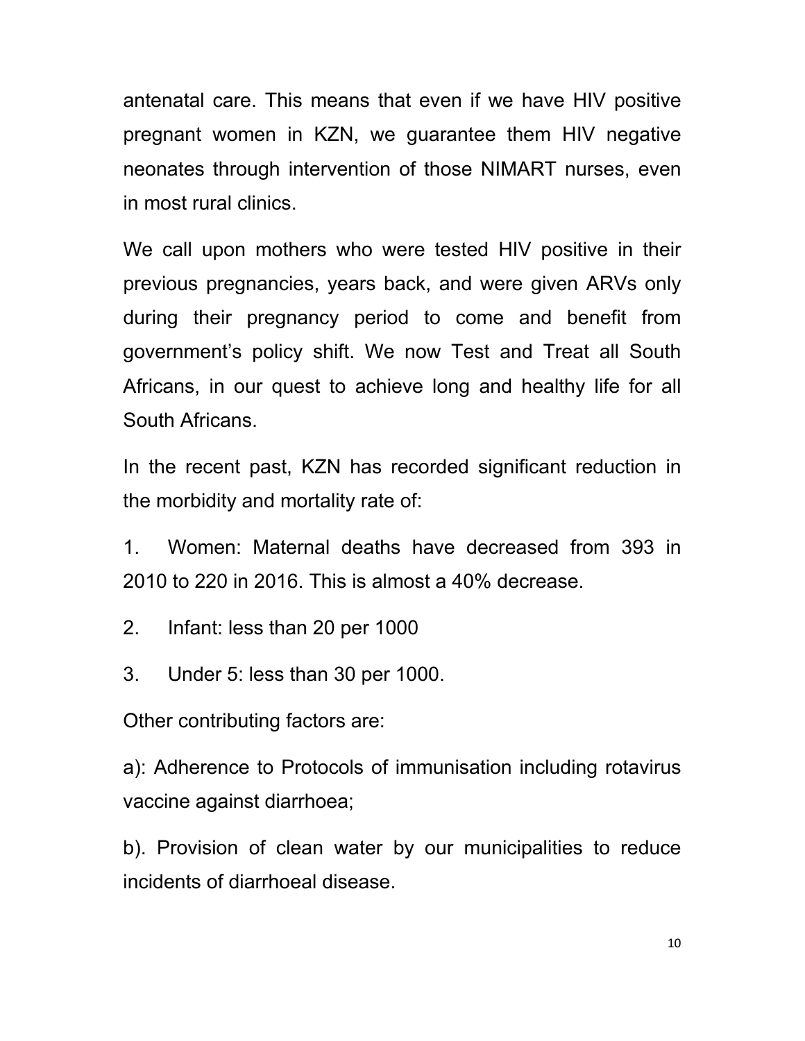antenatal care. This means that even if we have HIV positive pregnant women in KZN, we guarantee them HIV negative neonates through intervention of those NIMART nurses, even in most rural clinics.

We call upon mothers who were tested HIV positive in their previous pregnancies, years back, and were given ARVs only during their pregnancy period to come and benefit from government's policy shift. We now Test and Treat all South Africans, in our quest to achieve long and healthy life for all South Africans.

In the recent past, KZN has recorded significant reduction in the morbidity and mortality rate of:

1. Women: Maternal deaths have decreased from 393 in 2010 to 220 in 2016. This is almost a 40% decrease.

2. Infant: less than 20 per 1000

3. Under 5: less than 30 per 1000.

Other contributing factors are:

a): Adherence to Protocols of immunisation including rotavirus vaccine against diarrhoea;

b). Provision of clean water by our municipalities to reduce incidents of diarrhoeal disease.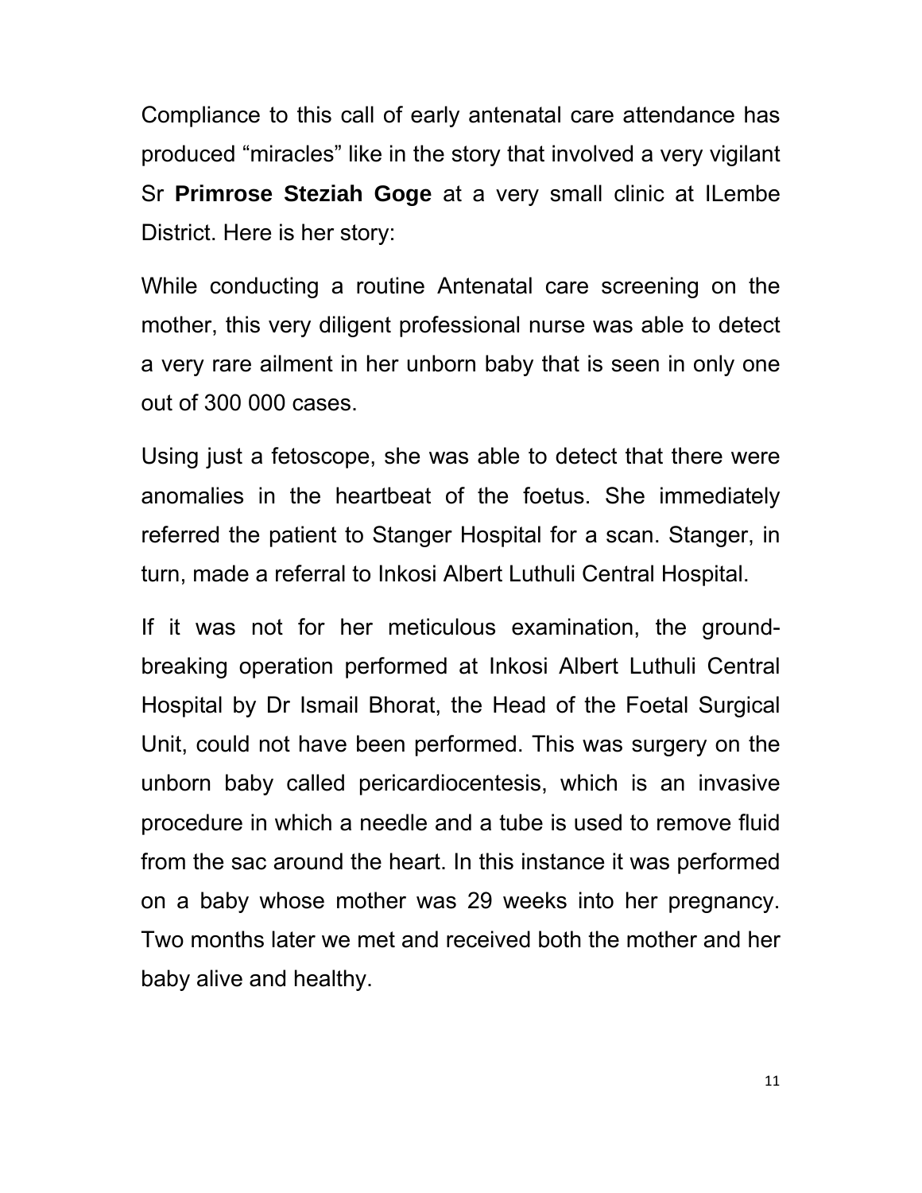Compliance to this call of early antenatal care attendance has produced “miracles” like in the story that involved a very vigilant Sr **Primrose Steziah Goge** at a very small clinic at ILembe District. Here is her story:

While conducting a routine Antenatal care screening on the mother, this very diligent professional nurse was able to detect a very rare ailment in her unborn baby that is seen in only one out of 300 000 cases.

Using just a fetoscope, she was able to detect that there were anomalies in the heartbeat of the foetus. She immediately referred the patient to Stanger Hospital for a scan. Stanger, in turn, made a referral to Inkosi Albert Luthuli Central Hospital.

If it was not for her meticulous examination, the ground-breaking operation performed at Inkosi Albert Luthuli Central Hospital by Dr Ismail Bhorat, the Head of the Foetal Surgical Unit, could not have been performed. This was surgery on the unborn baby called pericardiocentesis, which is an invasive procedure in which a needle and a tube is used to remove fluid from the sac around the heart. In this instance it was performed on a baby whose mother was 29 weeks into her pregnancy. Two months later we met and received both the mother and her baby alive and healthy.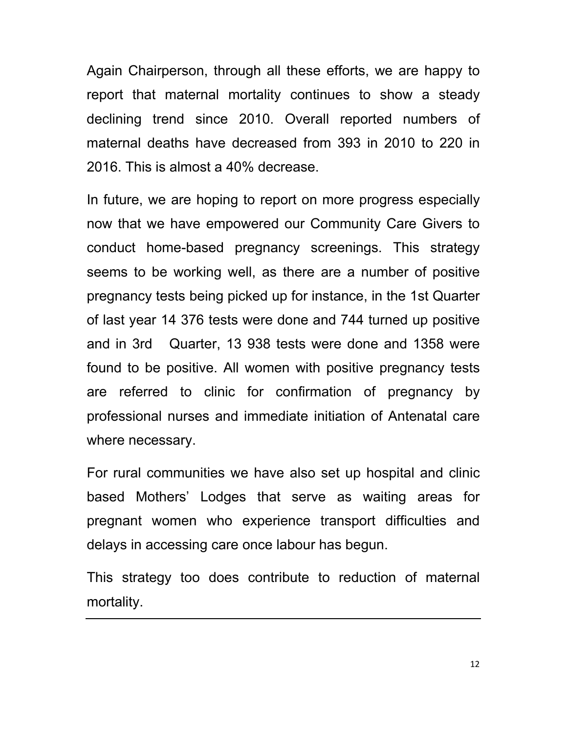Again Chairperson, through all these efforts, we are happy to report that maternal mortality continues to show a steady declining trend since 2010. Overall reported numbers of maternal deaths have decreased from 393 in 2010 to 220 in 2016. This is almost a 40% decrease.

In future, we are hoping to report on more progress especially now that we have empowered our Community Care Givers to conduct home-based pregnancy screenings. This strategy seems to be working well, as there are a number of positive pregnancy tests being picked up for instance, in the 1st Quarter of last year 14 376 tests were done and 744 turned up positive and in 3rd Quarter, 13 938 tests were done and 1358 were found to be positive. All women with positive pregnancy tests are referred to clinic for confirmation of pregnancy by professional nurses and immediate initiation of Antenatal care where necessary.

For rural communities we have also set up hospital and clinic based Mothers' Lodges that serve as waiting areas for pregnant women who experience transport difficulties and delays in accessing care once labour has begun.

This strategy too does contribute to reduction of maternal mortality.

---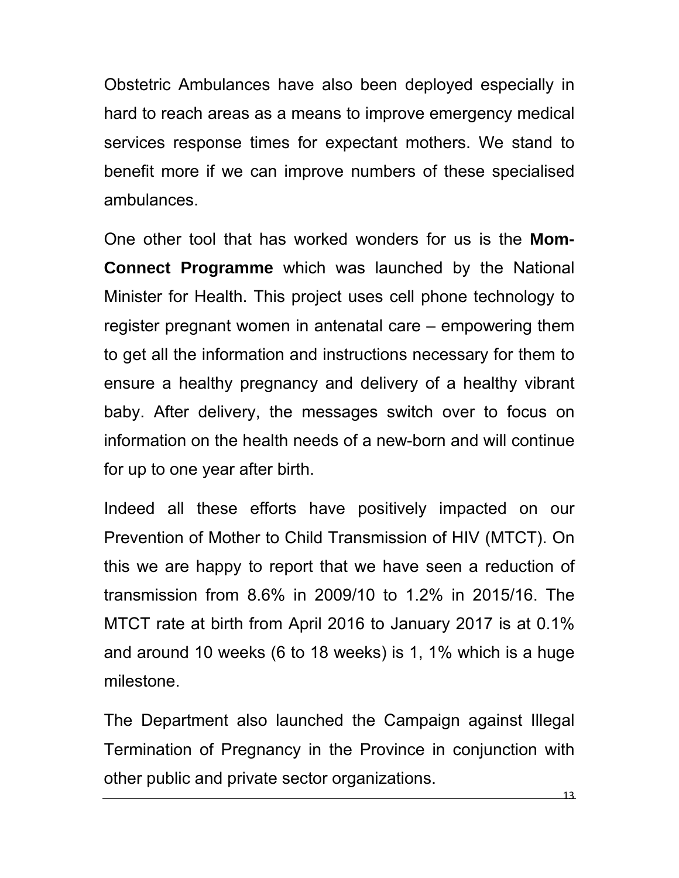Obstetric Ambulances have also been deployed especially in hard to reach areas as a means to improve emergency medical services response times for expectant mothers. We stand to benefit more if we can improve numbers of these specialised ambulances.

One other tool that has worked wonders for us is the **Mom-Connect Programme** which was launched by the National Minister for Health. This project uses cell phone technology to register pregnant women in antenatal care – empowering them to get all the information and instructions necessary for them to ensure a healthy pregnancy and delivery of a healthy vibrant baby. After delivery, the messages switch over to focus on information on the health needs of a new-born and will continue for up to one year after birth.

Indeed all these efforts have positively impacted on our Prevention of Mother to Child Transmission of HIV (MTCT). On this we are happy to report that we have seen a reduction of transmission from 8.6% in 2009/10 to 1.2% in 2015/16. The MTCT rate at birth from April 2016 to January 2017 is at 0.1% and around 10 weeks (6 to 18 weeks) is 1, 1% which is a huge milestone.

The Department also launched the Campaign against Illegal Termination of Pregnancy in the Province in conjunction with other public and private sector organizations.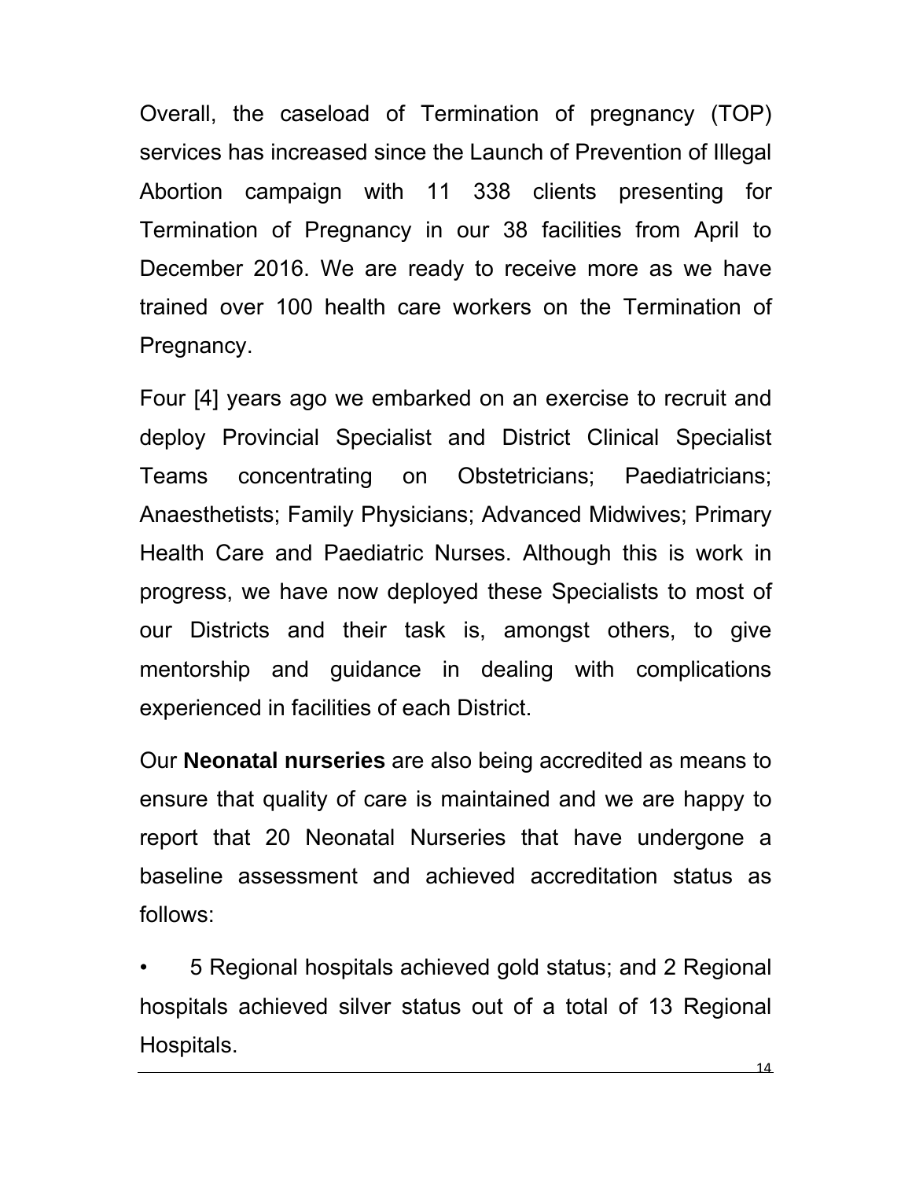Overall, the caseload of Termination of pregnancy (TOP) services has increased since the Launch of Prevention of Illegal Abortion campaign with 11 338 clients presenting for Termination of Pregnancy in our 38 facilities from April to December 2016. We are ready to receive more as we have trained over 100 health care workers on the Termination of Pregnancy.

Four [4] years ago we embarked on an exercise to recruit and deploy Provincial Specialist and District Clinical Specialist Teams concentrating on Obstetricians; Paediatricians; Anaesthetists; Family Physicians; Advanced Midwives; Primary Health Care and Paediatric Nurses. Although this is work in progress, we have now deployed these Specialists to most of our Districts and their task is, amongst others, to give mentorship and guidance in dealing with complications experienced in facilities of each District.

Our **Neonatal nurseries** are also being accredited as means to ensure that quality of care is maintained and we are happy to report that 20 Neonatal Nurseries that have undergone a baseline assessment and achieved accreditation status as follows:

- 5 Regional hospitals achieved gold status; and 2 Regional hospitals achieved silver status out of a total of 13 Regional Hospitals.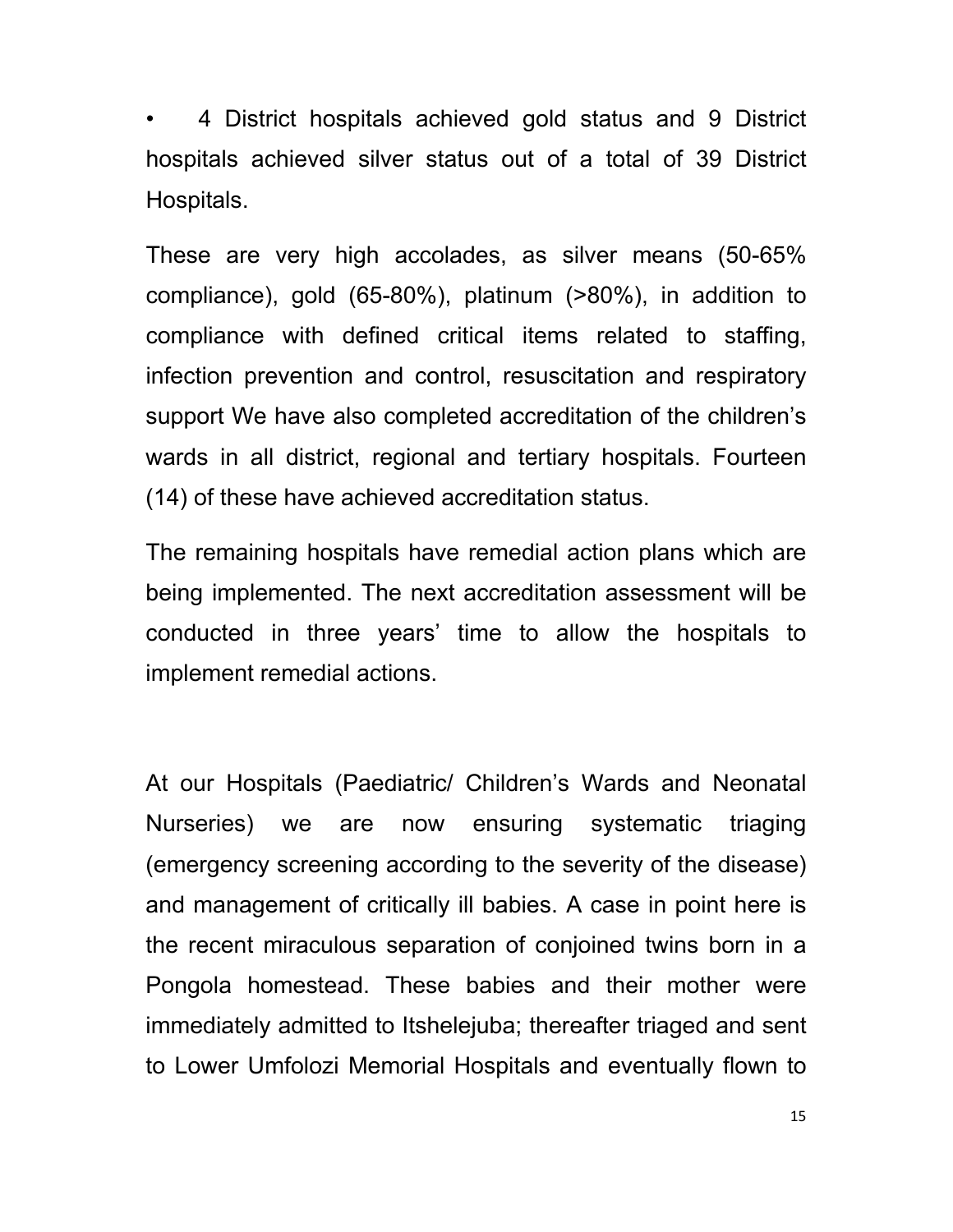- 4 District hospitals achieved gold status and 9 District hospitals achieved silver status out of a total of 39 District Hospitals.

These are very high accolades, as silver means (50-65% compliance), gold (65-80%), platinum (>80%), in addition to compliance with defined critical items related to staffing, infection prevention and control, resuscitation and respiratory support We have also completed accreditation of the children's wards in all district, regional and tertiary hospitals. Fourteen (14) of these have achieved accreditation status.

The remaining hospitals have remedial action plans which are being implemented. The next accreditation assessment will be conducted in three years' time to allow the hospitals to implement remedial actions.

At our Hospitals (Paediatric/ Children's Wards and Neonatal Nurseries) we are now ensuring systematic triaging (emergency screening according to the severity of the disease) and management of critically ill babies. A case in point here is the recent miraculous separation of conjoined twins born in a Pongola homestead. These babies and their mother were immediately admitted to Itshelejuba; thereafter triaged and sent to Lower Umfolozi Memorial Hospitals and eventually flown to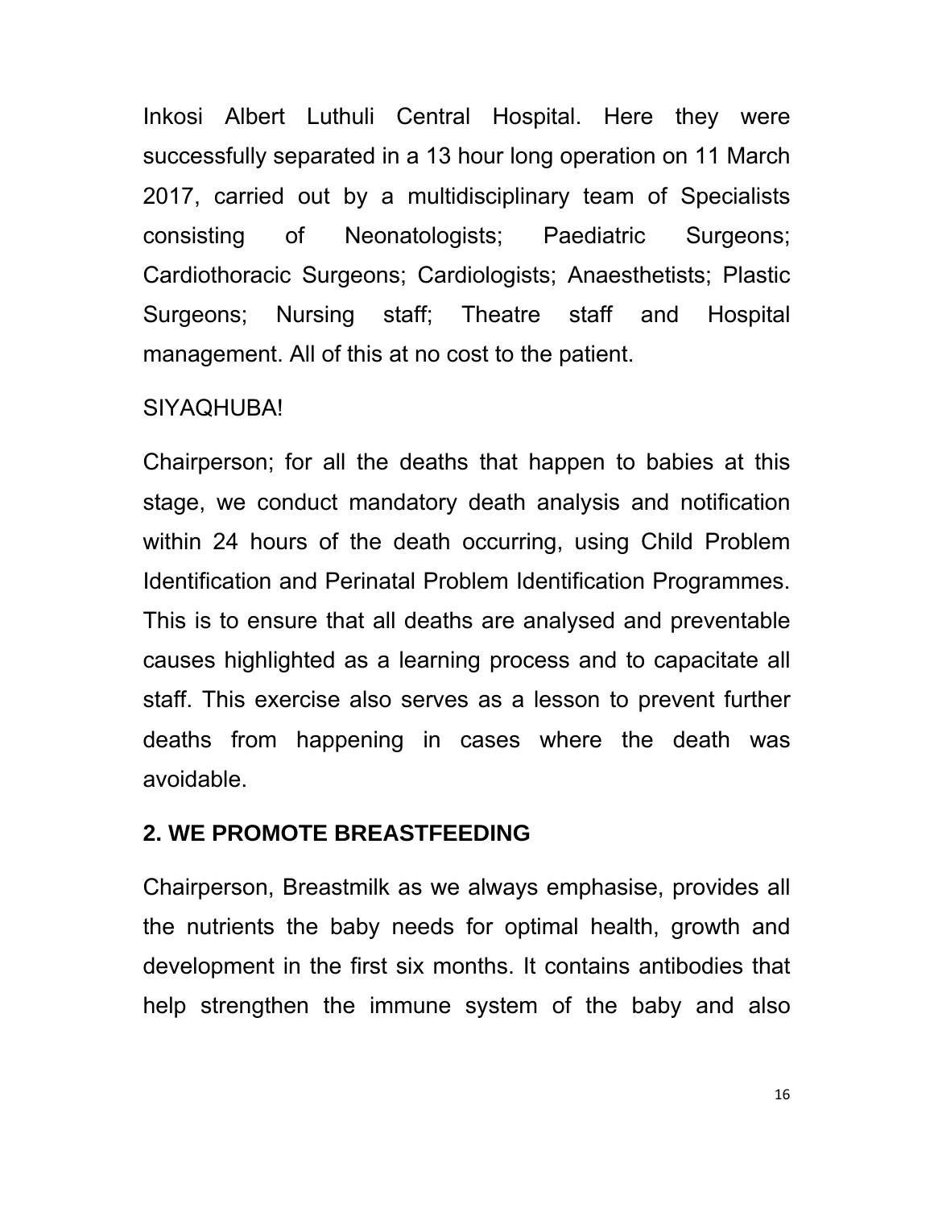Inkosi Albert Luthuli Central Hospital. Here they were successfully separated in a 13 hour long operation on 11 March 2017, carried out by a multidisciplinary team of Specialists consisting of Neonatologists; Paediatric Surgeons; Cardiothoracic Surgeons; Cardiologists; Anaesthetists; Plastic Surgeons; Nursing staff; Theatre staff and Hospital management. All of this at no cost to the patient.

SIYAQHUBA!

Chairperson; for all the deaths that happen to babies at this stage, we conduct mandatory death analysis and notification within 24 hours of the death occurring, using Child Problem Identification and Perinatal Problem Identification Programmes. This is to ensure that all deaths are analysed and preventable causes highlighted as a learning process and to capacitate all staff. This exercise also serves as a lesson to prevent further deaths from happening in cases where the death was avoidable.

## 2. WE PROMOTE BREASTFEEDING

Chairperson, Breastmilk as we always emphasise, provides all the nutrients the baby needs for optimal health, growth and development in the first six months. It contains antibodies that help strengthen the immune system of the baby and also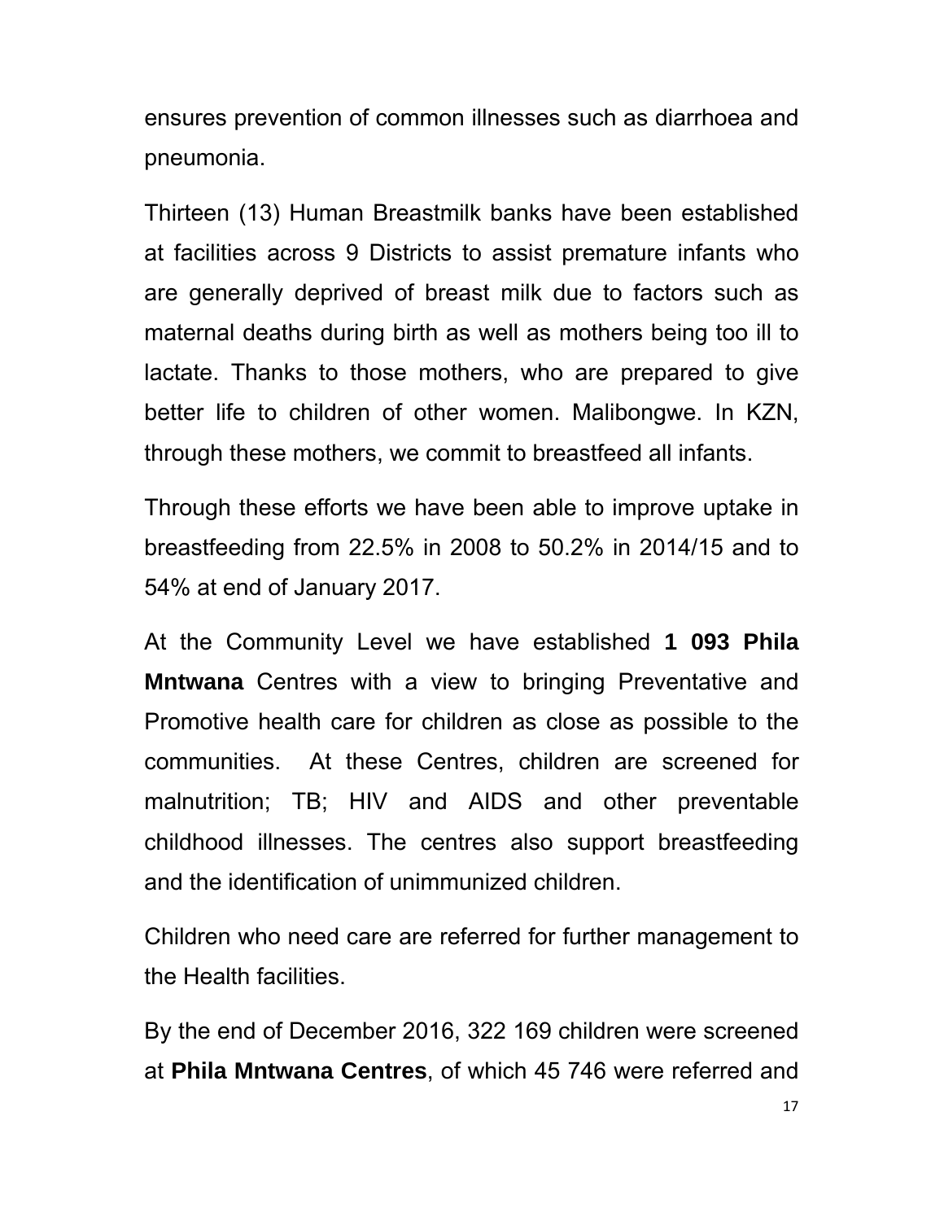ensures prevention of common illnesses such as diarrhoea and pneumonia.

Thirteen (13) Human Breastmilk banks have been established at facilities across 9 Districts to assist premature infants who are generally deprived of breast milk due to factors such as maternal deaths during birth as well as mothers being too ill to lactate. Thanks to those mothers, who are prepared to give better life to children of other women. Malibongwe. In KZN, through these mothers, we commit to breastfeed all infants.

Through these efforts we have been able to improve uptake in breastfeeding from 22.5% in 2008 to 50.2% in 2014/15 and to 54% at end of January 2017.

At the Community Level we have established **1 093 Phila Mntwana** Centres with a view to bringing Preventative and Promotive health care for children as close as possible to the communities. At these Centres, children are screened for malnutrition; TB; HIV and AIDS and other preventable childhood illnesses. The centres also support breastfeeding and the identification of unimmunized children.

Children who need care are referred for further management to the Health facilities.

By the end of December 2016, 322 169 children were screened at **Phila Mntwana Centres**, of which 45 746 were referred and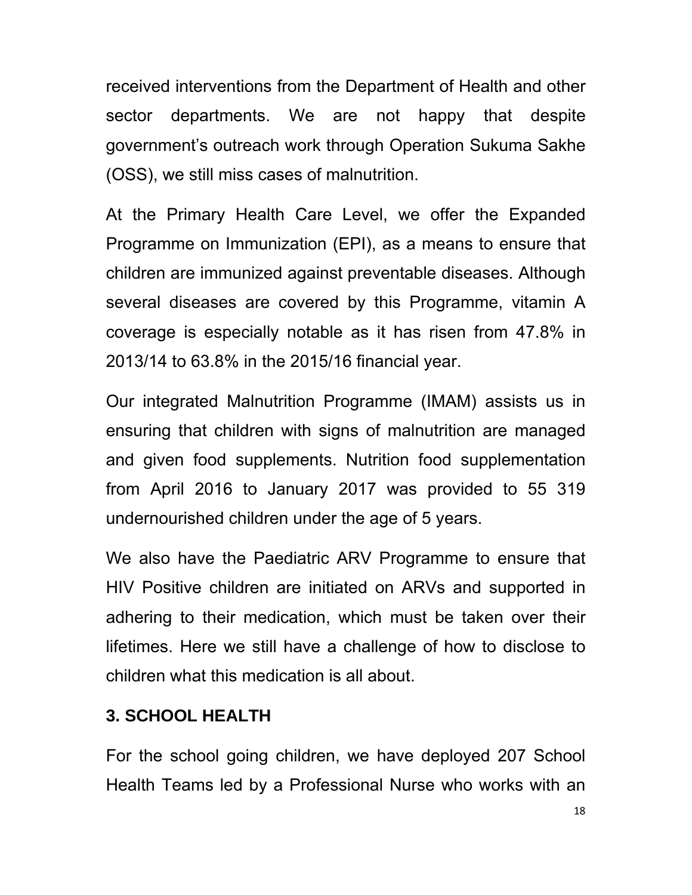received interventions from the Department of Health and other sector departments. We are not happy that despite government's outreach work through Operation Sukuma Sakhe (OSS), we still miss cases of malnutrition.

At the Primary Health Care Level, we offer the Expanded Programme on Immunization (EPI), as a means to ensure that children are immunized against preventable diseases. Although several diseases are covered by this Programme, vitamin A coverage is especially notable as it has risen from 47.8% in 2013/14 to 63.8% in the 2015/16 financial year.

Our integrated Malnutrition Programme (IMAM) assists us in ensuring that children with signs of malnutrition are managed and given food supplements. Nutrition food supplementation from April 2016 to January 2017 was provided to 55 319 undernourished children under the age of 5 years.

We also have the Paediatric ARV Programme to ensure that HIV Positive children are initiated on ARVs and supported in adhering to their medication, which must be taken over their lifetimes. Here we still have a challenge of how to disclose to children what this medication is all about.

## 3. SCHOOL HEALTH

For the school going children, we have deployed 207 School Health Teams led by a Professional Nurse who works with an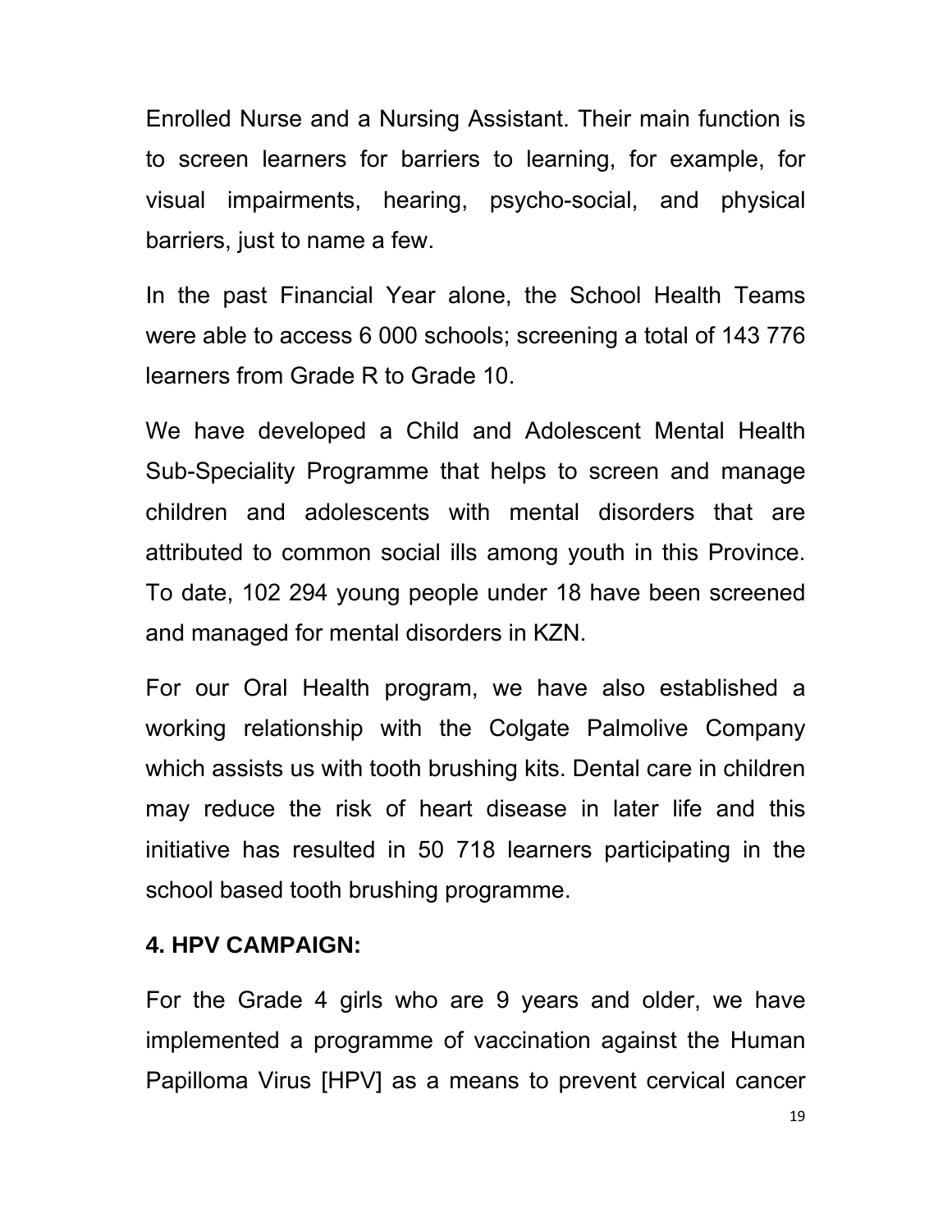Enrolled Nurse and a Nursing Assistant. Their main function is to screen learners for barriers to learning, for example, for visual impairments, hearing, psycho-social, and physical barriers, just to name a few.

In the past Financial Year alone, the School Health Teams were able to access 6 000 schools; screening a total of 143 776 learners from Grade R to Grade 10.

We have developed a Child and Adolescent Mental Health Sub-Speciality Programme that helps to screen and manage children and adolescents with mental disorders that are attributed to common social ills among youth in this Province. To date, 102 294 young people under 18 have been screened and managed for mental disorders in KZN.

For our Oral Health program, we have also established a working relationship with the Colgate Palmolive Company which assists us with tooth brushing kits. Dental care in children may reduce the risk of heart disease in later life and this initiative has resulted in 50 718 learners participating in the school based tooth brushing programme.

## 4. HPV CAMPAIGN:

For the Grade 4 girls who are 9 years and older, we have implemented a programme of vaccination against the Human Papilloma Virus [HPV] as a means to prevent cervical cancer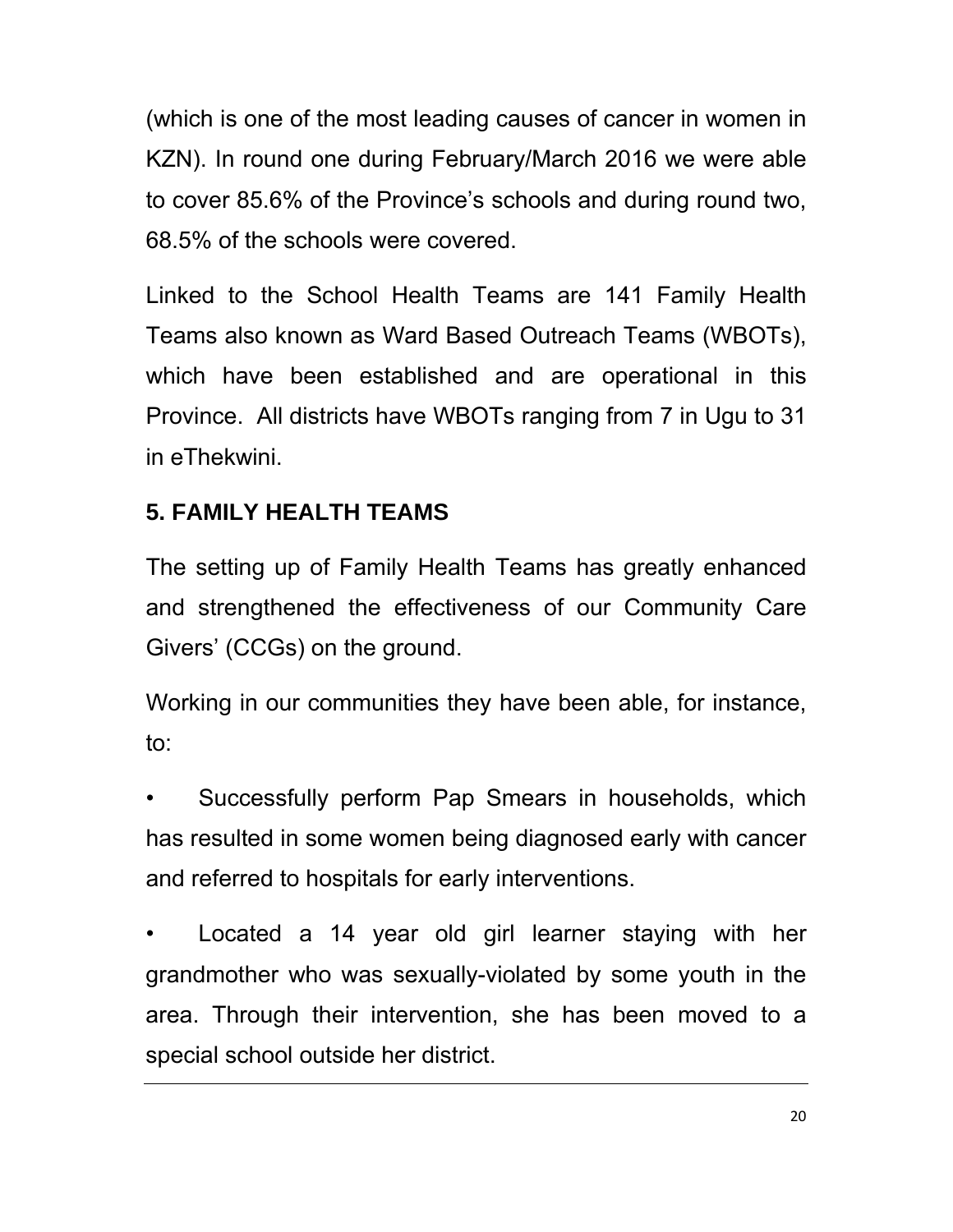(which is one of the most leading causes of cancer in women in KZN). In round one during February/March 2016 we were able to cover 85.6% of the Province's schools and during round two, 68.5% of the schools were covered.

Linked to the School Health Teams are 141 Family Health Teams also known as Ward Based Outreach Teams (WBOTs), which have been established and are operational in this Province. All districts have WBOTs ranging from 7 in Ugu to 31 in eThekwini.

## 5. FAMILY HEALTH TEAMS

The setting up of Family Health Teams has greatly enhanced and strengthened the effectiveness of our Community Care Givers' (CCGs) on the ground.

Working in our communities they have been able, for instance, to:

- Successfully perform Pap Smears in households, which has resulted in some women being diagnosed early with cancer and referred to hospitals for early interventions.
- Located a 14 year old girl learner staying with her grandmother who was sexually-violated by some youth in the area. Through their intervention, she has been moved to a special school outside her district.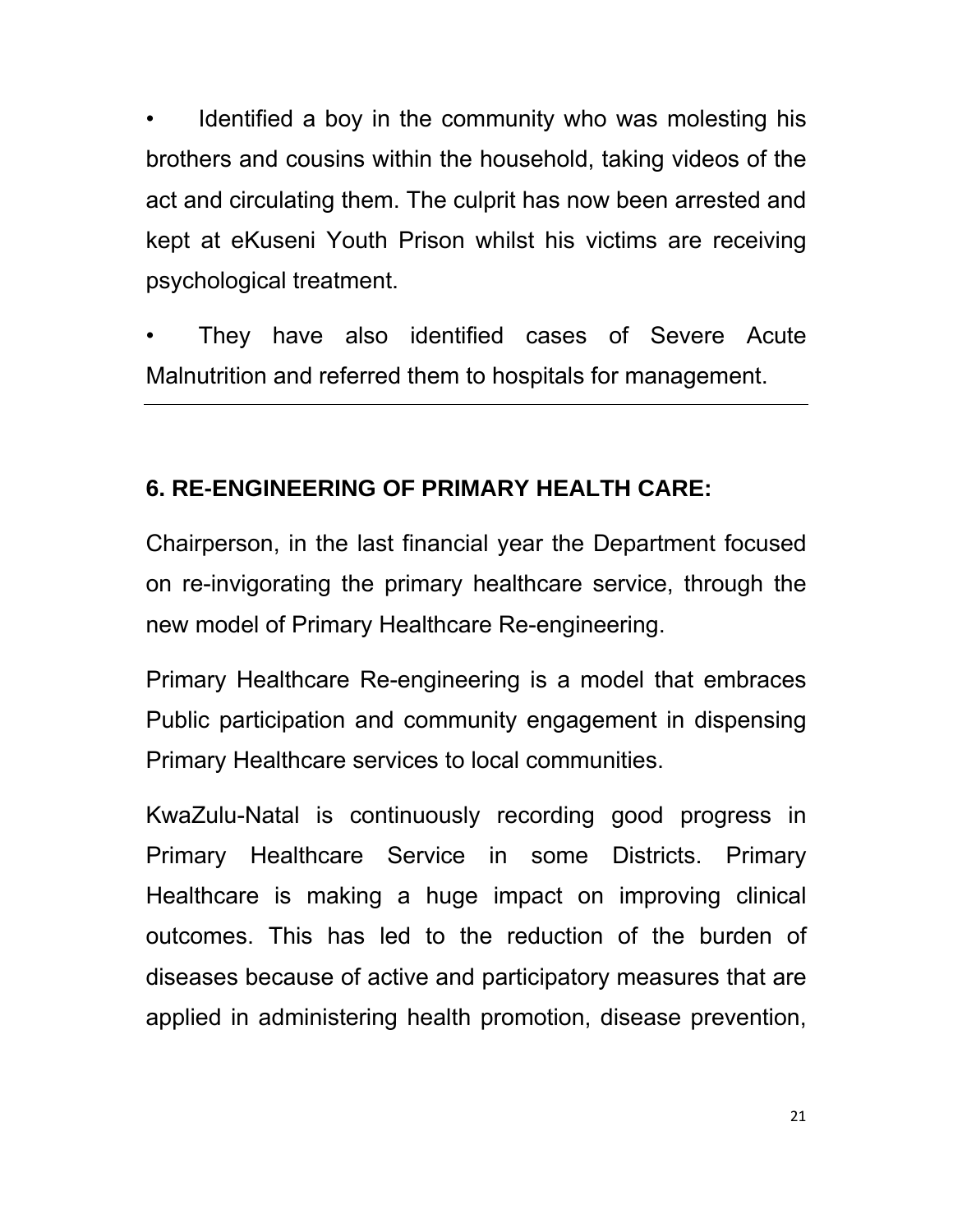- Identified a boy in the community who was molesting his brothers and cousins within the household, taking videos of the act and circulating them. The culprit has now been arrested and kept at eKuseni Youth Prison whilst his victims are receiving psychological treatment.
- They have also identified cases of Severe Acute Malnutrition and referred them to hospitals for management.

---

## 6. RE-ENGINEERING OF PRIMARY HEALTH CARE:

Chairperson, in the last financial year the Department focused on re-invigorating the primary healthcare service, through the new model of Primary Healthcare Re-engineering.

Primary Healthcare Re-engineering is a model that embraces Public participation and community engagement in dispensing Primary Healthcare services to local communities.

KwaZulu-Natal is continuously recording good progress in Primary Healthcare Service in some Districts. Primary Healthcare is making a huge impact on improving clinical outcomes. This has led to the reduction of the burden of diseases because of active and participatory measures that are applied in administering health promotion, disease prevention,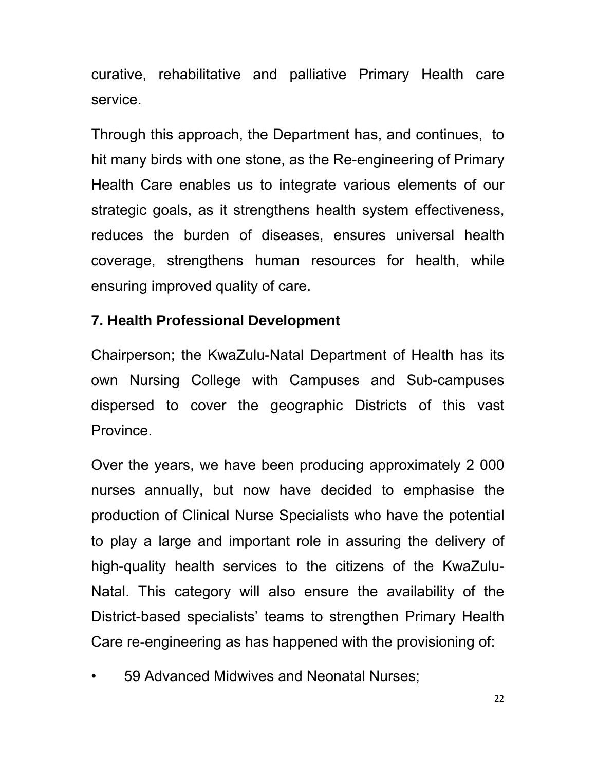curative, rehabilitative and palliative Primary Health care service.

Through this approach, the Department has, and continues, to hit many birds with one stone, as the Re-engineering of Primary Health Care enables us to integrate various elements of our strategic goals, as it strengthens health system effectiveness, reduces the burden of diseases, ensures universal health coverage, strengthens human resources for health, while ensuring improved quality of care.

## 7. Health Professional Development

Chairperson; the KwaZulu-Natal Department of Health has its own Nursing College with Campuses and Sub-campuses dispersed to cover the geographic Districts of this vast Province.

Over the years, we have been producing approximately 2 000 nurses annually, but now have decided to emphasise the production of Clinical Nurse Specialists who have the potential to play a large and important role in assuring the delivery of high-quality health services to the citizens of the KwaZulu-Natal. This category will also ensure the availability of the District-based specialists' teams to strengthen Primary Health Care re-engineering as has happened with the provisioning of:

- 59 Advanced Midwives and Neonatal Nurses;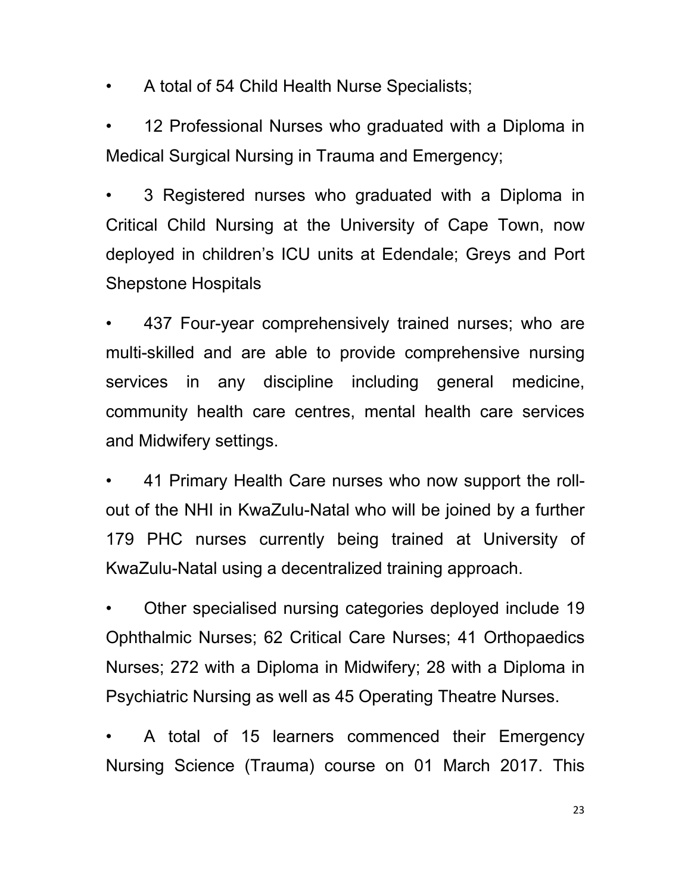- A total of 54 Child Health Nurse Specialists;
- 12 Professional Nurses who graduated with a Diploma in Medical Surgical Nursing in Trauma and Emergency;
- 3 Registered nurses who graduated with a Diploma in Critical Child Nursing at the University of Cape Town, now deployed in children's ICU units at Edendale; Greys and Port Shepstone Hospitals
- 437 Four-year comprehensively trained nurses; who are multi-skilled and are able to provide comprehensive nursing services in any discipline including general medicine, community health care centres, mental health care services and Midwifery settings.
- 41 Primary Health Care nurses who now support the roll-out of the NHI in KwaZulu-Natal who will be joined by a further 179 PHC nurses currently being trained at University of KwaZulu-Natal using a decentralized training approach.
- Other specialised nursing categories deployed include 19 Ophthalmic Nurses; 62 Critical Care Nurses; 41 Orthopaedics Nurses; 272 with a Diploma in Midwifery; 28 with a Diploma in Psychiatric Nursing as well as 45 Operating Theatre Nurses.
- A total of 15 learners commenced their Emergency Nursing Science (Trauma) course on 01 March 2017. This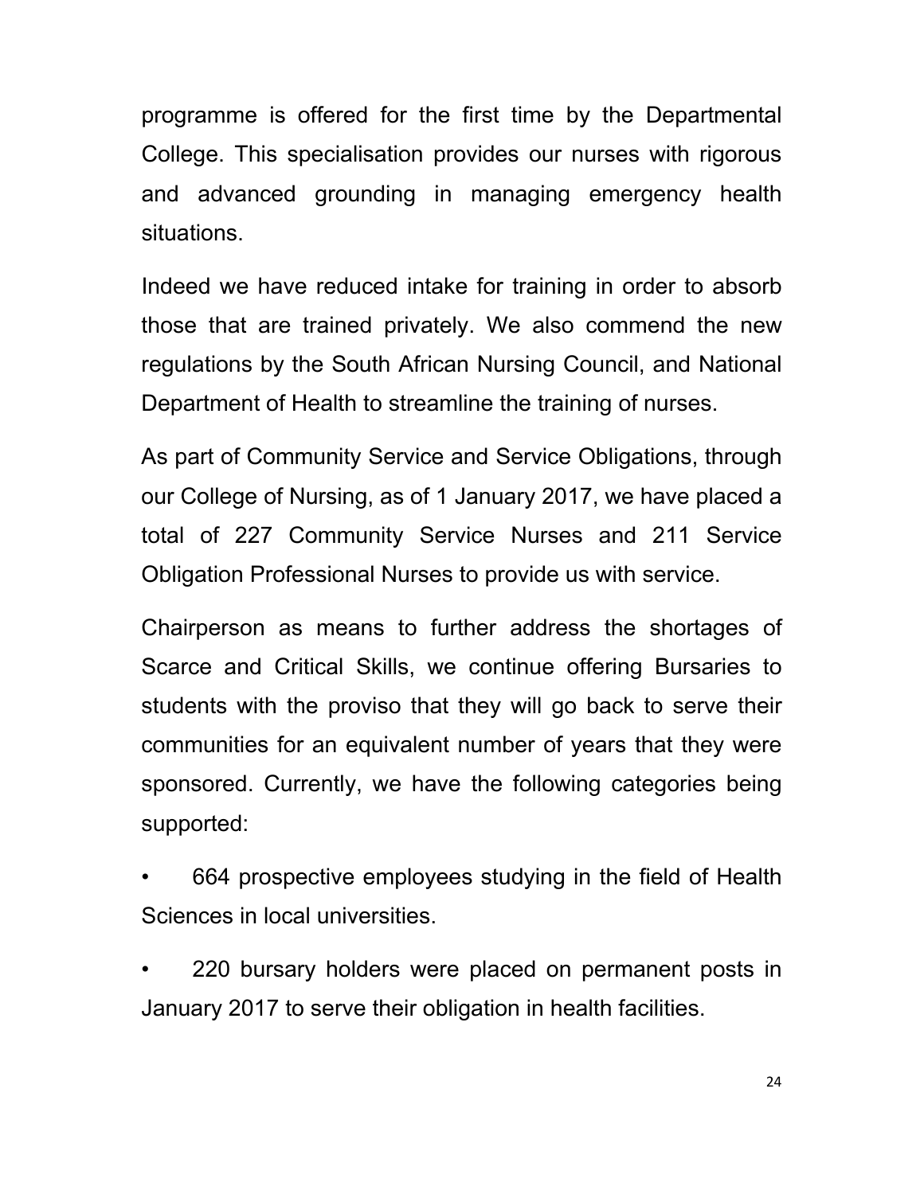programme is offered for the first time by the Departmental College. This specialisation provides our nurses with rigorous and advanced grounding in managing emergency health situations.

Indeed we have reduced intake for training in order to absorb those that are trained privately. We also commend the new regulations by the South African Nursing Council, and National Department of Health to streamline the training of nurses.

As part of Community Service and Service Obligations, through our College of Nursing, as of 1 January 2017, we have placed a total of 227 Community Service Nurses and 211 Service Obligation Professional Nurses to provide us with service.

Chairperson as means to further address the shortages of Scarce and Critical Skills, we continue offering Bursaries to students with the proviso that they will go back to serve their communities for an equivalent number of years that they were sponsored. Currently, we have the following categories being supported:

- 664 prospective employees studying in the field of Health Sciences in local universities.
- 220 bursary holders were placed on permanent posts in January 2017 to serve their obligation in health facilities.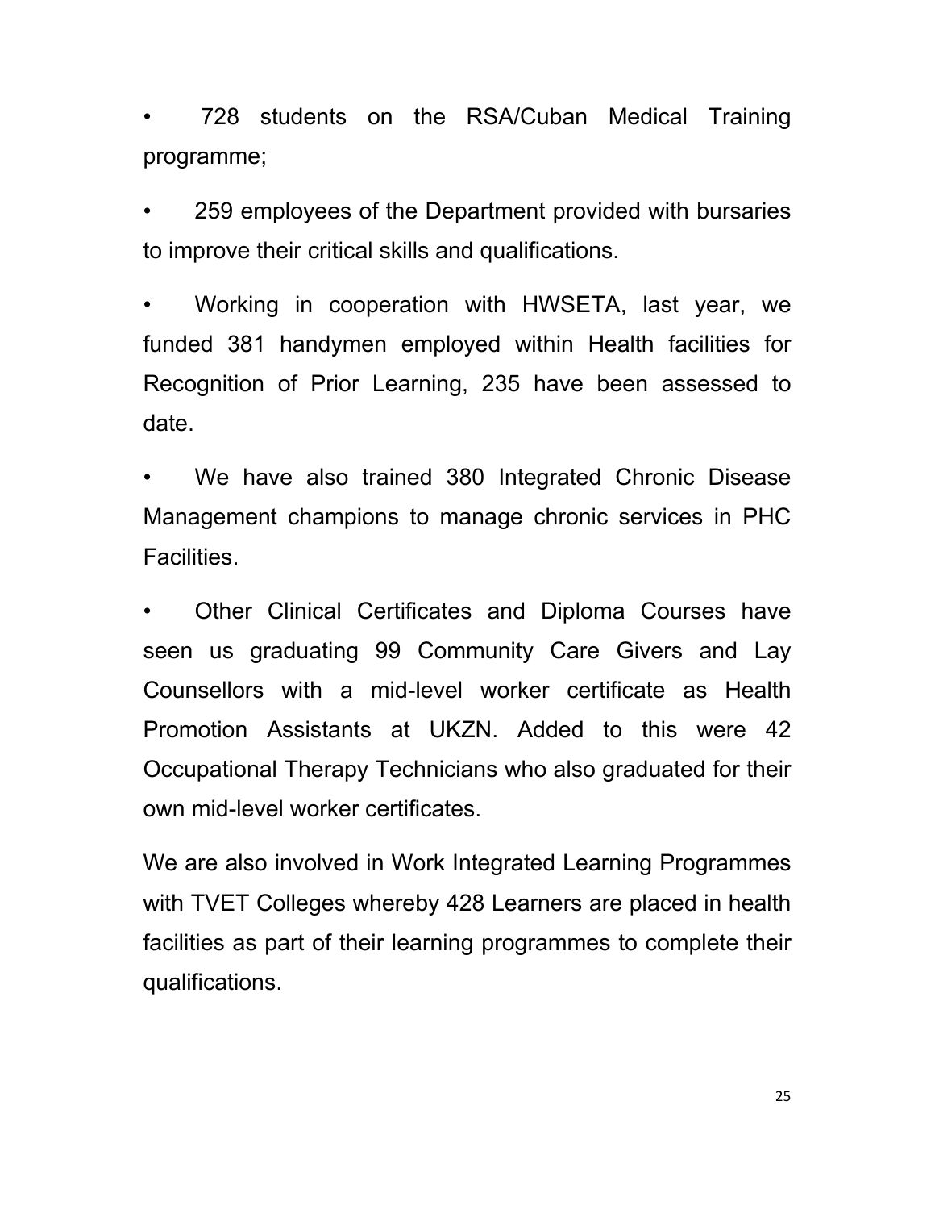- 728 students on the RSA/Cuban Medical Training programme;
- 259 employees of the Department provided with bursaries to improve their critical skills and qualifications.
- Working in cooperation with HWSETA, last year, we funded 381 handymen employed within Health facilities for Recognition of Prior Learning, 235 have been assessed to date.
- We have also trained 380 Integrated Chronic Disease Management champions to manage chronic services in PHC Facilities.
- Other Clinical Certificates and Diploma Courses have seen us graduating 99 Community Care Givers and Lay Counsellors with a mid-level worker certificate as Health Promotion Assistants at UKZN. Added to this were 42 Occupational Therapy Technicians who also graduated for their own mid-level worker certificates.

We are also involved in Work Integrated Learning Programmes with TVET Colleges whereby 428 Learners are placed in health facilities as part of their learning programmes to complete their qualifications.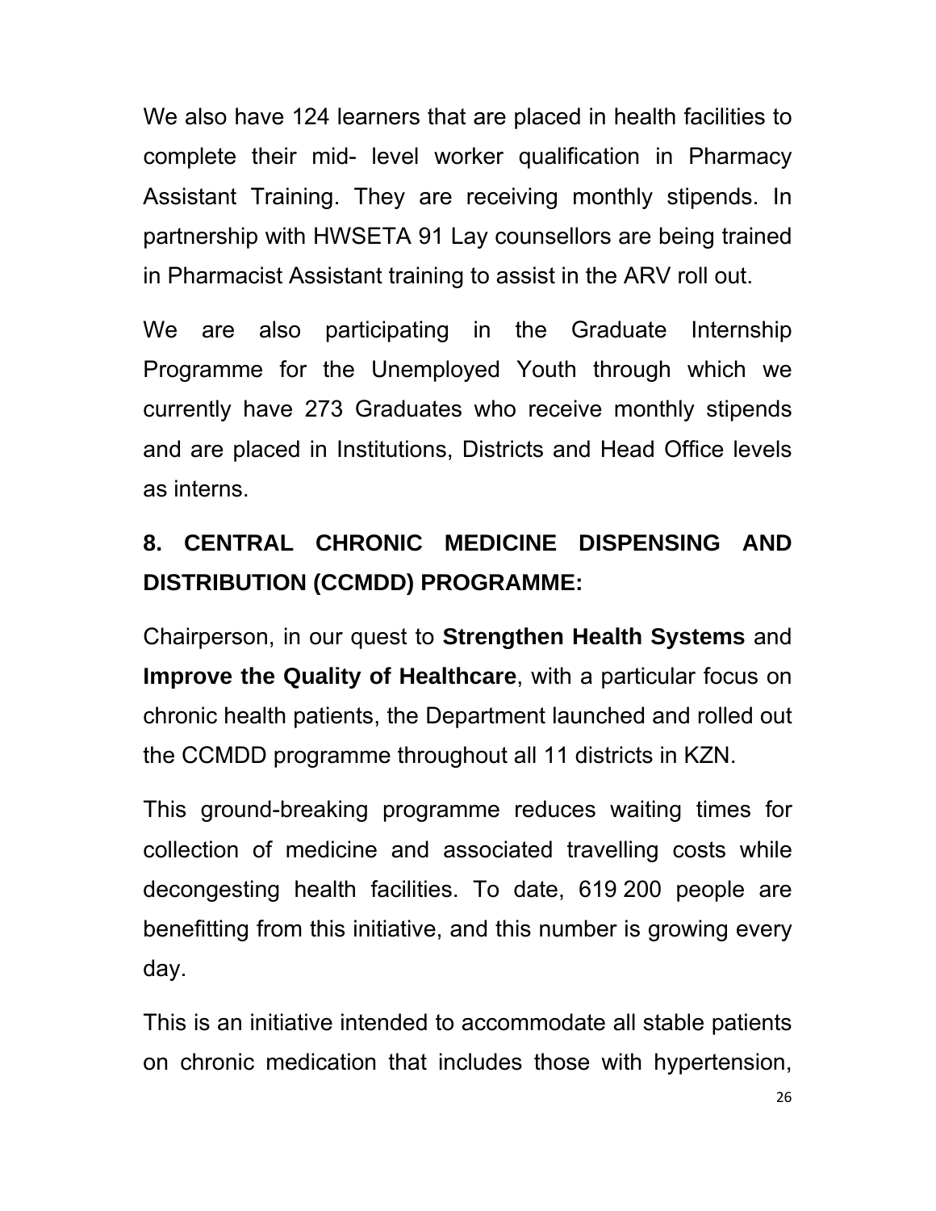We also have 124 learners that are placed in health facilities to complete their mid- level worker qualification in Pharmacy Assistant Training. They are receiving monthly stipends. In partnership with HWSETA 91 Lay counsellors are being trained in Pharmacist Assistant training to assist in the ARV roll out.

We are also participating in the Graduate Internship Programme for the Unemployed Youth through which we currently have 273 Graduates who receive monthly stipends and are placed in Institutions, Districts and Head Office levels as interns.

## 8. CENTRAL CHRONIC MEDICINE DISPENSING AND DISTRIBUTION (CCMDD) PROGRAMME:

Chairperson, in our quest to **Strengthen Health Systems** and **Improve the Quality of Healthcare**, with a particular focus on chronic health patients, the Department launched and rolled out the CCMDD programme throughout all 11 districts in KZN.

This ground-breaking programme reduces waiting times for collection of medicine and associated travelling costs while decongesting health facilities. To date, 619 200 people are benefitting from this initiative, and this number is growing every day.

This is an initiative intended to accommodate all stable patients on chronic medication that includes those with hypertension,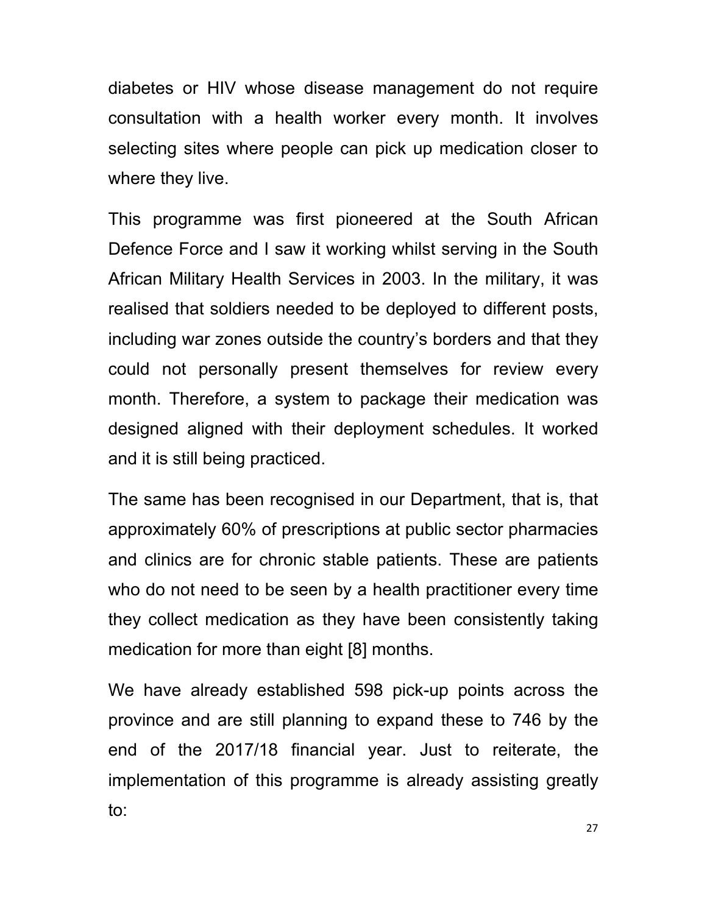diabetes or HIV whose disease management do not require consultation with a health worker every month. It involves selecting sites where people can pick up medication closer to where they live.

This programme was first pioneered at the South African Defence Force and I saw it working whilst serving in the South African Military Health Services in 2003. In the military, it was realised that soldiers needed to be deployed to different posts, including war zones outside the country's borders and that they could not personally present themselves for review every month. Therefore, a system to package their medication was designed aligned with their deployment schedules. It worked and it is still being practiced.

The same has been recognised in our Department, that is, that approximately 60% of prescriptions at public sector pharmacies and clinics are for chronic stable patients. These are patients who do not need to be seen by a health practitioner every time they collect medication as they have been consistently taking medication for more than eight [8] months.

We have already established 598 pick-up points across the province and are still planning to expand these to 746 by the end of the 2017/18 financial year. Just to reiterate, the implementation of this programme is already assisting greatly to: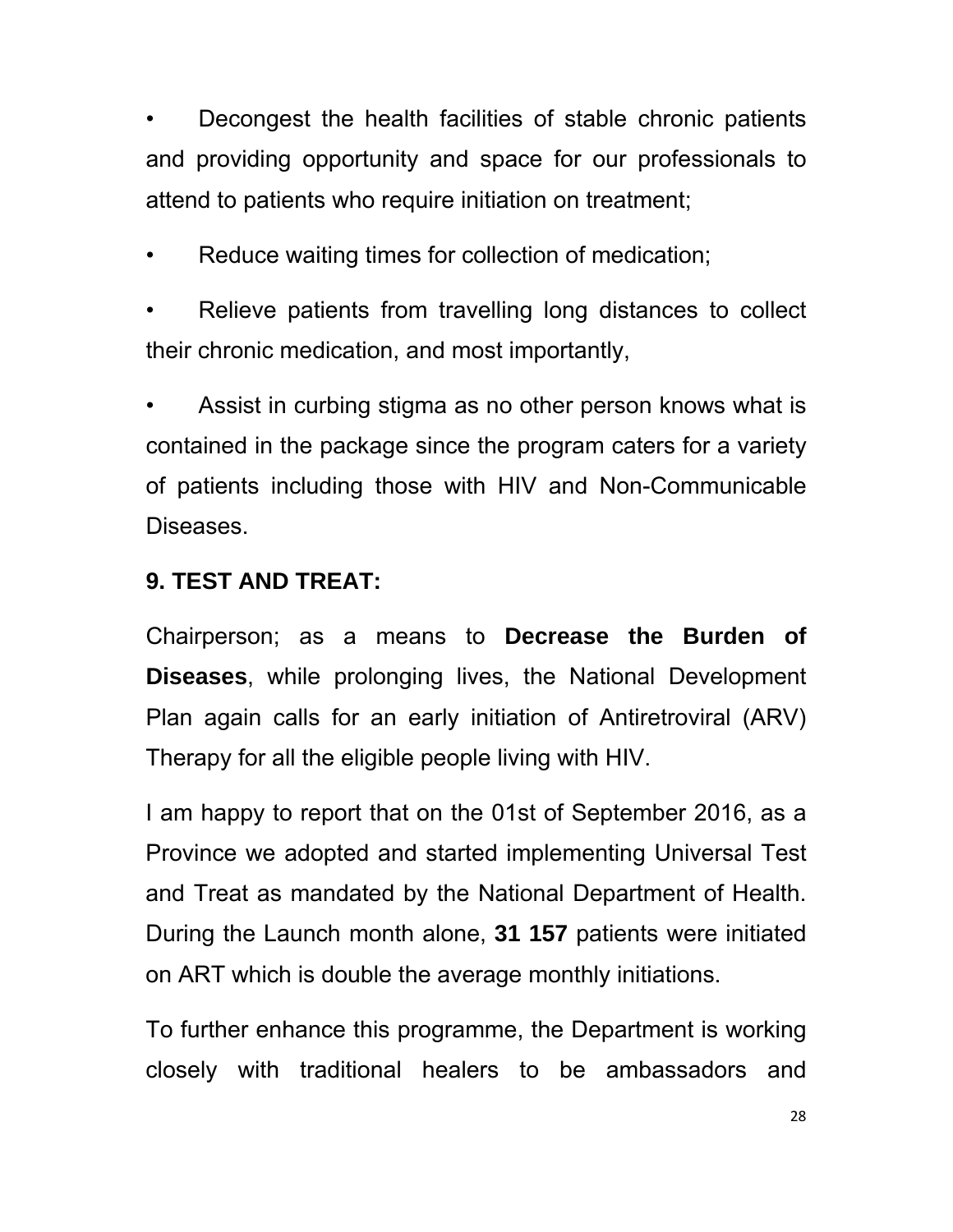- Decongest the health facilities of stable chronic patients and providing opportunity and space for our professionals to attend to patients who require initiation on treatment;
- Reduce waiting times for collection of medication;
- Relieve patients from travelling long distances to collect their chronic medication, and most importantly,
- Assist in curbing stigma as no other person knows what is contained in the package since the program caters for a variety of patients including those with HIV and Non-Communicable Diseases.

## 9. TEST AND TREAT:

Chairperson; as a means to **Decrease the Burden of Diseases**, while prolonging lives, the National Development Plan again calls for an early initiation of Antiretroviral (ARV) Therapy for all the eligible people living with HIV.

I am happy to report that on the 01st of September 2016, as a Province we adopted and started implementing Universal Test and Treat as mandated by the National Department of Health. During the Launch month alone, **31 157** patients were initiated on ART which is double the average monthly initiations.

To further enhance this programme, the Department is working closely with traditional healers to be ambassadors and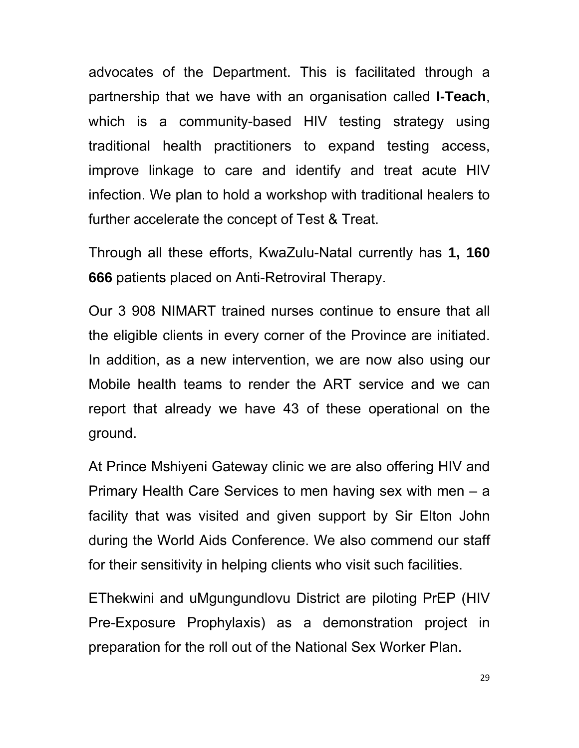advocates of the Department. This is facilitated through a partnership that we have with an organisation called **I-Teach**, which is a community-based HIV testing strategy using traditional health practitioners to expand testing access, improve linkage to care and identify and treat acute HIV infection. We plan to hold a workshop with traditional healers to further accelerate the concept of Test & Treat.

Through all these efforts, KwaZulu-Natal currently has **1, 160 666** patients placed on Anti-Retroviral Therapy.

Our 3 908 NIMART trained nurses continue to ensure that all the eligible clients in every corner of the Province are initiated. In addition, as a new intervention, we are now also using our Mobile health teams to render the ART service and we can report that already we have 43 of these operational on the ground.

At Prince Mshiyeni Gateway clinic we are also offering HIV and Primary Health Care Services to men having sex with men – a facility that was visited and given support by Sir Elton John during the World Aids Conference. We also commend our staff for their sensitivity in helping clients who visit such facilities.

EThekwini and uMgungundlovu District are piloting PrEP (HIV Pre-Exposure Prophylaxis) as a demonstration project in preparation for the roll out of the National Sex Worker Plan.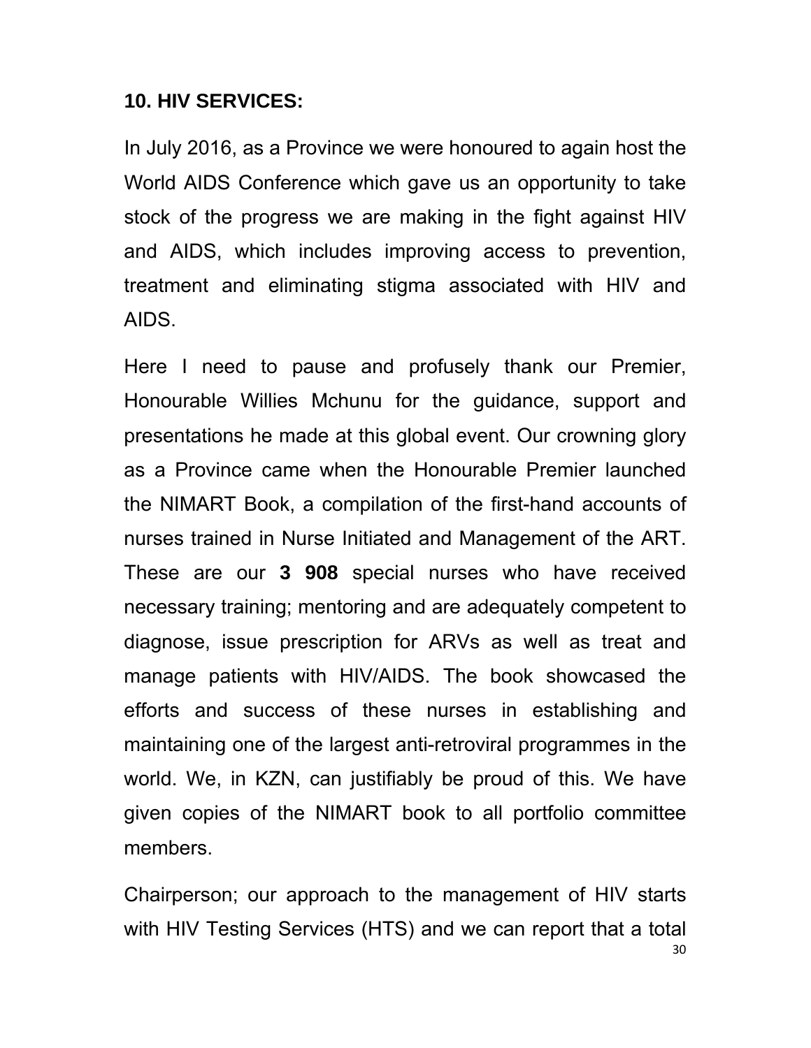## 10. HIV SERVICES:

In July 2016, as a Province we were honoured to again host the World AIDS Conference which gave us an opportunity to take stock of the progress we are making in the fight against HIV and AIDS, which includes improving access to prevention, treatment and eliminating stigma associated with HIV and AIDS.

Here I need to pause and profusely thank our Premier, Honourable Willies Mchunu for the guidance, support and presentations he made at this global event. Our crowning glory as a Province came when the Honourable Premier launched the NIMART Book, a compilation of the first-hand accounts of nurses trained in Nurse Initiated and Management of the ART. These are our **3 908** special nurses who have received necessary training; mentoring and are adequately competent to diagnose, issue prescription for ARVs as well as treat and manage patients with HIV/AIDS. The book showcased the efforts and success of these nurses in establishing and maintaining one of the largest anti-retroviral programmes in the world. We, in KZN, can justifiably be proud of this. We have given copies of the NIMART book to all portfolio committee members.

Chairperson; our approach to the management of HIV starts with HIV Testing Services (HTS) and we can report that a total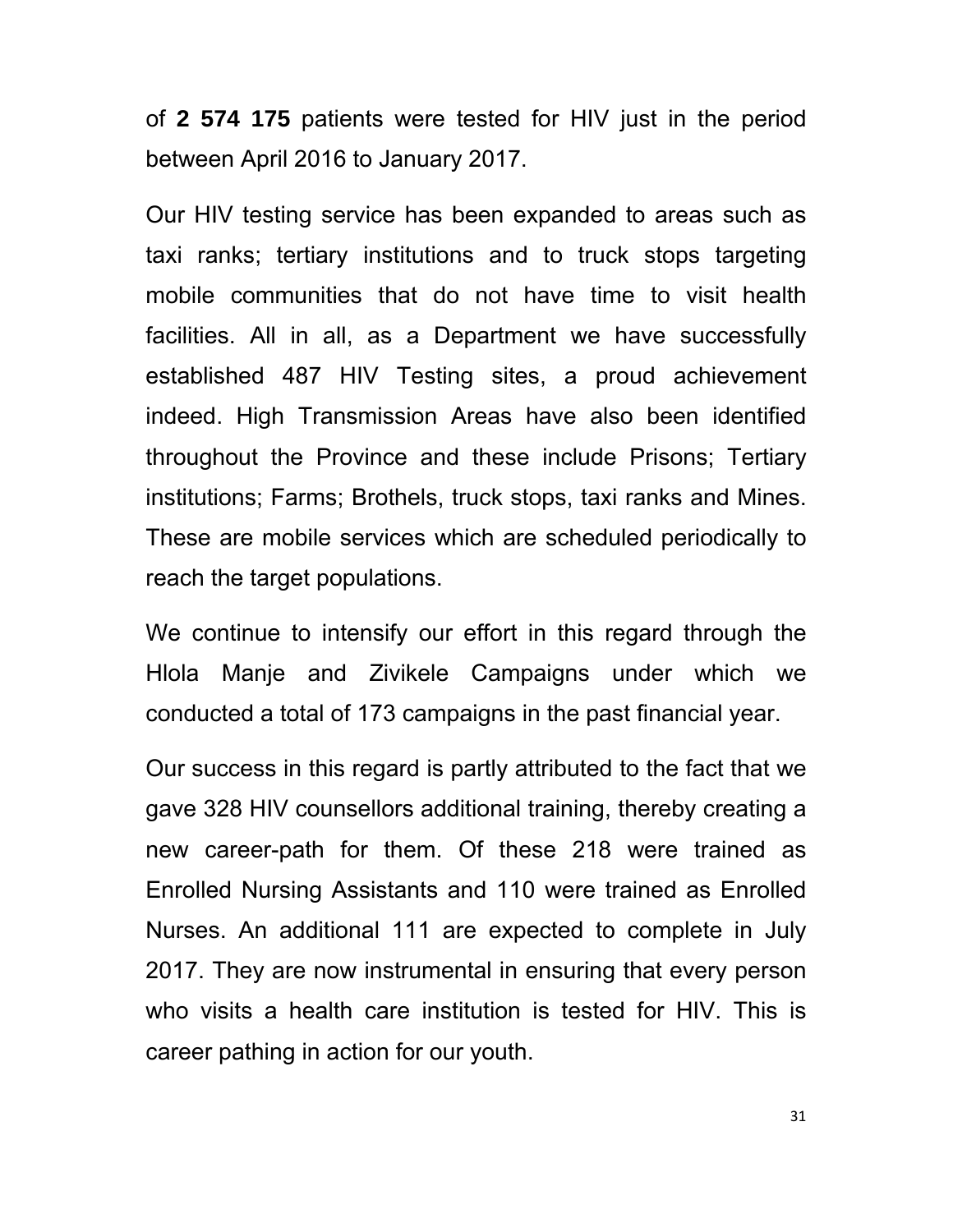of **2 574 175** patients were tested for HIV just in the period between April 2016 to January 2017.

Our HIV testing service has been expanded to areas such as taxi ranks; tertiary institutions and to truck stops targeting mobile communities that do not have time to visit health facilities. All in all, as a Department we have successfully established 487 HIV Testing sites, a proud achievement indeed. High Transmission Areas have also been identified throughout the Province and these include Prisons; Tertiary institutions; Farms; Brothels, truck stops, taxi ranks and Mines. These are mobile services which are scheduled periodically to reach the target populations.

We continue to intensify our effort in this regard through the Hlola Manje and Zivikele Campaigns under which we conducted a total of 173 campaigns in the past financial year.

Our success in this regard is partly attributed to the fact that we gave 328 HIV counsellors additional training, thereby creating a new career-path for them. Of these 218 were trained as Enrolled Nursing Assistants and 110 were trained as Enrolled Nurses. An additional 111 are expected to complete in July 2017. They are now instrumental in ensuring that every person who visits a health care institution is tested for HIV. This is career pathing in action for our youth.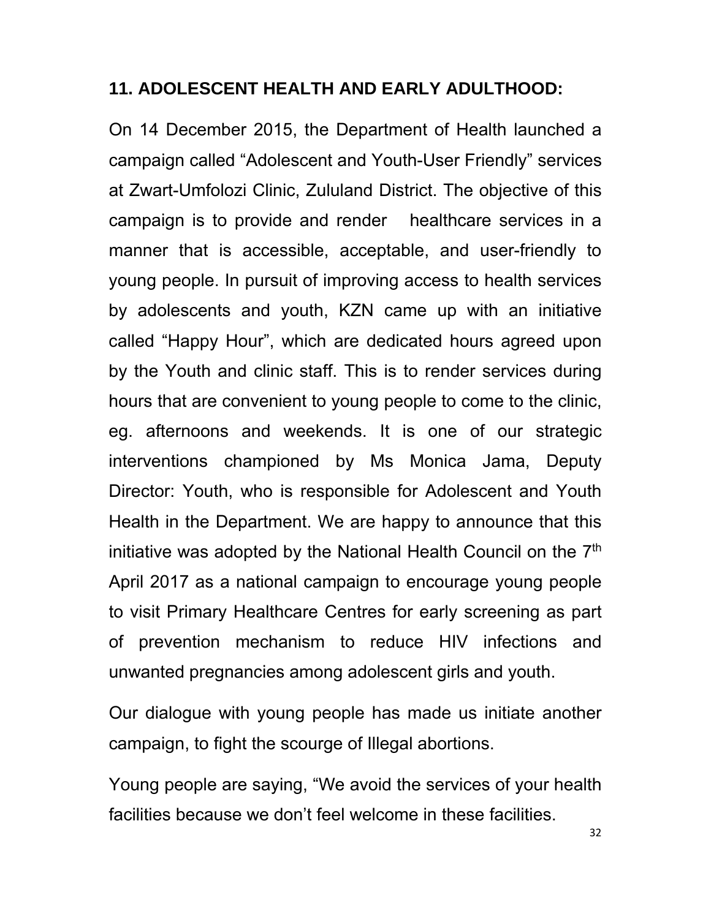## 11. ADOLESCENT HEALTH AND EARLY ADULTHOOD:

On 14 December 2015, the Department of Health launched a campaign called "Adolescent and Youth-User Friendly" services at Zwart-Umfolozi Clinic, Zululand District. The objective of this campaign is to provide and render healthcare services in a manner that is accessible, acceptable, and user-friendly to young people. In pursuit of improving access to health services by adolescents and youth, KZN came up with an initiative called "Happy Hour", which are dedicated hours agreed upon by the Youth and clinic staff. This is to render services during hours that are convenient to young people to come to the clinic, eg. afternoons and weekends. It is one of our strategic interventions championed by Ms Monica Jama, Deputy Director: Youth, who is responsible for Adolescent and Youth Health in the Department. We are happy to announce that this initiative was adopted by the National Health Council on the 7th April 2017 as a national campaign to encourage young people to visit Primary Healthcare Centres for early screening as part of prevention mechanism to reduce HIV infections and unwanted pregnancies among adolescent girls and youth.

Our dialogue with young people has made us initiate another campaign, to fight the scourge of Illegal abortions.

Young people are saying, "We avoid the services of your health facilities because we don't feel welcome in these facilities.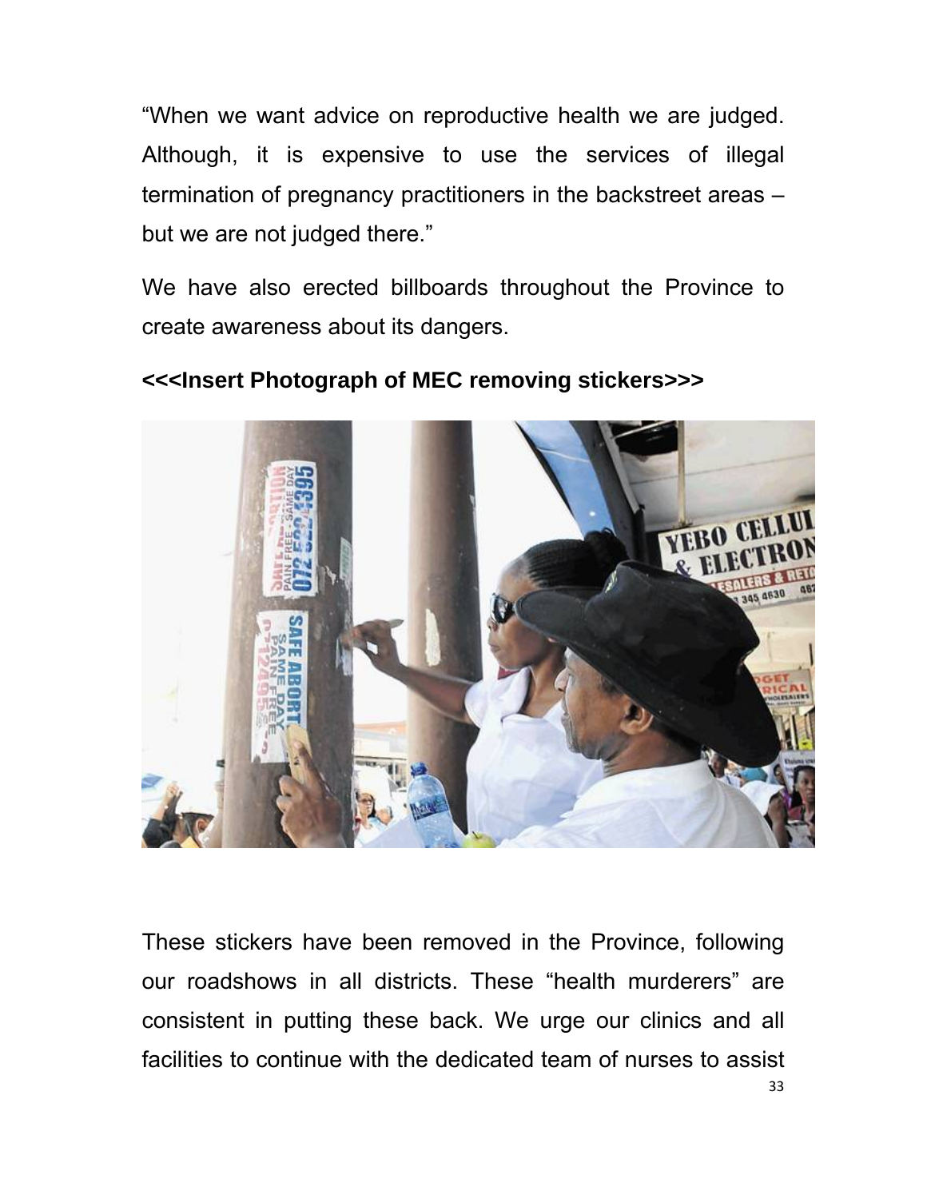"When we want advice on reproductive health we are judged. Although, it is expensive to use the services of illegal termination of pregnancy practitioners in the backstreet areas – but we are not judged there."

We have also erected billboards throughout the Province to create awareness about its dangers.

**<<<Insert Photograph of MEC removing stickers>>>**

These stickers have been removed in the Province, following our roadshows in all districts. These "health murderers" are consistent in putting these back. We urge our clinics and all facilities to continue with the dedicated team of nurses to assist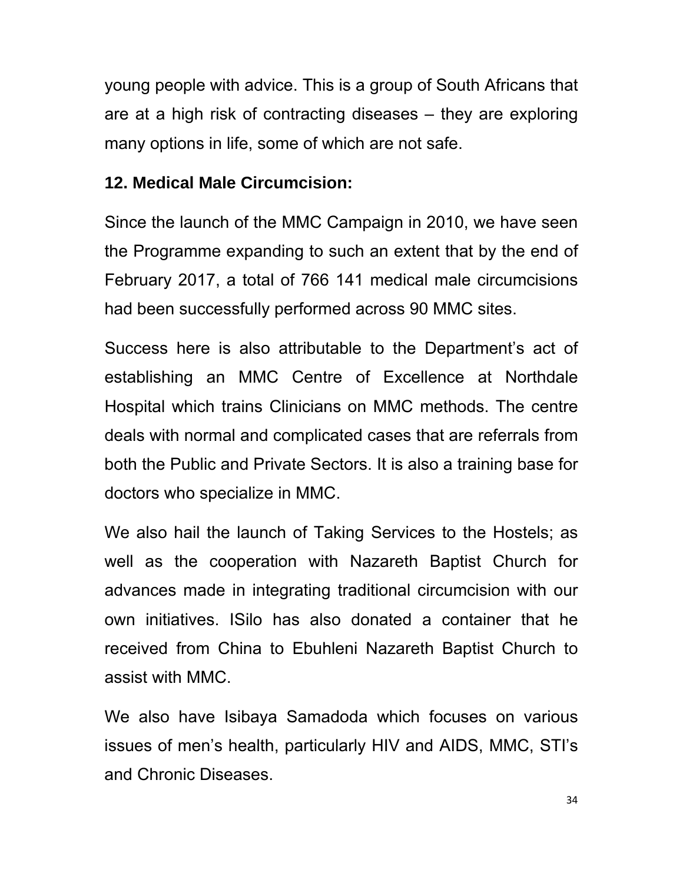young people with advice. This is a group of South Africans that are at a high risk of contracting diseases – they are exploring many options in life, some of which are not safe.

**12. Medical Male Circumcision:**

Since the launch of the MMC Campaign in 2010, we have seen the Programme expanding to such an extent that by the end of February 2017, a total of 766 141 medical male circumcisions had been successfully performed across 90 MMC sites.

Success here is also attributable to the Department's act of establishing an MMC Centre of Excellence at Northdale Hospital which trains Clinicians on MMC methods. The centre deals with normal and complicated cases that are referrals from both the Public and Private Sectors. It is also a training base for doctors who specialize in MMC.

We also hail the launch of Taking Services to the Hostels; as well as the cooperation with Nazareth Baptist Church for advances made in integrating traditional circumcision with our own initiatives. ISilo has also donated a container that he received from China to Ebuhleni Nazareth Baptist Church to assist with MMC.

We also have Isibaya Samadoda which focuses on various issues of men's health, particularly HIV and AIDS, MMC, STI's and Chronic Diseases.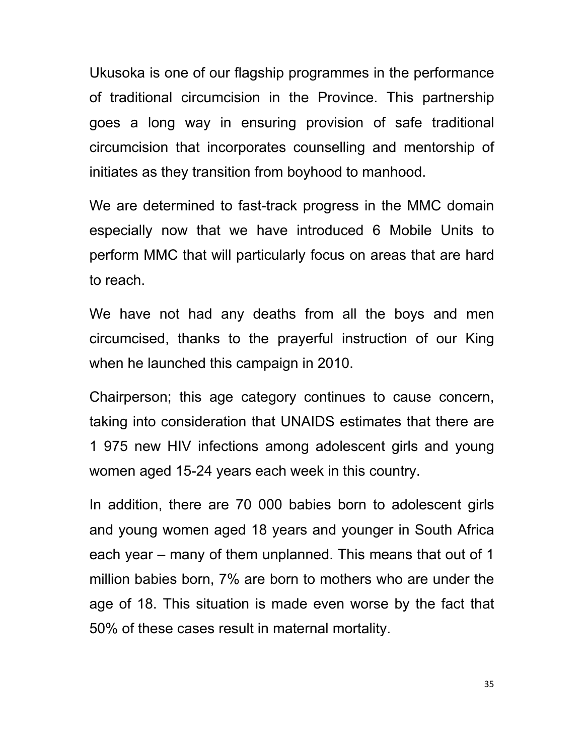Ukusoka is one of our flagship programmes in the performance of traditional circumcision in the Province. This partnership goes a long way in ensuring provision of safe traditional circumcision that incorporates counselling and mentorship of initiates as they transition from boyhood to manhood.

We are determined to fast-track progress in the MMC domain especially now that we have introduced 6 Mobile Units to perform MMC that will particularly focus on areas that are hard to reach.

We have not had any deaths from all the boys and men circumcised, thanks to the prayerful instruction of our King when he launched this campaign in 2010.

Chairperson; this age category continues to cause concern, taking into consideration that UNAIDS estimates that there are 1 975 new HIV infections among adolescent girls and young women aged 15-24 years each week in this country.

In addition, there are 70 000 babies born to adolescent girls and young women aged 18 years and younger in South Africa each year – many of them unplanned. This means that out of 1 million babies born, 7% are born to mothers who are under the age of 18. This situation is made even worse by the fact that 50% of these cases result in maternal mortality.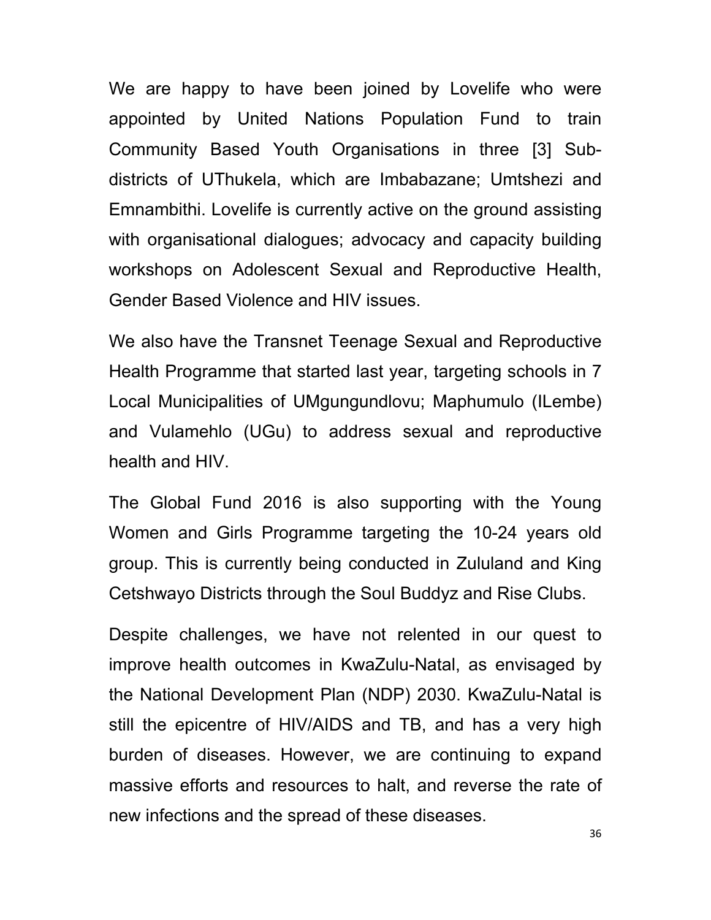We are happy to have been joined by Lovelife who were appointed by United Nations Population Fund to train Community Based Youth Organisations in three [3] Sub-districts of UThukela, which are Imbabazane; Umtshezi and Emnambithi. Lovelife is currently active on the ground assisting with organisational dialogues; advocacy and capacity building workshops on Adolescent Sexual and Reproductive Health, Gender Based Violence and HIV issues.

We also have the Transnet Teenage Sexual and Reproductive Health Programme that started last year, targeting schools in 7 Local Municipalities of UMgungundlovu; Maphumulo (ILembe) and Vulamehlo (UGu) to address sexual and reproductive health and HIV.

The Global Fund 2016 is also supporting with the Young Women and Girls Programme targeting the 10-24 years old group. This is currently being conducted in Zululand and King Cetshwayo Districts through the Soul Buddyz and Rise Clubs.

Despite challenges, we have not relented in our quest to improve health outcomes in KwaZulu-Natal, as envisaged by the National Development Plan (NDP) 2030. KwaZulu-Natal is still the epicentre of HIV/AIDS and TB, and has a very high burden of diseases. However, we are continuing to expand massive efforts and resources to halt, and reverse the rate of new infections and the spread of these diseases.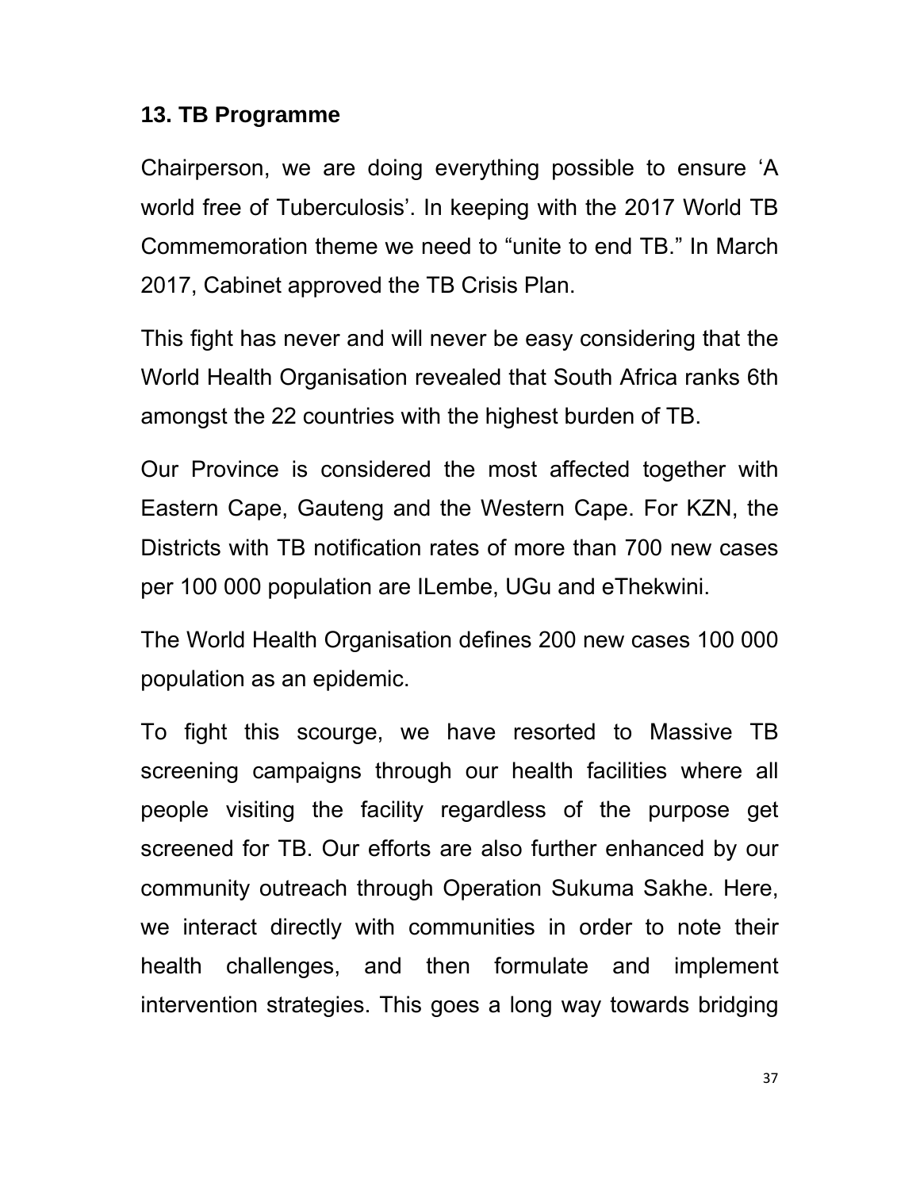## 13. TB Programme

Chairperson, we are doing everything possible to ensure 'A world free of Tuberculosis'. In keeping with the 2017 World TB Commemoration theme we need to "unite to end TB." In March 2017, Cabinet approved the TB Crisis Plan.

This fight has never and will never be easy considering that the World Health Organisation revealed that South Africa ranks 6th amongst the 22 countries with the highest burden of TB.

Our Province is considered the most affected together with Eastern Cape, Gauteng and the Western Cape. For KZN, the Districts with TB notification rates of more than 700 new cases per 100 000 population are ILembe, UGu and eThekwini.

The World Health Organisation defines 200 new cases 100 000 population as an epidemic.

To fight this scourge, we have resorted to Massive TB screening campaigns through our health facilities where all people visiting the facility regardless of the purpose get screened for TB. Our efforts are also further enhanced by our community outreach through Operation Sukuma Sakhe. Here, we interact directly with communities in order to note their health challenges, and then formulate and implement intervention strategies. This goes a long way towards bridging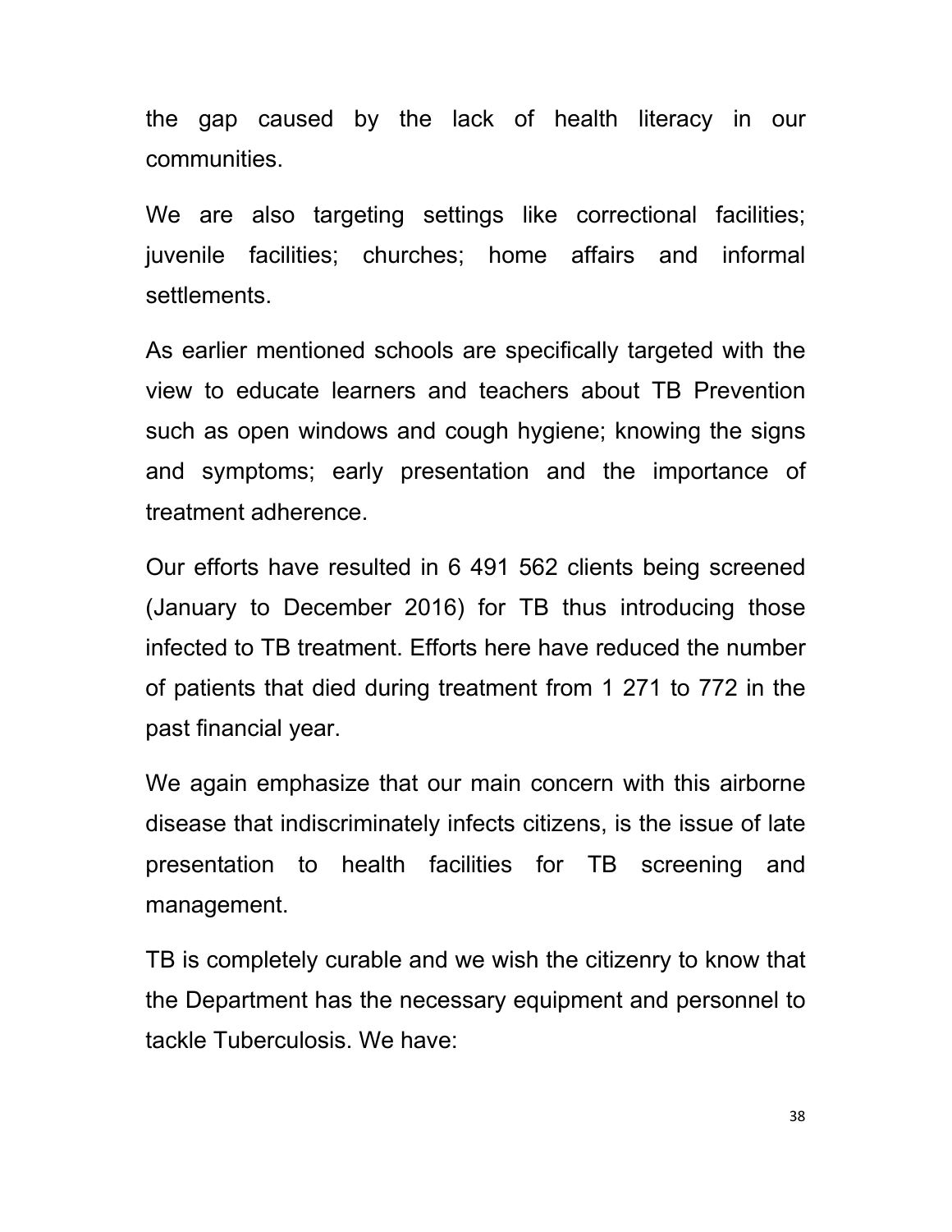the gap caused by the lack of health literacy in our communities.

We are also targeting settings like correctional facilities; juvenile facilities; churches; home affairs and informal settlements.

As earlier mentioned schools are specifically targeted with the view to educate learners and teachers about TB Prevention such as open windows and cough hygiene; knowing the signs and symptoms; early presentation and the importance of treatment adherence.

Our efforts have resulted in 6 491 562 clients being screened (January to December 2016) for TB thus introducing those infected to TB treatment. Efforts here have reduced the number of patients that died during treatment from 1 271 to 772 in the past financial year.

We again emphasize that our main concern with this airborne disease that indiscriminately infects citizens, is the issue of late presentation to health facilities for TB screening and management.

TB is completely curable and we wish the citizenry to know that the Department has the necessary equipment and personnel to tackle Tuberculosis. We have: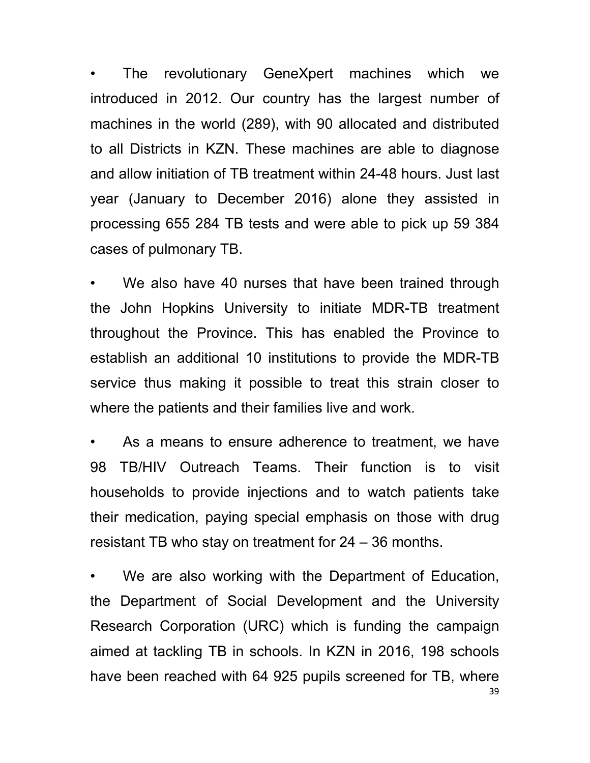- The revolutionary GeneXpert machines which we introduced in 2012. Our country has the largest number of machines in the world (289), with 90 allocated and distributed to all Districts in KZN. These machines are able to diagnose and allow initiation of TB treatment within 24-48 hours. Just last year (January to December 2016) alone they assisted in processing 655 284 TB tests and were able to pick up 59 384 cases of pulmonary TB.

- We also have 40 nurses that have been trained through the John Hopkins University to initiate MDR-TB treatment throughout the Province. This has enabled the Province to establish an additional 10 institutions to provide the MDR-TB service thus making it possible to treat this strain closer to where the patients and their families live and work.

- As a means to ensure adherence to treatment, we have 98 TB/HIV Outreach Teams. Their function is to visit households to provide injections and to watch patients take their medication, paying special emphasis on those with drug resistant TB who stay on treatment for 24 – 36 months.

- We are also working with the Department of Education, the Department of Social Development and the University Research Corporation (URC) which is funding the campaign aimed at tackling TB in schools. In KZN in 2016, 198 schools have been reached with 64 925 pupils screened for TB, where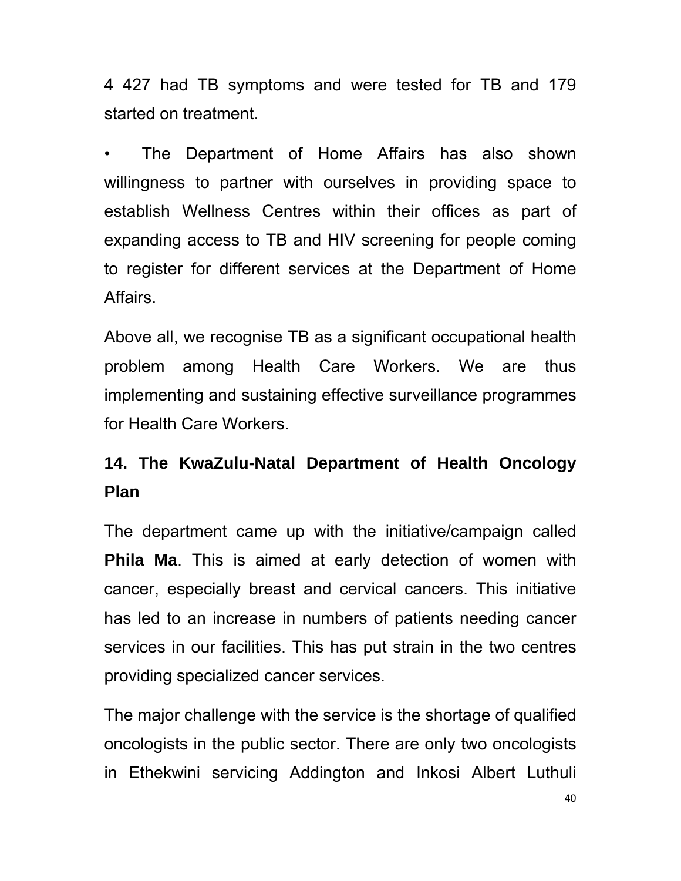4 427 had TB symptoms and were tested for TB and 179 started on treatment.

- The Department of Home Affairs has also shown willingness to partner with ourselves in providing space to establish Wellness Centres within their offices as part of expanding access to TB and HIV screening for people coming to register for different services at the Department of Home Affairs.

Above all, we recognise TB as a significant occupational health problem among Health Care Workers. We are thus implementing and sustaining effective surveillance programmes for Health Care Workers.

## 14. The KwaZulu-Natal Department of Health Oncology Plan

The department came up with the initiative/campaign called **Phila Ma**. This is aimed at early detection of women with cancer, especially breast and cervical cancers. This initiative has led to an increase in numbers of patients needing cancer services in our facilities. This has put strain in the two centres providing specialized cancer services.

The major challenge with the service is the shortage of qualified oncologists in the public sector. There are only two oncologists in Ethekwini servicing Addington and Inkosi Albert Luthuli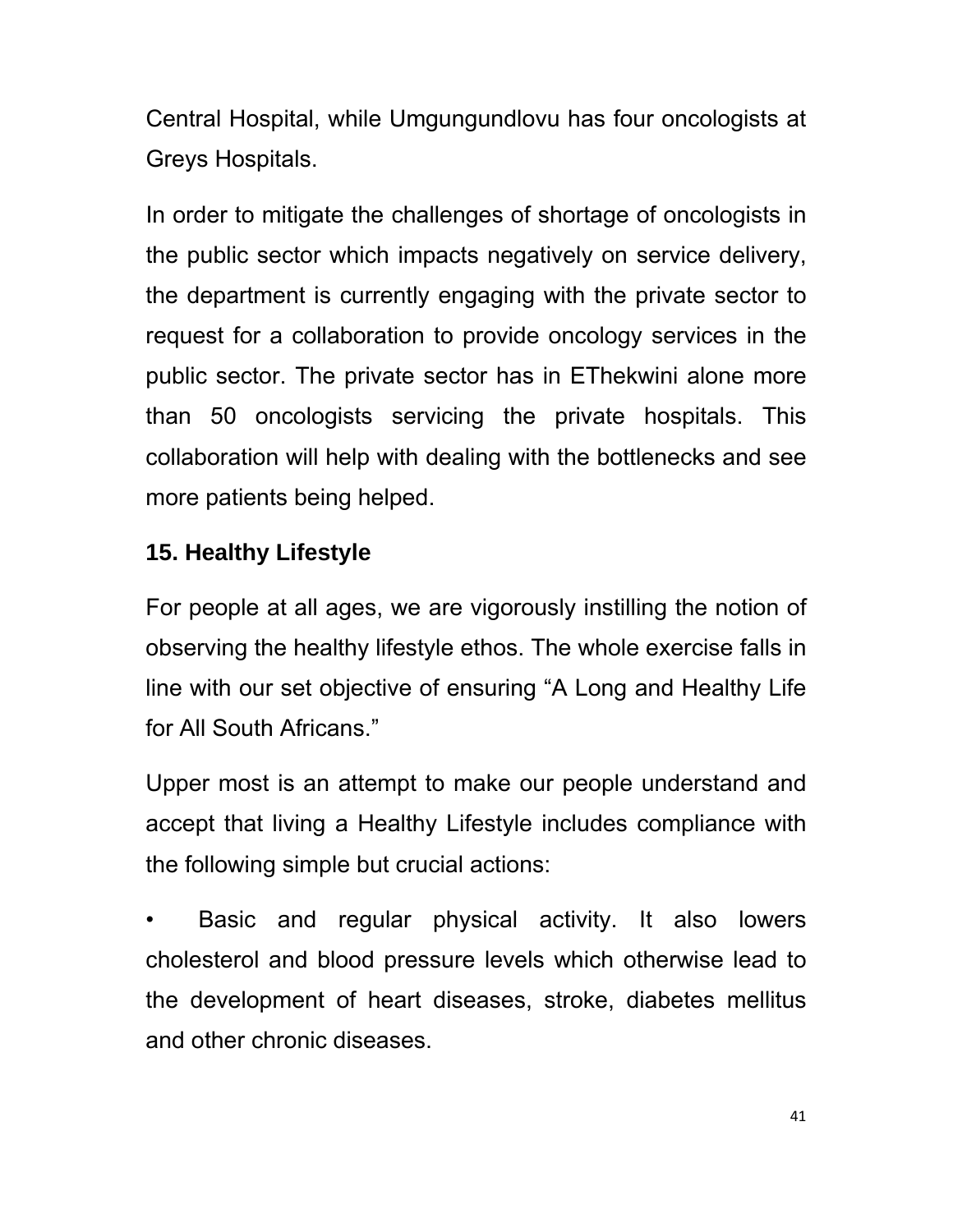Central Hospital, while Umgungundlovu has four oncologists at Greys Hospitals.

In order to mitigate the challenges of shortage of oncologists in the public sector which impacts negatively on service delivery, the department is currently engaging with the private sector to request for a collaboration to provide oncology services in the public sector. The private sector has in EThekwini alone more than 50 oncologists servicing the private hospitals. This collaboration will help with dealing with the bottlenecks and see more patients being helped.

**15. Healthy Lifestyle**

For people at all ages, we are vigorously instilling the notion of observing the healthy lifestyle ethos. The whole exercise falls in line with our set objective of ensuring “A Long and Healthy Life for All South Africans.”

Upper most is an attempt to make our people understand and accept that living a Healthy Lifestyle includes compliance with the following simple but crucial actions:

- Basic and regular physical activity. It also lowers cholesterol and blood pressure levels which otherwise lead to the development of heart diseases, stroke, diabetes mellitus and other chronic diseases.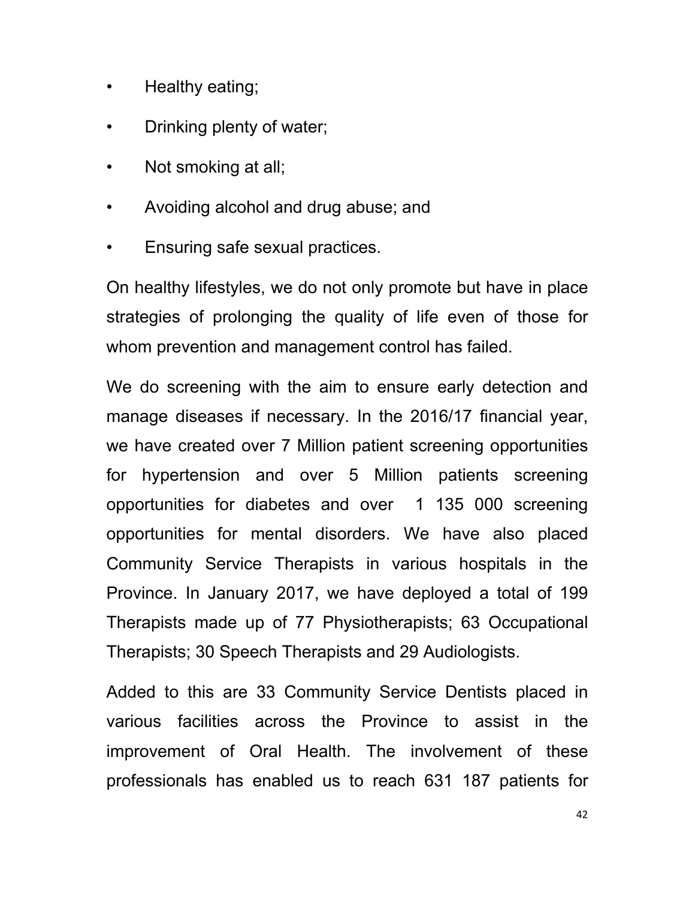- Healthy eating;
- Drinking plenty of water;
- Not smoking at all;
- Avoiding alcohol and drug abuse; and
- Ensuring safe sexual practices.

On healthy lifestyles, we do not only promote but have in place strategies of prolonging the quality of life even of those for whom prevention and management control has failed.

We do screening with the aim to ensure early detection and manage diseases if necessary. In the 2016/17 financial year, we have created over 7 Million patient screening opportunities for hypertension and over 5 Million patients screening opportunities for diabetes and over 1 135 000 screening opportunities for mental disorders. We have also placed Community Service Therapists in various hospitals in the Province. In January 2017, we have deployed a total of 199 Therapists made up of 77 Physiotherapists; 63 Occupational Therapists; 30 Speech Therapists and 29 Audiologists.

Added to this are 33 Community Service Dentists placed in various facilities across the Province to assist in the improvement of Oral Health. The involvement of these professionals has enabled us to reach 631 187 patients for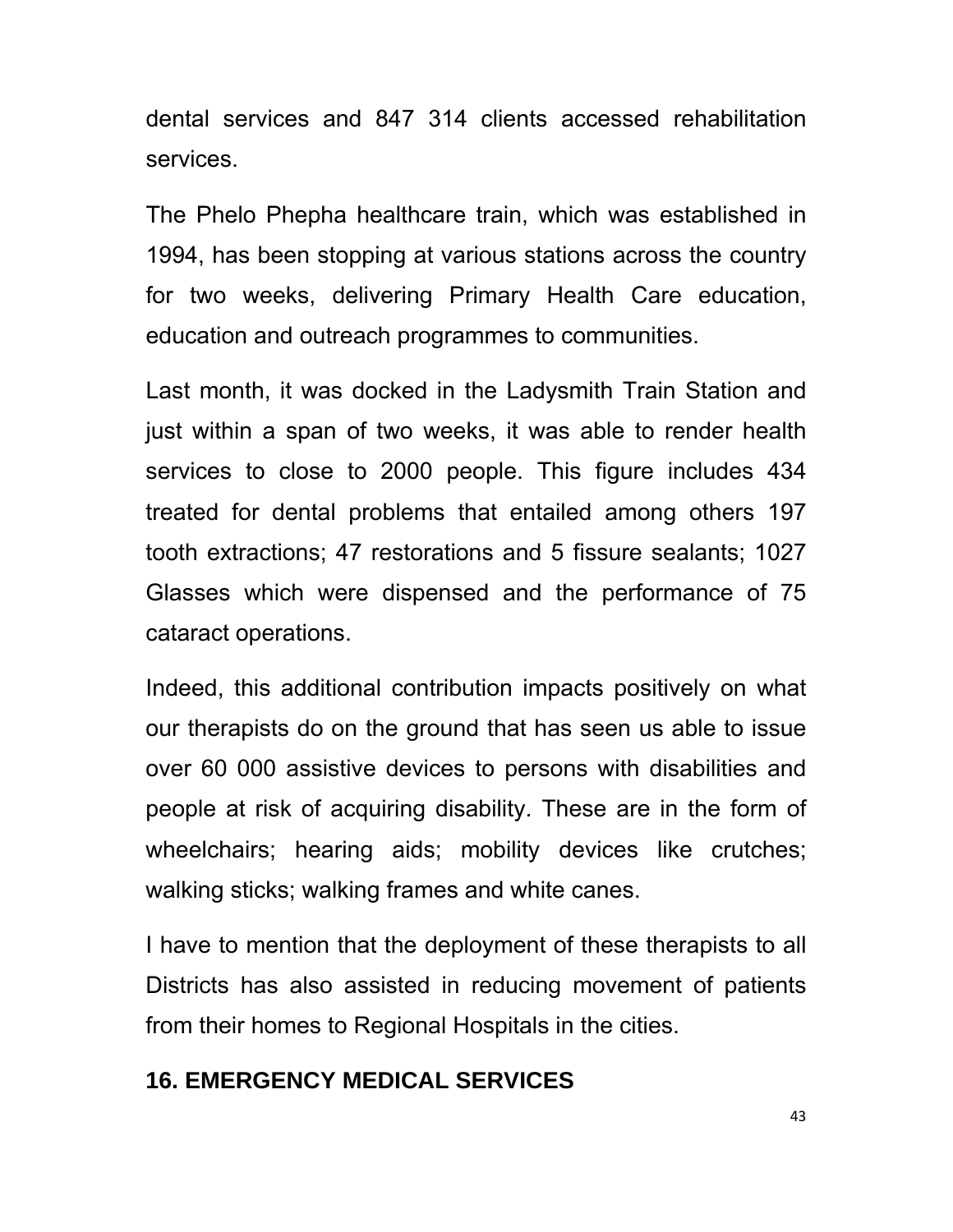dental services and 847 314 clients accessed rehabilitation services.

The Phelo Phepha healthcare train, which was established in 1994, has been stopping at various stations across the country for two weeks, delivering Primary Health Care education, education and outreach programmes to communities.

Last month, it was docked in the Ladysmith Train Station and just within a span of two weeks, it was able to render health services to close to 2000 people. This figure includes 434 treated for dental problems that entailed among others 197 tooth extractions; 47 restorations and 5 fissure sealants; 1027 Glasses which were dispensed and the performance of 75 cataract operations.

Indeed, this additional contribution impacts positively on what our therapists do on the ground that has seen us able to issue over 60 000 assistive devices to persons with disabilities and people at risk of acquiring disability. These are in the form of wheelchairs; hearing aids; mobility devices like crutches; walking sticks; walking frames and white canes.

I have to mention that the deployment of these therapists to all Districts has also assisted in reducing movement of patients from their homes to Regional Hospitals in the cities.

## 16. EMERGENCY MEDICAL SERVICES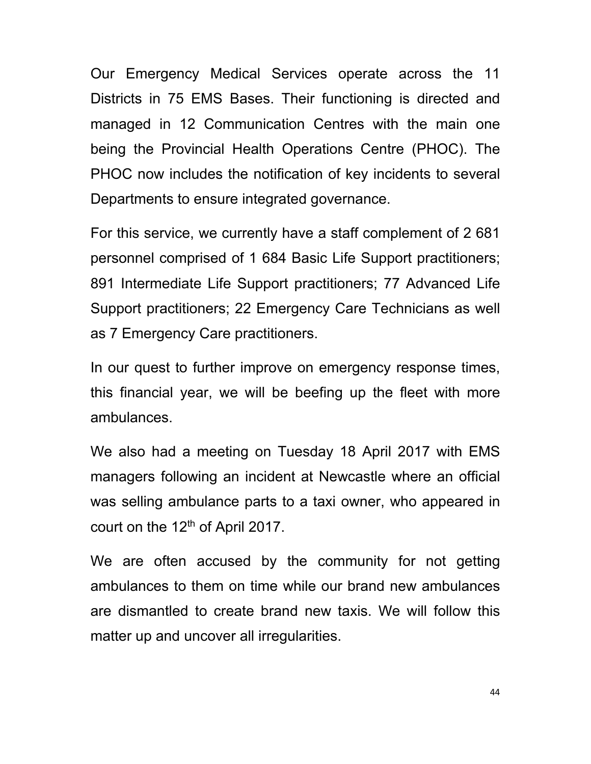Our Emergency Medical Services operate across the 11 Districts in 75 EMS Bases. Their functioning is directed and managed in 12 Communication Centres with the main one being the Provincial Health Operations Centre (PHOC). The PHOC now includes the notification of key incidents to several Departments to ensure integrated governance.

For this service, we currently have a staff complement of 2 681 personnel comprised of 1 684 Basic Life Support practitioners; 891 Intermediate Life Support practitioners; 77 Advanced Life Support practitioners; 22 Emergency Care Technicians as well as 7 Emergency Care practitioners.

In our quest to further improve on emergency response times, this financial year, we will be beefing up the fleet with more ambulances.

We also had a meeting on Tuesday 18 April 2017 with EMS managers following an incident at Newcastle where an official was selling ambulance parts to a taxi owner, who appeared in court on the 12th of April 2017.

We are often accused by the community for not getting ambulances to them on time while our brand new ambulances are dismantled to create brand new taxis. We will follow this matter up and uncover all irregularities.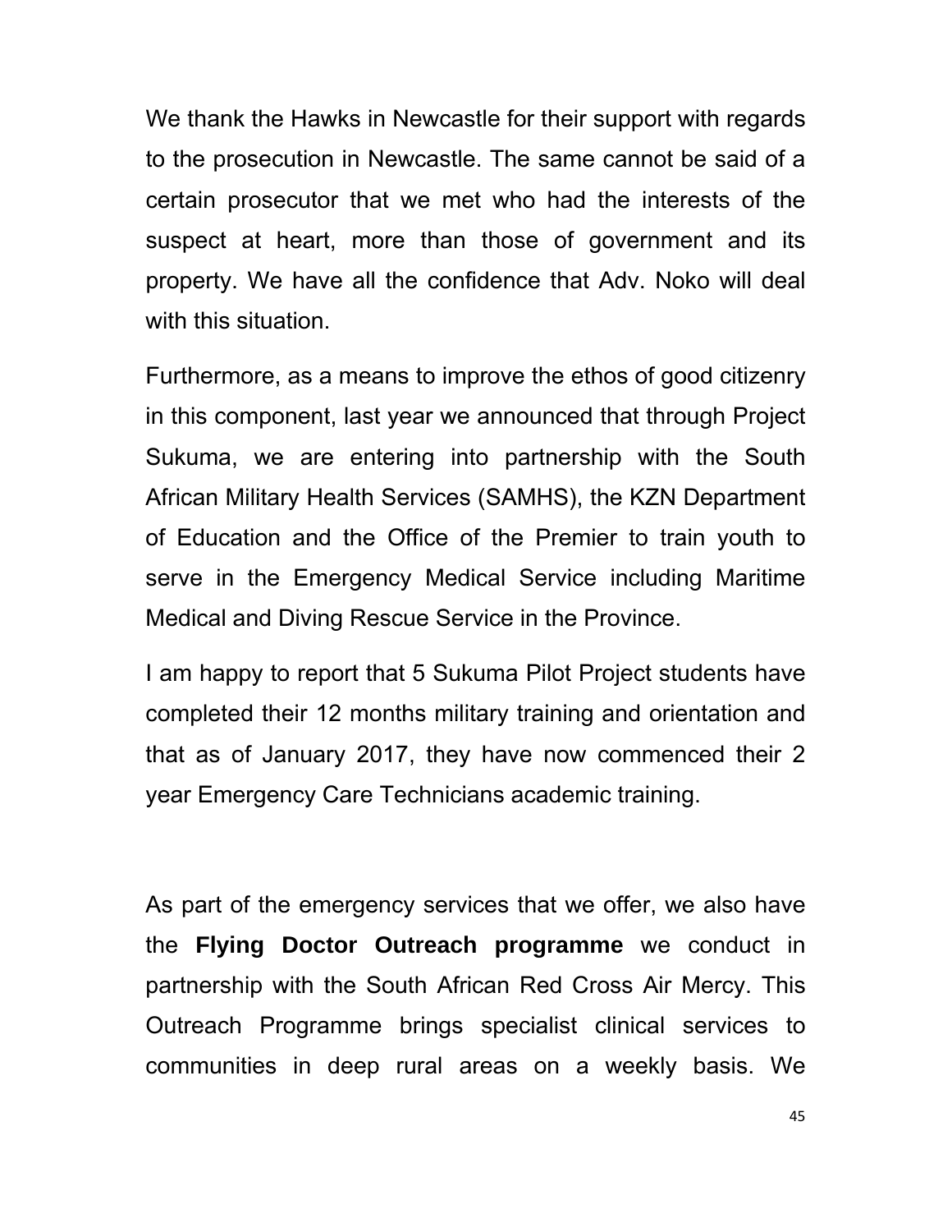We thank the Hawks in Newcastle for their support with regards to the prosecution in Newcastle. The same cannot be said of a certain prosecutor that we met who had the interests of the suspect at heart, more than those of government and its property. We have all the confidence that Adv. Noko will deal with this situation.

Furthermore, as a means to improve the ethos of good citizenry in this component, last year we announced that through Project Sukuma, we are entering into partnership with the South African Military Health Services (SAMHS), the KZN Department of Education and the Office of the Premier to train youth to serve in the Emergency Medical Service including Maritime Medical and Diving Rescue Service in the Province.

I am happy to report that 5 Sukuma Pilot Project students have completed their 12 months military training and orientation and that as of January 2017, they have now commenced their 2 year Emergency Care Technicians academic training.

As part of the emergency services that we offer, we also have the **Flying Doctor Outreach programme** we conduct in partnership with the South African Red Cross Air Mercy. This Outreach Programme brings specialist clinical services to communities in deep rural areas on a weekly basis. We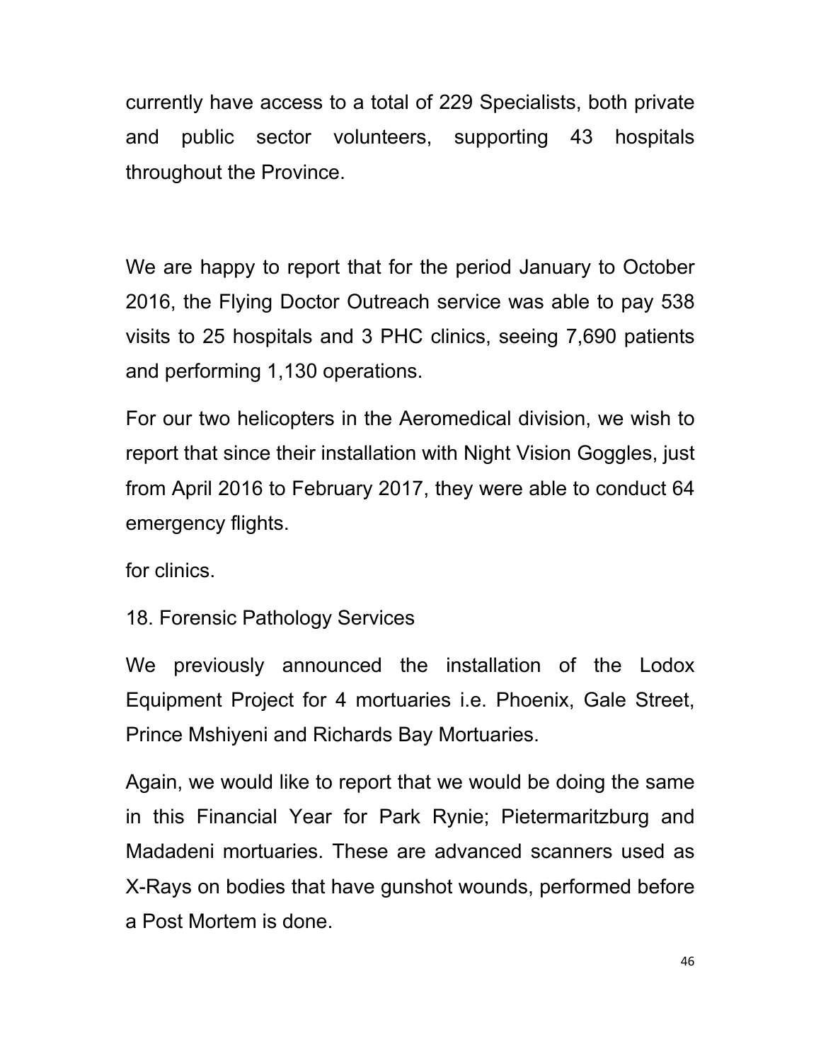currently have access to a total of 229 Specialists, both private and public sector volunteers, supporting 43 hospitals throughout the Province.

We are happy to report that for the period January to October 2016, the Flying Doctor Outreach service was able to pay 538 visits to 25 hospitals and 3 PHC clinics, seeing 7,690 patients and performing 1,130 operations.

For our two helicopters in the Aeromedical division, we wish to report that since their installation with Night Vision Goggles, just from April 2016 to February 2017, they were able to conduct 64 emergency flights.

for clinics.

## 18. Forensic Pathology Services

We previously announced the installation of the Lodox Equipment Project for 4 mortuaries i.e. Phoenix, Gale Street, Prince Mshiyeni and Richards Bay Mortuaries.

Again, we would like to report that we would be doing the same in this Financial Year for Park Rynie; Pietermaritzburg and Madadeni mortuaries. These are advanced scanners used as X-Rays on bodies that have gunshot wounds, performed before a Post Mortem is done.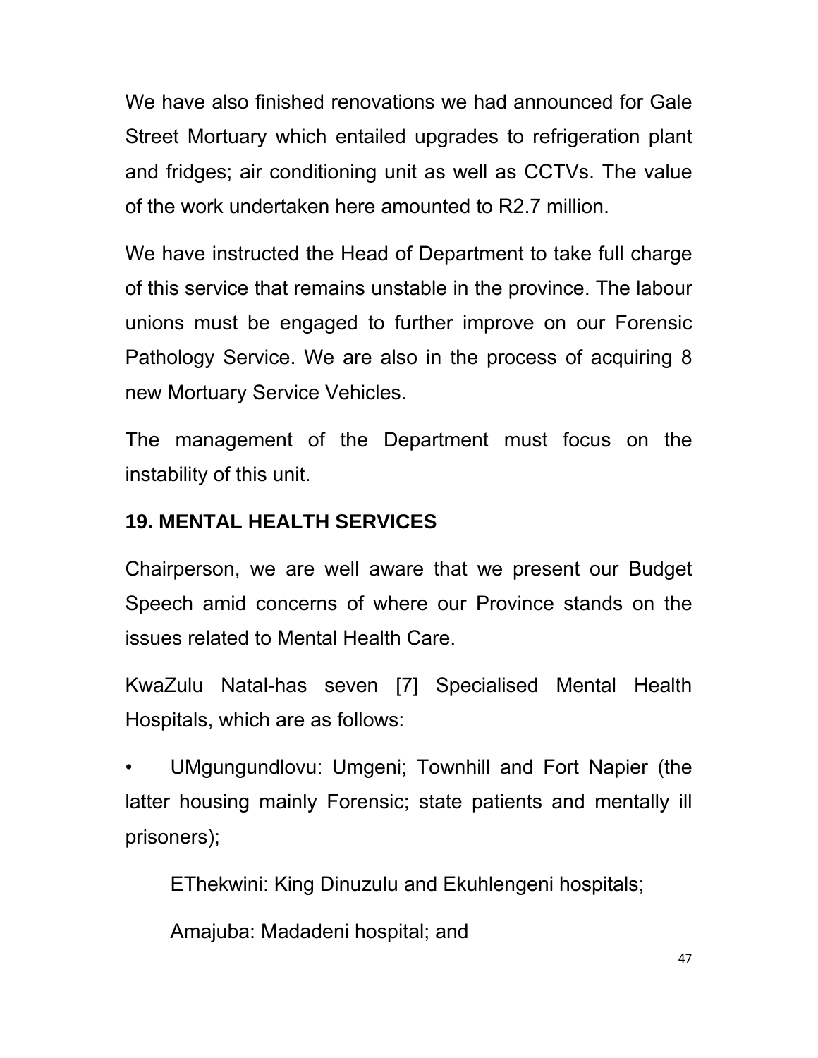We have also finished renovations we had announced for Gale Street Mortuary which entailed upgrades to refrigeration plant and fridges; air conditioning unit as well as CCTVs. The value of the work undertaken here amounted to R2.7 million.

We have instructed the Head of Department to take full charge of this service that remains unstable in the province. The labour unions must be engaged to further improve on our Forensic Pathology Service. We are also in the process of acquiring 8 new Mortuary Service Vehicles.

The management of the Department must focus on the instability of this unit.

## 19. MENTAL HEALTH SERVICES

Chairperson, we are well aware that we present our Budget Speech amid concerns of where our Province stands on the issues related to Mental Health Care.

KwaZulu Natal-has seven [7] Specialised Mental Health Hospitals, which are as follows:

- UMgungundlovu: Umgeni; Townhill and Fort Napier (the latter housing mainly Forensic; state patients and mentally ill prisoners);

  EThekwini: King Dinuzulu and Ekuhlengeni hospitals;

  Amajuba: Madadeni hospital; and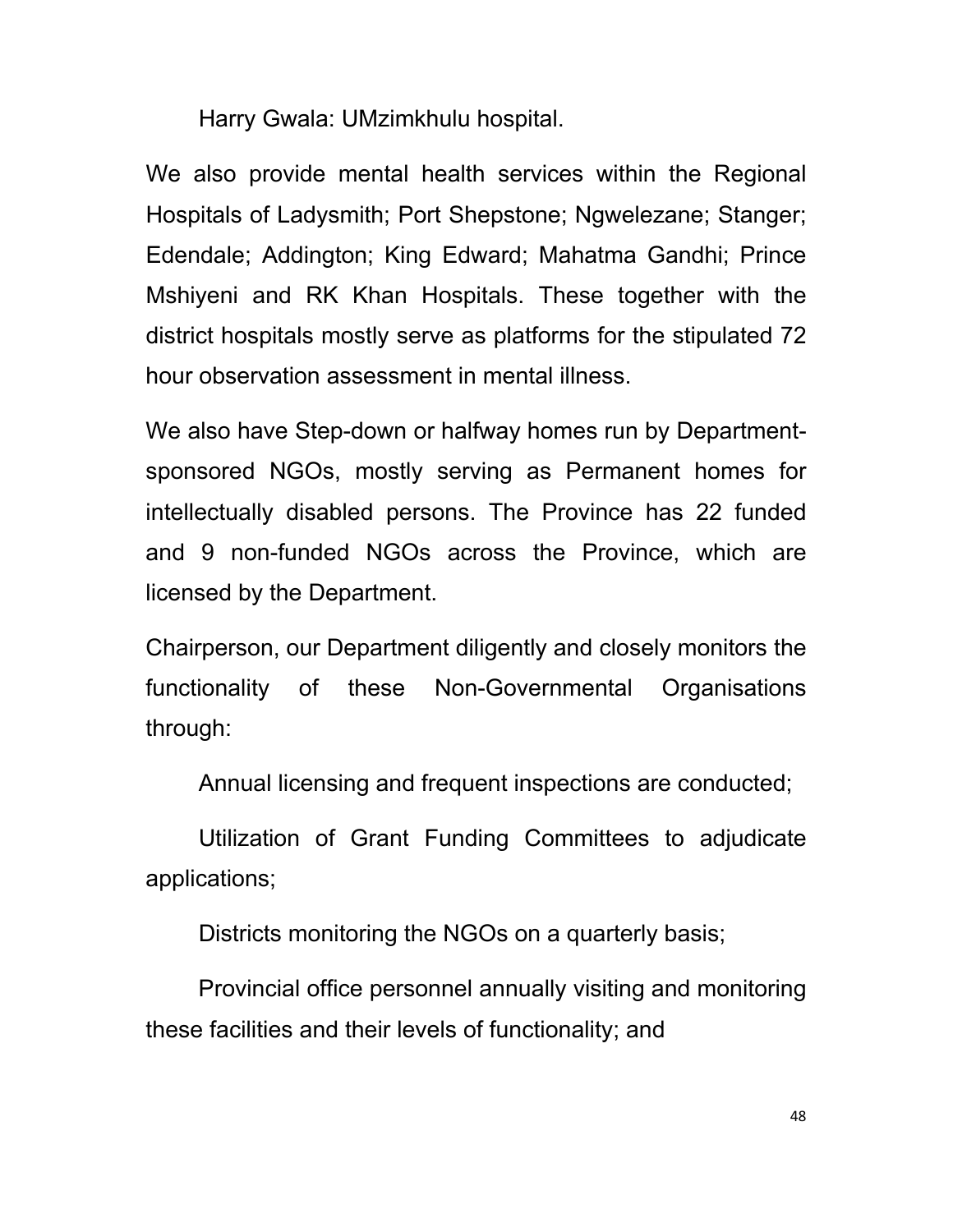Harry Gwala: UMzimkhulu hospital.

We also provide mental health services within the Regional Hospitals of Ladysmith; Port Shepstone; Ngwelezane; Stanger; Edendale; Addington; King Edward; Mahatma Gandhi; Prince Mshiyeni and RK Khan Hospitals. These together with the district hospitals mostly serve as platforms for the stipulated 72 hour observation assessment in mental illness.

We also have Step-down or halfway homes run by Department-sponsored NGOs, mostly serving as Permanent homes for intellectually disabled persons. The Province has 22 funded and 9 non-funded NGOs across the Province, which are licensed by the Department.

Chairperson, our Department diligently and closely monitors the functionality of these Non-Governmental Organisations through:

Annual licensing and frequent inspections are conducted;

Utilization of Grant Funding Committees to adjudicate applications;

Districts monitoring the NGOs on a quarterly basis;

Provincial office personnel annually visiting and monitoring these facilities and their levels of functionality; and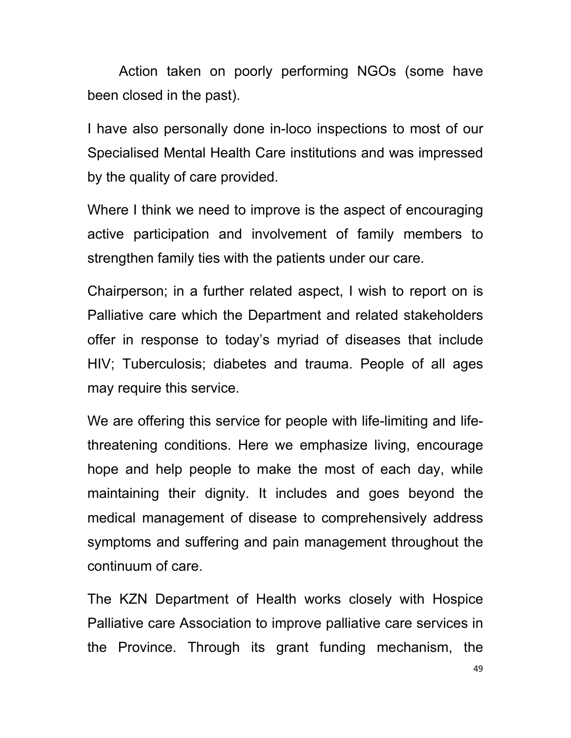Action taken on poorly performing NGOs (some have been closed in the past).

I have also personally done in-loco inspections to most of our Specialised Mental Health Care institutions and was impressed by the quality of care provided.

Where I think we need to improve is the aspect of encouraging active participation and involvement of family members to strengthen family ties with the patients under our care.

Chairperson; in a further related aspect, I wish to report on is Palliative care which the Department and related stakeholders offer in response to today's myriad of diseases that include HIV; Tuberculosis; diabetes and trauma. People of all ages may require this service.

We are offering this service for people with life-limiting and life-threatening conditions. Here we emphasize living, encourage hope and help people to make the most of each day, while maintaining their dignity. It includes and goes beyond the medical management of disease to comprehensively address symptoms and suffering and pain management throughout the continuum of care.

The KZN Department of Health works closely with Hospice Palliative care Association to improve palliative care services in the Province. Through its grant funding mechanism, the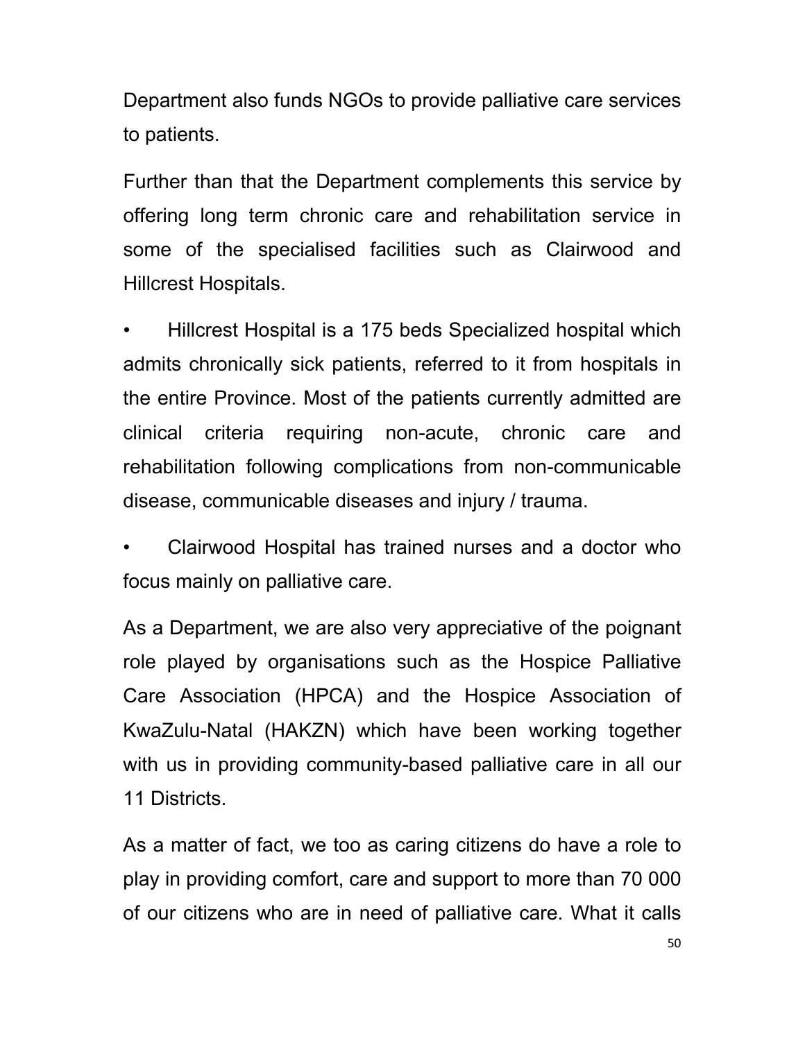Department also funds NGOs to provide palliative care services to patients.

Further than that the Department complements this service by offering long term chronic care and rehabilitation service in some of the specialised facilities such as Clairwood and Hillcrest Hospitals.

- Hillcrest Hospital is a 175 beds Specialized hospital which admits chronically sick patients, referred to it from hospitals in the entire Province. Most of the patients currently admitted are clinical criteria requiring non-acute, chronic care and rehabilitation following complications from non-communicable disease, communicable diseases and injury / trauma.
- Clairwood Hospital has trained nurses and a doctor who focus mainly on palliative care.

As a Department, we are also very appreciative of the poignant role played by organisations such as the Hospice Palliative Care Association (HPCA) and the Hospice Association of KwaZulu-Natal (HAKZN) which have been working together with us in providing community-based palliative care in all our 11 Districts.

As a matter of fact, we too as caring citizens do have a role to play in providing comfort, care and support to more than 70 000 of our citizens who are in need of palliative care. What it calls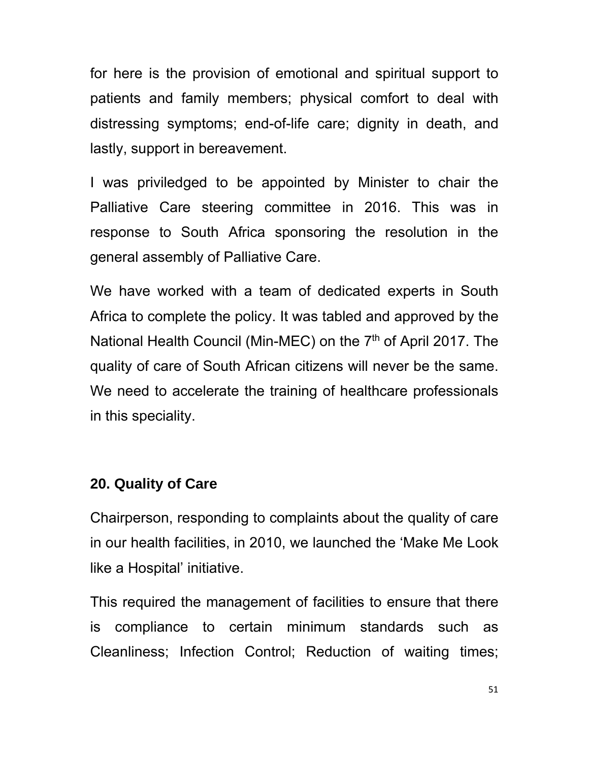for here is the provision of emotional and spiritual support to patients and family members; physical comfort to deal with distressing symptoms; end-of-life care; dignity in death, and lastly, support in bereavement.

I was priviledged to be appointed by Minister to chair the Palliative Care steering committee in 2016. This was in response to South Africa sponsoring the resolution in the general assembly of Palliative Care.

We have worked with a team of dedicated experts in South Africa to complete the policy. It was tabled and approved by the National Health Council (Min-MEC) on the 7th of April 2017. The quality of care of South African citizens will never be the same. We need to accelerate the training of healthcare professionals in this speciality.

## 20. Quality of Care

Chairperson, responding to complaints about the quality of care in our health facilities, in 2010, we launched the 'Make Me Look like a Hospital' initiative.

This required the management of facilities to ensure that there is compliance to certain minimum standards such as Cleanliness; Infection Control; Reduction of waiting times;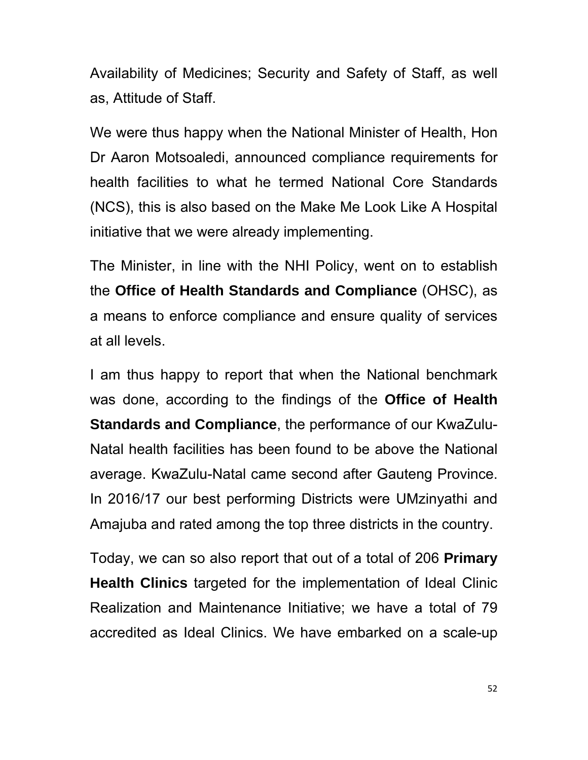Availability of Medicines; Security and Safety of Staff, as well as, Attitude of Staff.

We were thus happy when the National Minister of Health, Hon Dr Aaron Motsoaledi, announced compliance requirements for health facilities to what he termed National Core Standards (NCS), this is also based on the Make Me Look Like A Hospital initiative that we were already implementing.

The Minister, in line with the NHI Policy, went on to establish the **Office of Health Standards and Compliance** (OHSC), as a means to enforce compliance and ensure quality of services at all levels.

I am thus happy to report that when the National benchmark was done, according to the findings of the **Office of Health Standards and Compliance**, the performance of our KwaZulu-Natal health facilities has been found to be above the National average. KwaZulu-Natal came second after Gauteng Province. In 2016/17 our best performing Districts were UMzinyathi and Amajuba and rated among the top three districts in the country.

Today, we can so also report that out of a total of 206 **Primary Health Clinics** targeted for the implementation of Ideal Clinic Realization and Maintenance Initiative; we have a total of 79 accredited as Ideal Clinics. We have embarked on a scale-up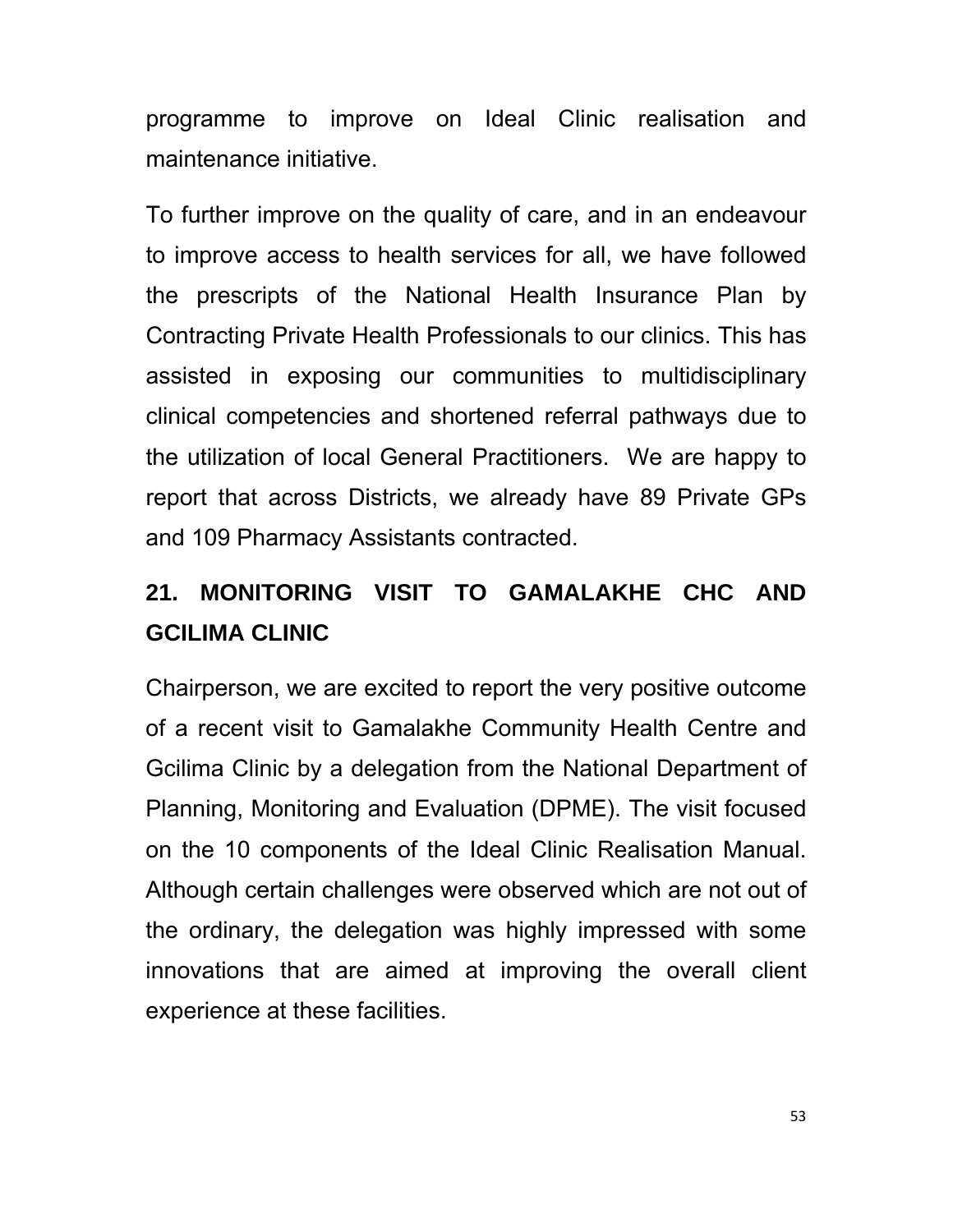programme to improve on Ideal Clinic realisation and maintenance initiative.

To further improve on the quality of care, and in an endeavour to improve access to health services for all, we have followed the prescripts of the National Health Insurance Plan by Contracting Private Health Professionals to our clinics. This has assisted in exposing our communities to multidisciplinary clinical competencies and shortened referral pathways due to the utilization of local General Practitioners. We are happy to report that across Districts, we already have 89 Private GPs and 109 Pharmacy Assistants contracted.

## 21. MONITORING VISIT TO GAMALAKHE CHC AND GCILIMA CLINIC

Chairperson, we are excited to report the very positive outcome of a recent visit to Gamalakhe Community Health Centre and Gcilima Clinic by a delegation from the National Department of Planning, Monitoring and Evaluation (DPME). The visit focused on the 10 components of the Ideal Clinic Realisation Manual. Although certain challenges were observed which are not out of the ordinary, the delegation was highly impressed with some innovations that are aimed at improving the overall client experience at these facilities.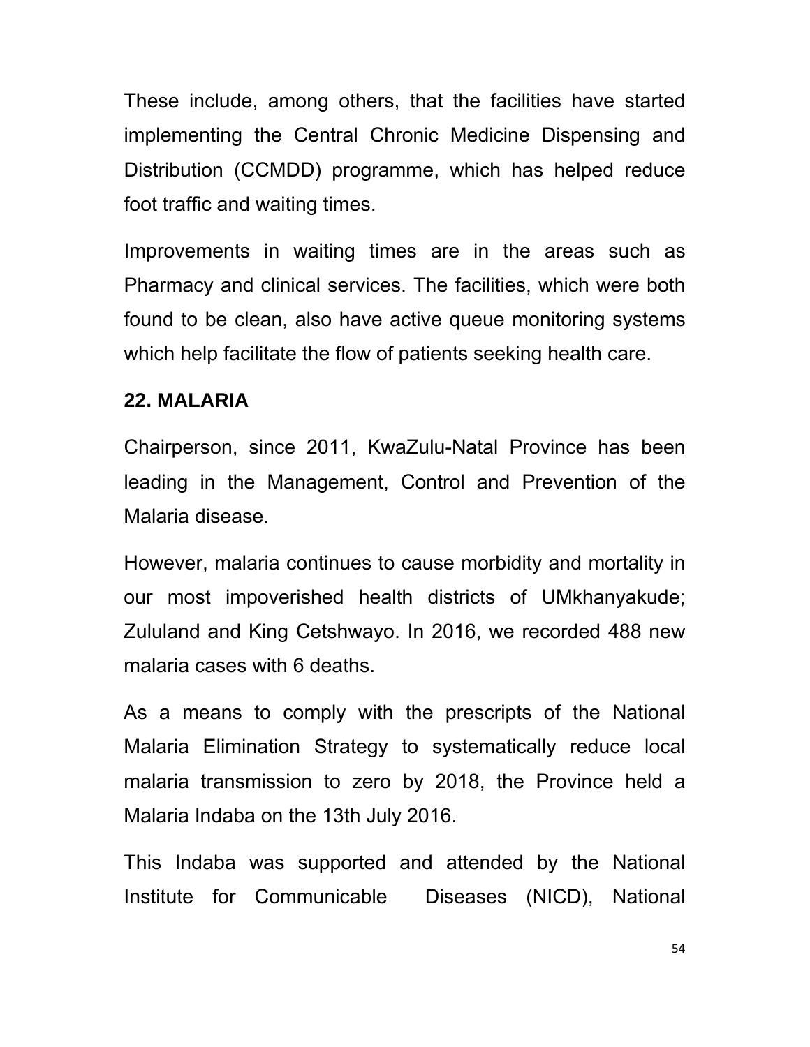These include, among others, that the facilities have started implementing the Central Chronic Medicine Dispensing and Distribution (CCMDD) programme, which has helped reduce foot traffic and waiting times.

Improvements in waiting times are in the areas such as Pharmacy and clinical services. The facilities, which were both found to be clean, also have active queue monitoring systems which help facilitate the flow of patients seeking health care.

## 22. MALARIA

Chairperson, since 2011, KwaZulu-Natal Province has been leading in the Management, Control and Prevention of the Malaria disease.

However, malaria continues to cause morbidity and mortality in our most impoverished health districts of UMkhanyakude; Zululand and King Cetshwayo. In 2016, we recorded 488 new malaria cases with 6 deaths.

As a means to comply with the prescripts of the National Malaria Elimination Strategy to systematically reduce local malaria transmission to zero by 2018, the Province held a Malaria Indaba on the 13th July 2016.

This Indaba was supported and attended by the National Institute for Communicable Diseases (NICD), National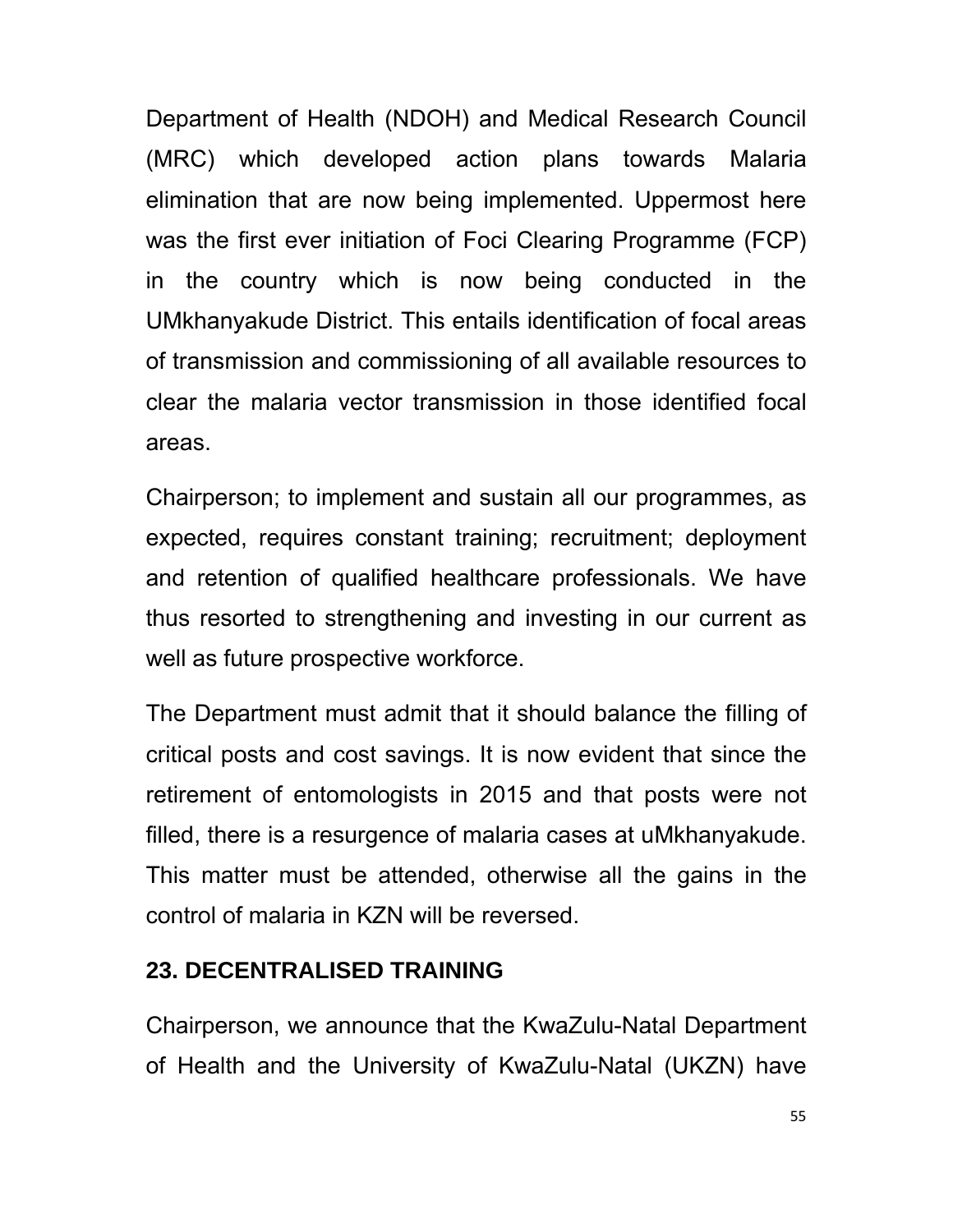Department of Health (NDOH) and Medical Research Council (MRC) which developed action plans towards Malaria elimination that are now being implemented. Uppermost here was the first ever initiation of Foci Clearing Programme (FCP) in the country which is now being conducted in the UMkhanyakude District. This entails identification of focal areas of transmission and commissioning of all available resources to clear the malaria vector transmission in those identified focal areas.

Chairperson; to implement and sustain all our programmes, as expected, requires constant training; recruitment; deployment and retention of qualified healthcare professionals. We have thus resorted to strengthening and investing in our current as well as future prospective workforce.

The Department must admit that it should balance the filling of critical posts and cost savings. It is now evident that since the retirement of entomologists in 2015 and that posts were not filled, there is a resurgence of malaria cases at uMkhanyakude. This matter must be attended, otherwise all the gains in the control of malaria in KZN will be reversed.

## 23. DECENTRALISED TRAINING

Chairperson, we announce that the KwaZulu-Natal Department of Health and the University of KwaZulu-Natal (UKZN) have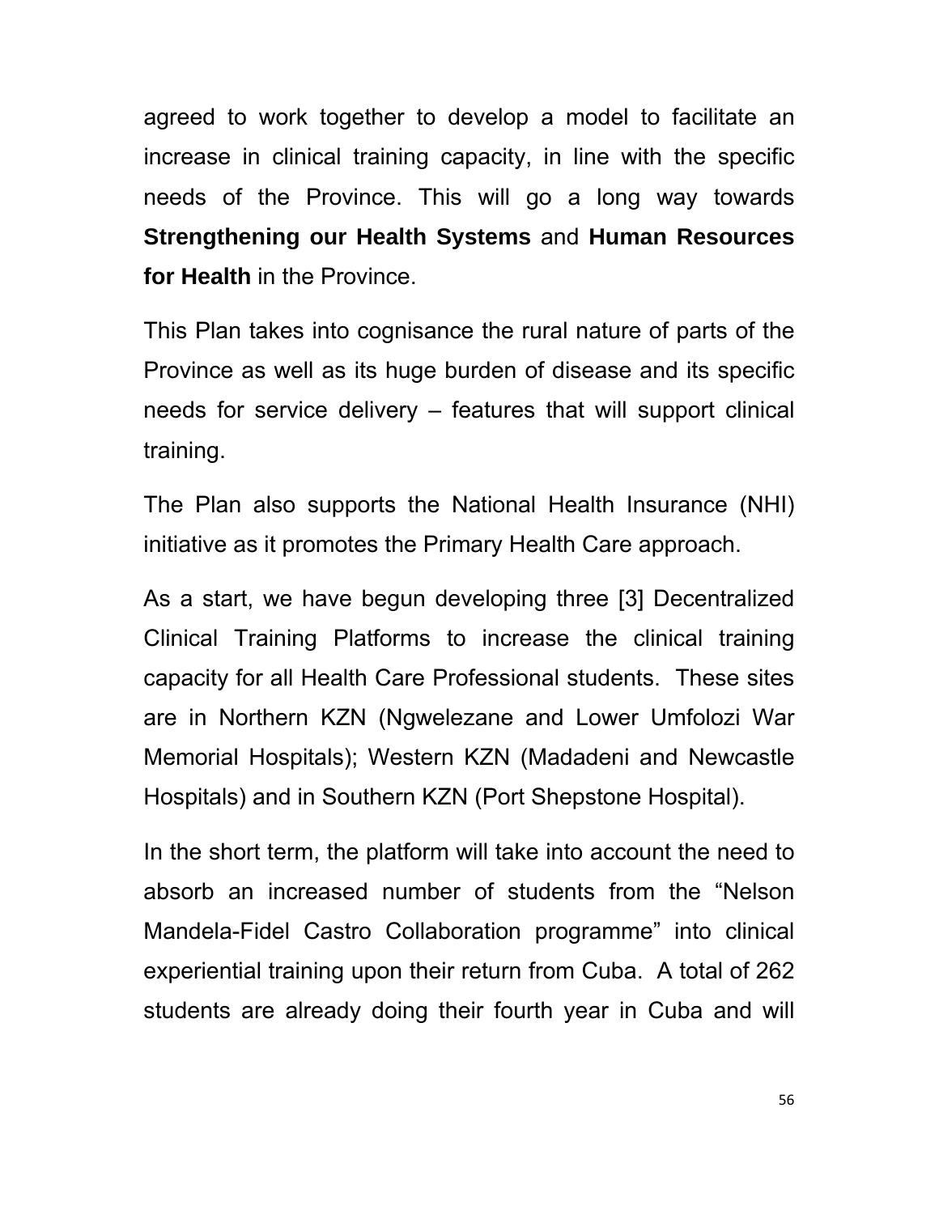agreed to work together to develop a model to facilitate an increase in clinical training capacity, in line with the specific needs of the Province. This will go a long way towards **Strengthening our Health Systems** and **Human Resources for Health** in the Province.

This Plan takes into cognisance the rural nature of parts of the Province as well as its huge burden of disease and its specific needs for service delivery – features that will support clinical training.

The Plan also supports the National Health Insurance (NHI) initiative as it promotes the Primary Health Care approach.

As a start, we have begun developing three [3] Decentralized Clinical Training Platforms to increase the clinical training capacity for all Health Care Professional students. These sites are in Northern KZN (Ngwelezane and Lower Umfolozi War Memorial Hospitals); Western KZN (Madadeni and Newcastle Hospitals) and in Southern KZN (Port Shepstone Hospital).

In the short term, the platform will take into account the need to absorb an increased number of students from the "Nelson Mandela-Fidel Castro Collaboration programme" into clinical experiential training upon their return from Cuba. A total of 262 students are already doing their fourth year in Cuba and will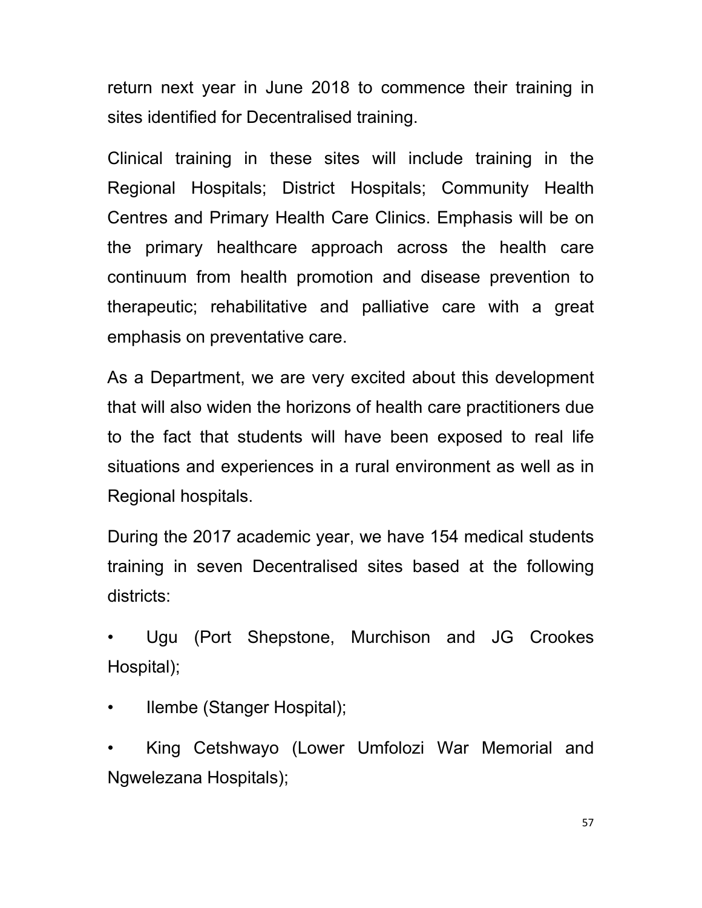return next year in June 2018 to commence their training in sites identified for Decentralised training.

Clinical training in these sites will include training in the Regional Hospitals; District Hospitals; Community Health Centres and Primary Health Care Clinics. Emphasis will be on the primary healthcare approach across the health care continuum from health promotion and disease prevention to therapeutic; rehabilitative and palliative care with a great emphasis on preventative care.

As a Department, we are very excited about this development that will also widen the horizons of health care practitioners due to the fact that students will have been exposed to real life situations and experiences in a rural environment as well as in Regional hospitals.

During the 2017 academic year, we have 154 medical students training in seven Decentralised sites based at the following districts:

- Ugu (Port Shepstone, Murchison and JG Crookes Hospital);
- Ilembe (Stanger Hospital);
- King Cetshwayo (Lower Umfolozi War Memorial and Ngwelezana Hospitals);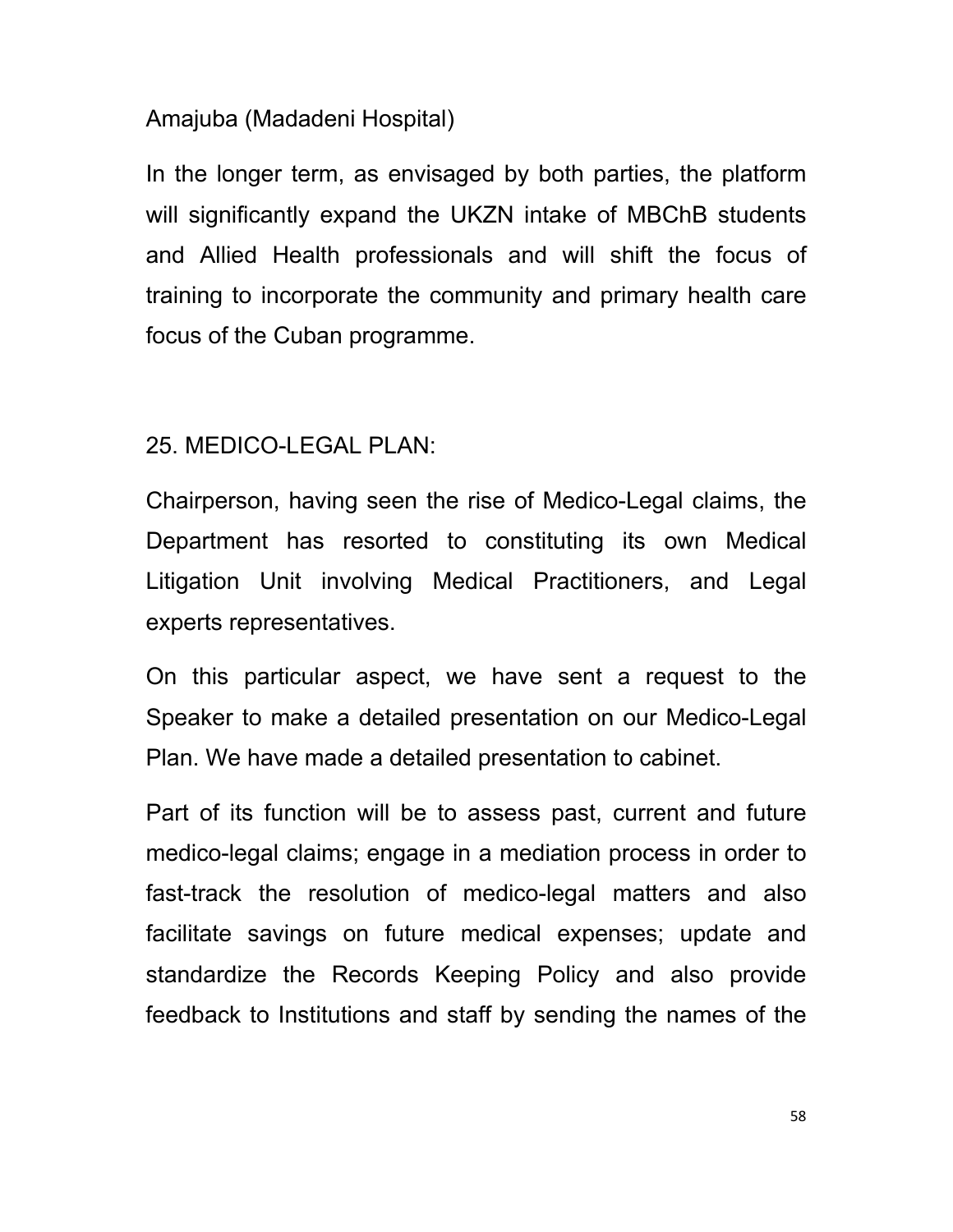Amajuba (Madadeni Hospital)

In the longer term, as envisaged by both parties, the platform will significantly expand the UKZN intake of MBChB students and Allied Health professionals and will shift the focus of training to incorporate the community and primary health care focus of the Cuban programme.

## 25. MEDICO-LEGAL PLAN:

Chairperson, having seen the rise of Medico-Legal claims, the Department has resorted to constituting its own Medical Litigation Unit involving Medical Practitioners, and Legal experts representatives.

On this particular aspect, we have sent a request to the Speaker to make a detailed presentation on our Medico-Legal Plan. We have made a detailed presentation to cabinet.

Part of its function will be to assess past, current and future medico-legal claims; engage in a mediation process in order to fast-track the resolution of medico-legal matters and also facilitate savings on future medical expenses; update and standardize the Records Keeping Policy and also provide feedback to Institutions and staff by sending the names of the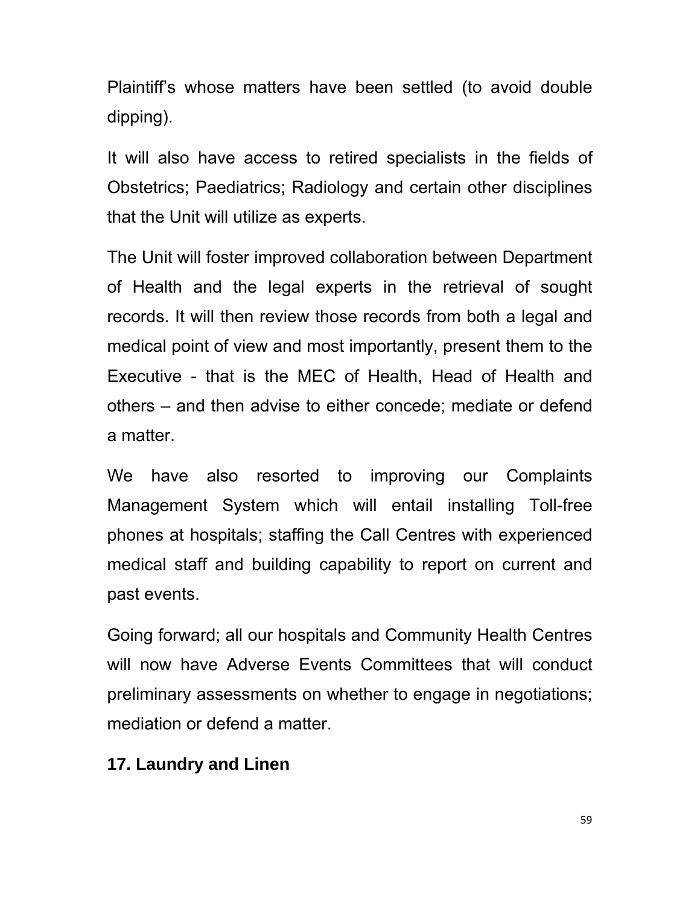Plaintiff's whose matters have been settled (to avoid double dipping).

It will also have access to retired specialists in the fields of Obstetrics; Paediatrics; Radiology and certain other disciplines that the Unit will utilize as experts.

The Unit will foster improved collaboration between Department of Health and the legal experts in the retrieval of sought records. It will then review those records from both a legal and medical point of view and most importantly, present them to the Executive - that is the MEC of Health, Head of Health and others – and then advise to either concede; mediate or defend a matter.

We have also resorted to improving our Complaints Management System which will entail installing Toll-free phones at hospitals; staffing the Call Centres with experienced medical staff and building capability to report on current and past events.

Going forward; all our hospitals and Community Health Centres will now have Adverse Events Committees that will conduct preliminary assessments on whether to engage in negotiations; mediation or defend a matter.

## 17. Laundry and Linen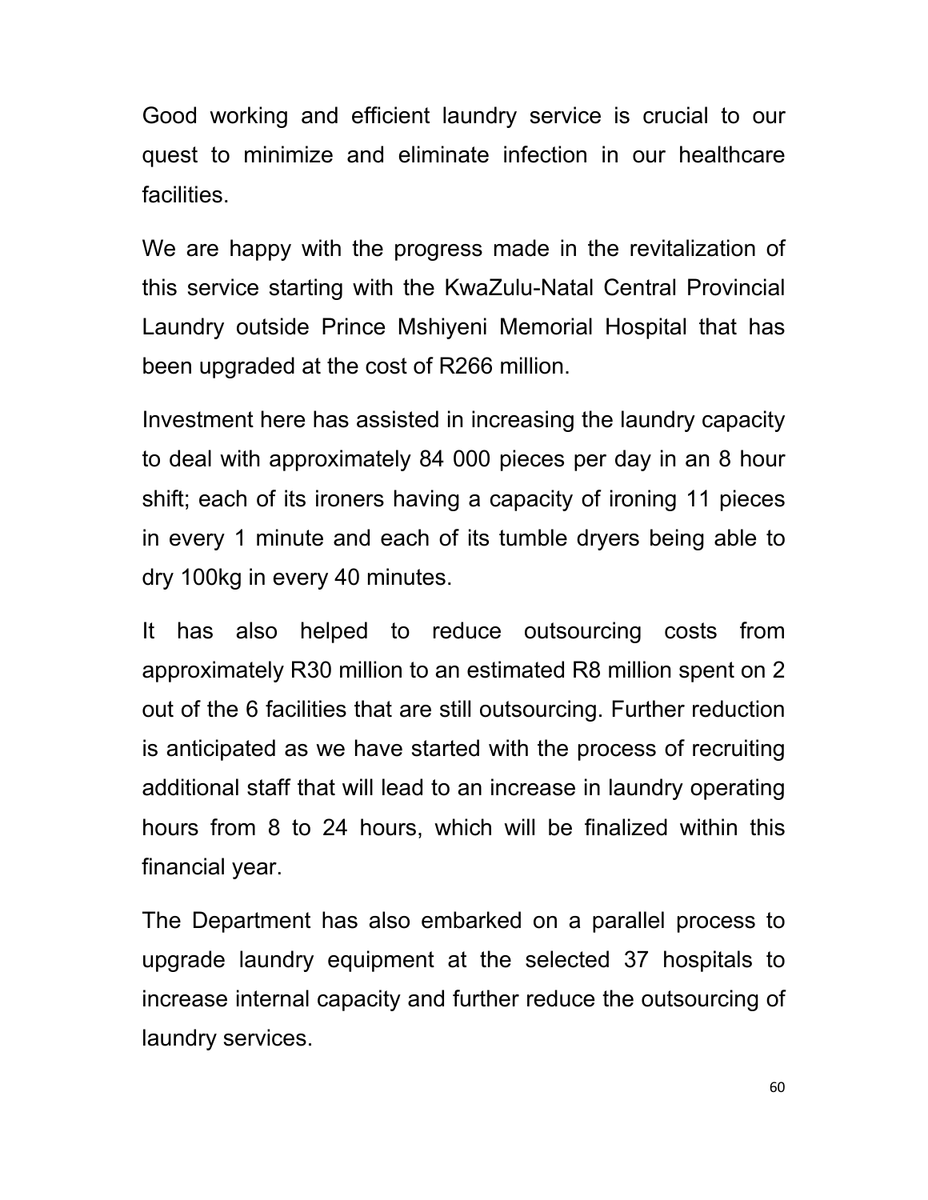Good working and efficient laundry service is crucial to our quest to minimize and eliminate infection in our healthcare facilities.

We are happy with the progress made in the revitalization of this service starting with the KwaZulu-Natal Central Provincial Laundry outside Prince Mshiyeni Memorial Hospital that has been upgraded at the cost of R266 million.

Investment here has assisted in increasing the laundry capacity to deal with approximately 84 000 pieces per day in an 8 hour shift; each of its ironers having a capacity of ironing 11 pieces in every 1 minute and each of its tumble dryers being able to dry 100kg in every 40 minutes.

It has also helped to reduce outsourcing costs from approximately R30 million to an estimated R8 million spent on 2 out of the 6 facilities that are still outsourcing. Further reduction is anticipated as we have started with the process of recruiting additional staff that will lead to an increase in laundry operating hours from 8 to 24 hours, which will be finalized within this financial year.

The Department has also embarked on a parallel process to upgrade laundry equipment at the selected 37 hospitals to increase internal capacity and further reduce the outsourcing of laundry services.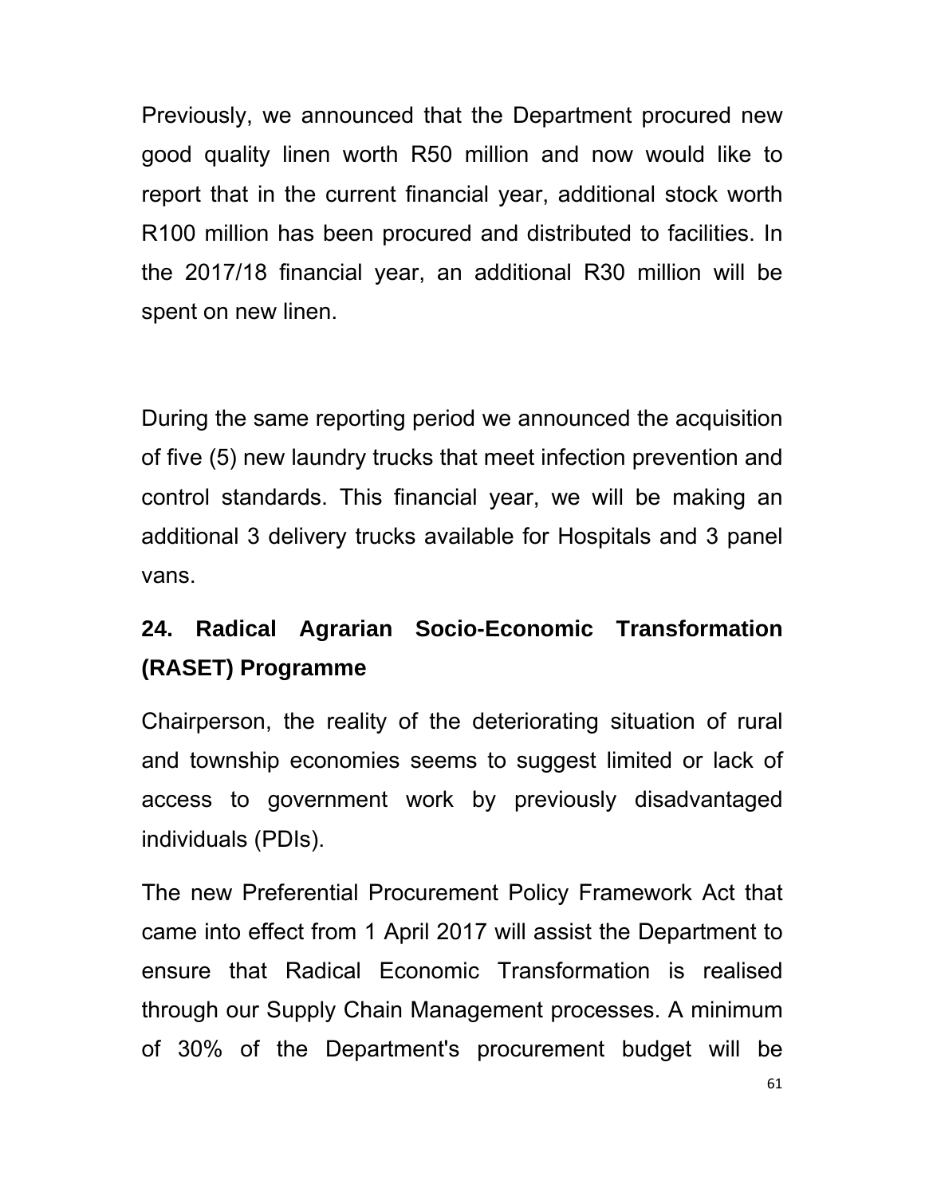Previously, we announced that the Department procured new good quality linen worth R50 million and now would like to report that in the current financial year, additional stock worth R100 million has been procured and distributed to facilities. In the 2017/18 financial year, an additional R30 million will be spent on new linen.

During the same reporting period we announced the acquisition of five (5) new laundry trucks that meet infection prevention and control standards. This financial year, we will be making an additional 3 delivery trucks available for Hospitals and 3 panel vans.

## 24. Radical Agrarian Socio-Economic Transformation (RASET) Programme

Chairperson, the reality of the deteriorating situation of rural and township economies seems to suggest limited or lack of access to government work by previously disadvantaged individuals (PDIs).

The new Preferential Procurement Policy Framework Act that came into effect from 1 April 2017 will assist the Department to ensure that Radical Economic Transformation is realised through our Supply Chain Management processes. A minimum of 30% of the Department's procurement budget will be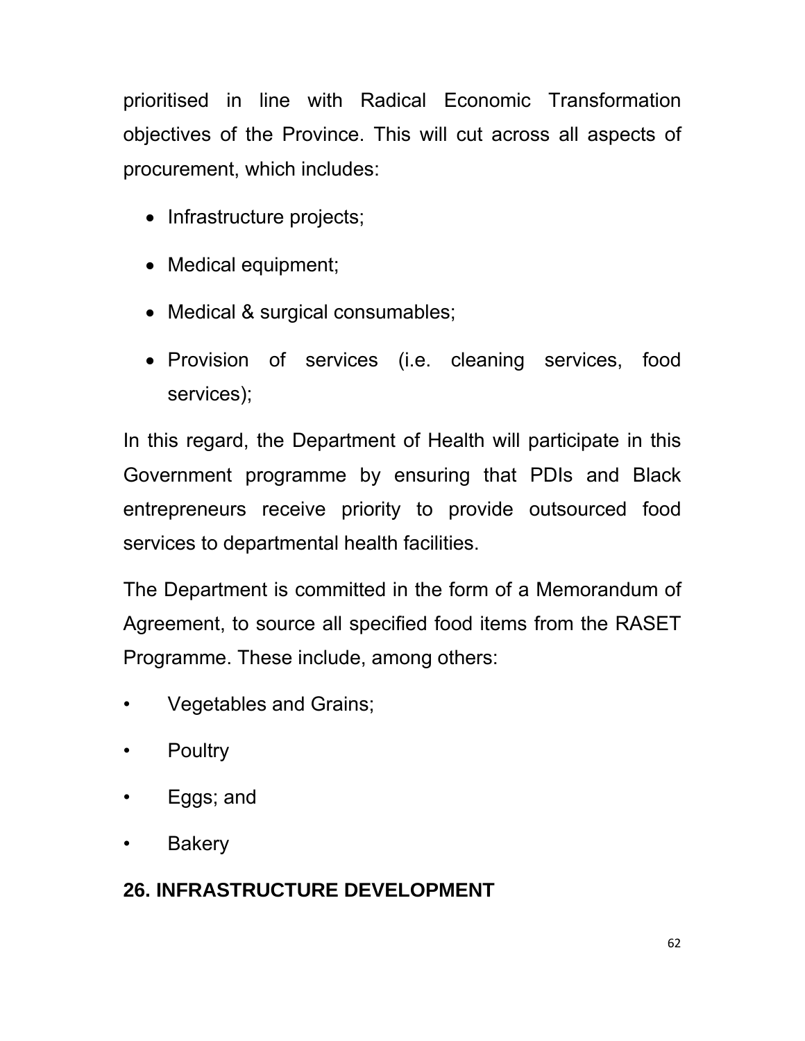prioritised in line with Radical Economic Transformation objectives of the Province. This will cut across all aspects of procurement, which includes:

- Infrastructure projects;
- Medical equipment;
- Medical & surgical consumables;
- Provision of services (i.e. cleaning services, food services);

In this regard, the Department of Health will participate in this Government programme by ensuring that PDIs and Black entrepreneurs receive priority to provide outsourced food services to departmental health facilities.

The Department is committed in the form of a Memorandum of Agreement, to source all specified food items from the RASET Programme. These include, among others:

- Vegetables and Grains;
- Poultry
- Eggs; and
- Bakery

## 26. INFRASTRUCTURE DEVELOPMENT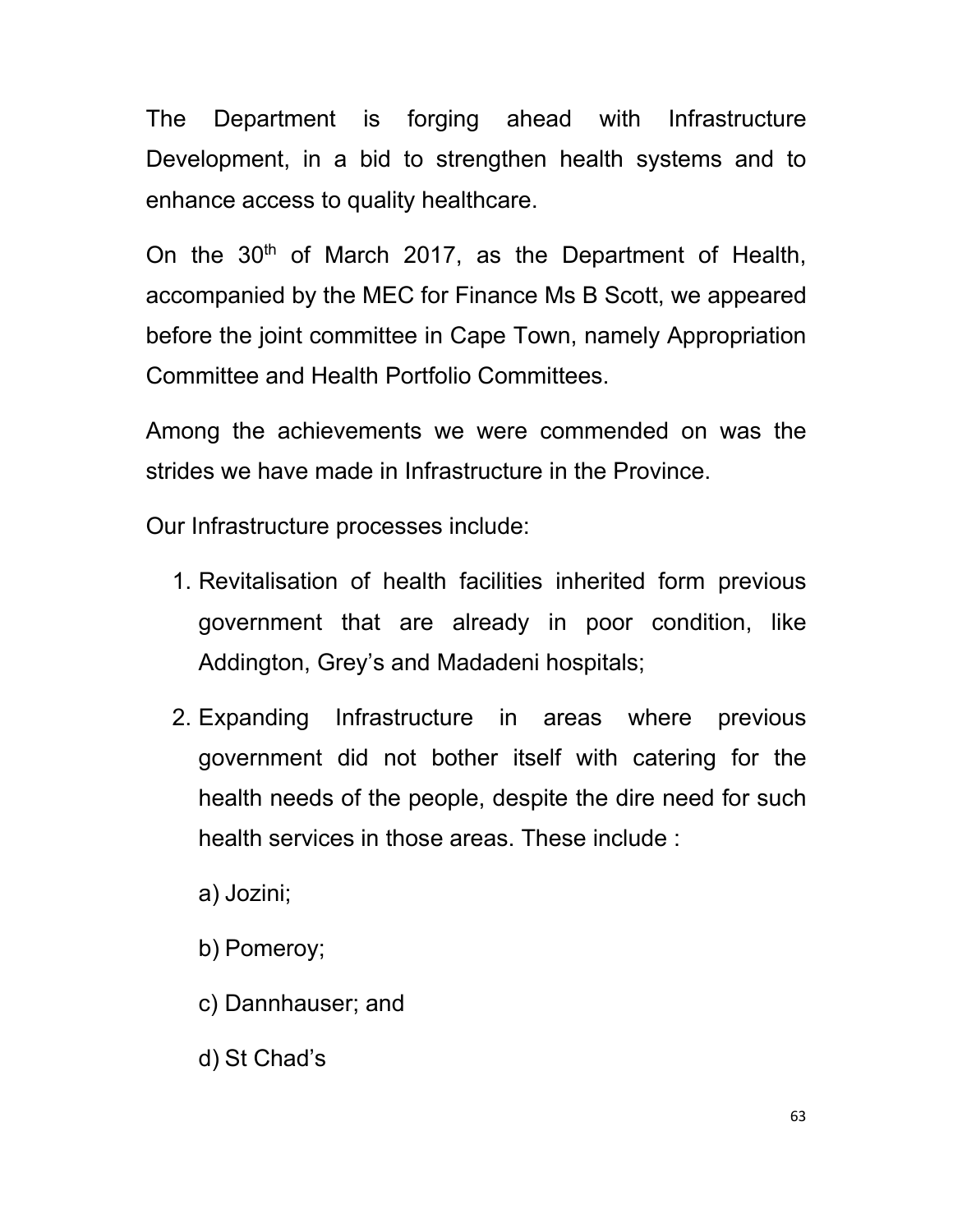The Department is forging ahead with Infrastructure Development, in a bid to strengthen health systems and to enhance access to quality healthcare.

On the 30th of March 2017, as the Department of Health, accompanied by the MEC for Finance Ms B Scott, we appeared before the joint committee in Cape Town, namely Appropriation Committee and Health Portfolio Committees.

Among the achievements we were commended on was the strides we have made in Infrastructure in the Province.

Our Infrastructure processes include:

1. Revitalisation of health facilities inherited form previous government that are already in poor condition, like Addington, Grey's and Madadeni hospitals;
2. Expanding Infrastructure in areas where previous government did not bother itself with catering for the health needs of the people, despite the dire need for such health services in those areas. These include :

   a) Jozini;

   b) Pomeroy;

   c) Dannhauser; and

   d) St Chad's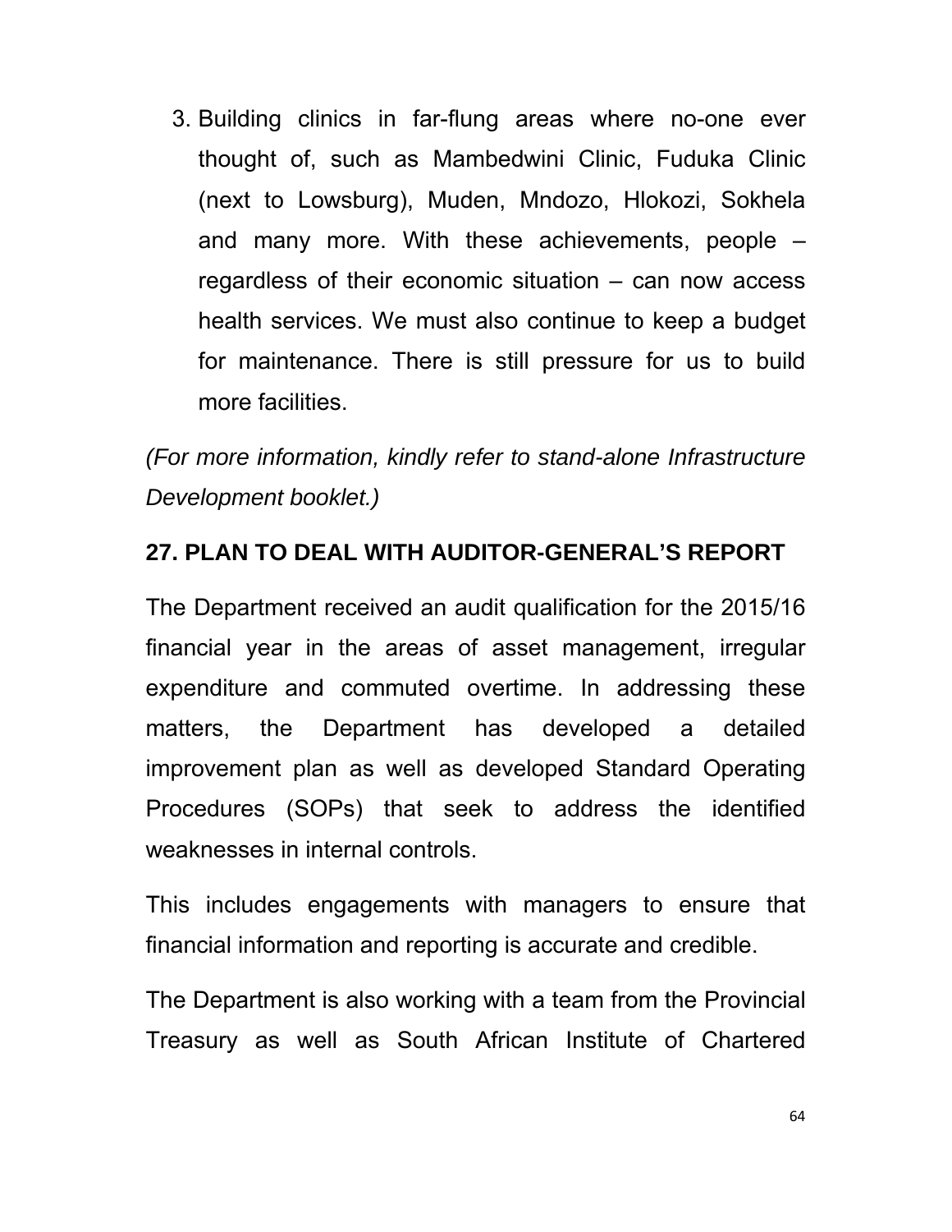3. Building clinics in far-flung areas where no-one ever thought of, such as Mambedwini Clinic, Fuduka Clinic (next to Lowsburg), Muden, Mndozo, Hlokozi, Sokhela and many more. With these achievements, people – regardless of their economic situation – can now access health services. We must also continue to keep a budget for maintenance. There is still pressure for us to build more facilities.

*(For more information, kindly refer to stand-alone Infrastructure Development booklet.)*

## 27. PLAN TO DEAL WITH AUDITOR-GENERAL'S REPORT

The Department received an audit qualification for the 2015/16 financial year in the areas of asset management, irregular expenditure and commuted overtime. In addressing these matters, the Department has developed a detailed improvement plan as well as developed Standard Operating Procedures (SOPs) that seek to address the identified weaknesses in internal controls.

This includes engagements with managers to ensure that financial information and reporting is accurate and credible.

The Department is also working with a team from the Provincial Treasury as well as South African Institute of Chartered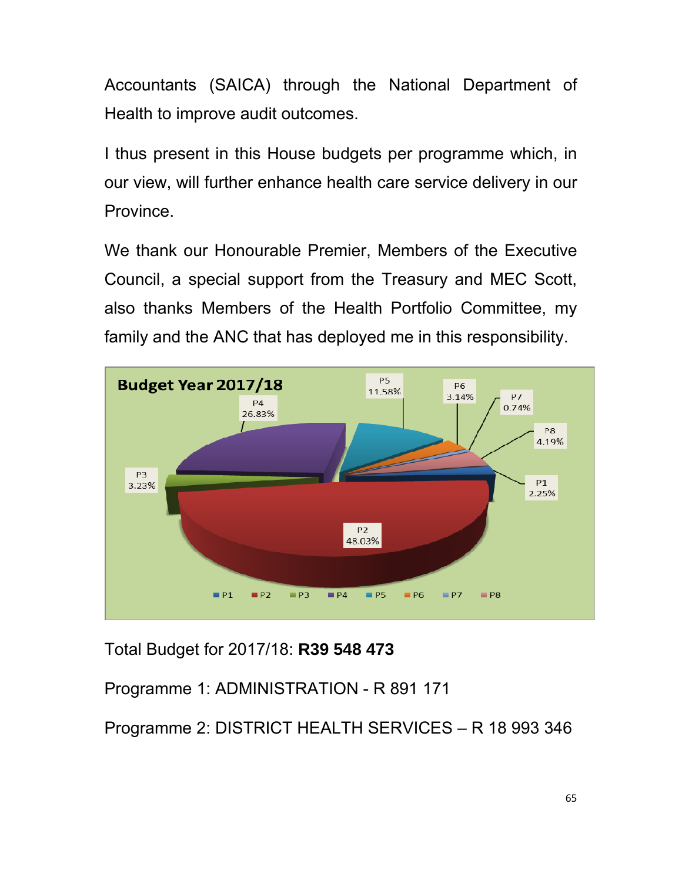Accountants (SAICA) through the National Department of Health to improve audit outcomes.

I thus present in this House budgets per programme which, in our view, will further enhance health care service delivery in our Province.

We thank our Honourable Premier, Members of the Executive Council, a special support from the Treasury and MEC Scott, also thanks Members of the Health Portfolio Committee, my family and the ANC that has deployed me in this responsibility.

**Budget Year 2017/18**

| Programme | Share |
|---|---|
| P1 | 2.25% |
| P2 | 48.03% |
| P3 | 3.23% |
| P4 | 26.83% |
| P5 | 11.58% |
| P6 | 3.14% |
| P7 | 0.74% |
| P8 | 4.19% |

Total Budget for 2017/18: **R39 548 473**

Programme 1: ADMINISTRATION - R 891 171

Programme 2: DISTRICT HEALTH SERVICES – R 18 993 346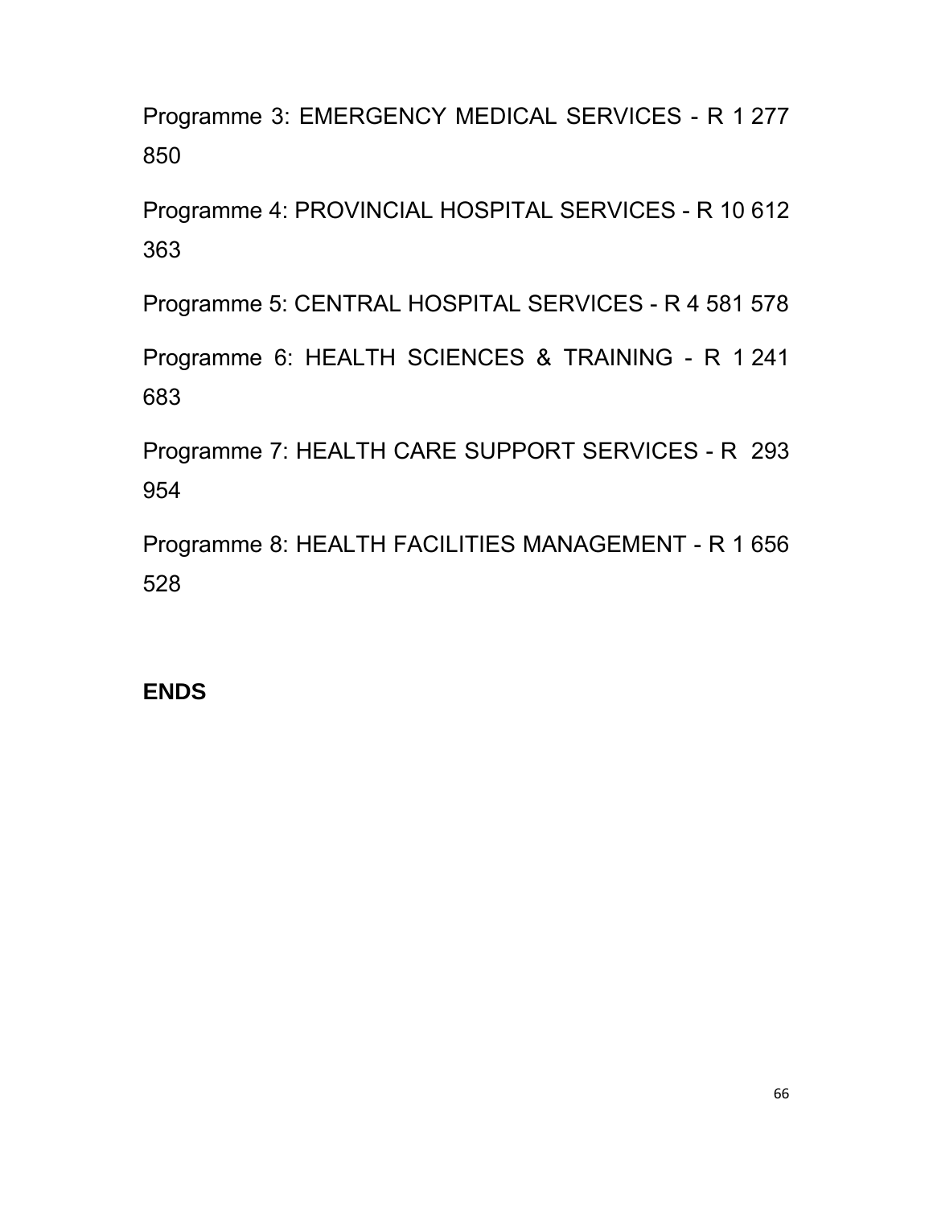Programme 3: EMERGENCY MEDICAL SERVICES - R 1 277 850

Programme 4: PROVINCIAL HOSPITAL SERVICES - R 10 612 363

Programme 5: CENTRAL HOSPITAL SERVICES - R 4 581 578

Programme 6: HEALTH SCIENCES & TRAINING - R 1 241 683

Programme 7: HEALTH CARE SUPPORT SERVICES - R 293 954

Programme 8: HEALTH FACILITIES MANAGEMENT - R 1 656 528

**ENDS**